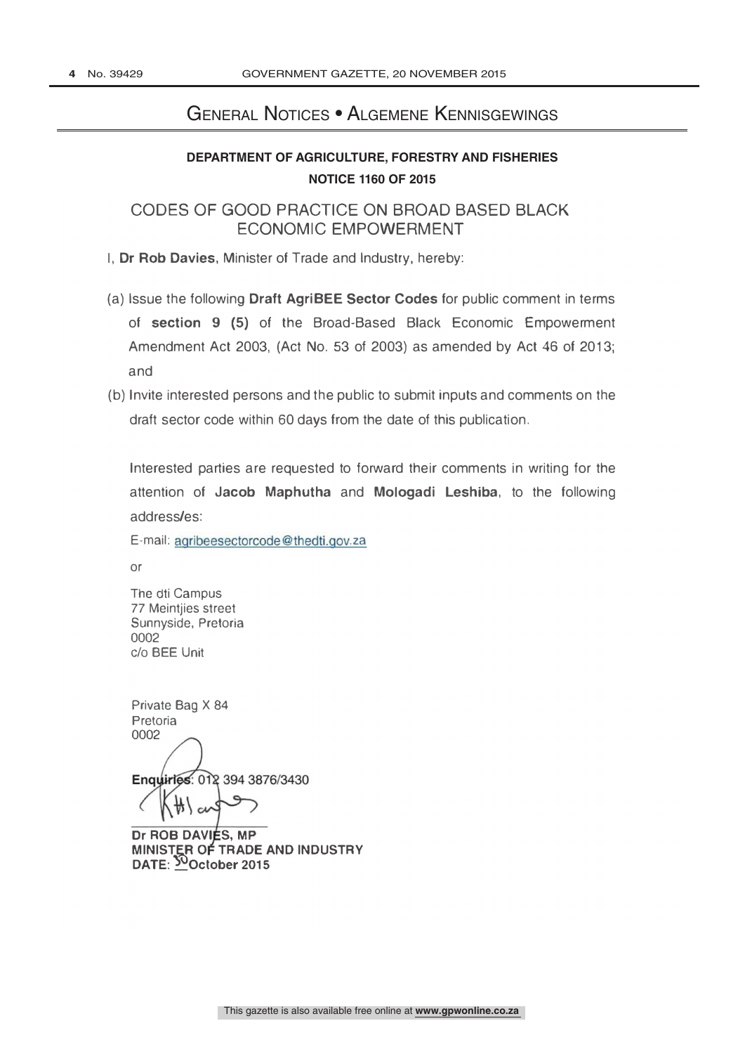# General Notices • Algemene Kennisgewings

## DEPARTMENT OF AGRICULTURE, FORESTRY AND FISHERIES

### NOTICE 1160 OF 2015

## CODES OF GOOD PRACTICE ON BROAD BASED BLACK ECONOMIC EMPOWERMENT

I, **Dr Rob Davies**, Minister of Trade and Industry, hereby:

(a) Issue the following **Draft AgriBEE Sector Codes** for public comment in terms of **section 9 (5)** of the Broad-Based Black Economic Empowerment Amendment Act 2003, (Act No. 53 of 2003) as amended by Act 46 of 2013; and

(b) Invite interested persons and the public to submit inputs and comments on the draft sector code within 60 days from the date of this publication.

Interested parties are requested to forward their comments in writing for the attention of **Jacob Maphutha** and **Mologadi Leshiba**, to the following address/es:

E-mail: agribeesectorcode@thedti.gov.za

or

The dti Campus
77 Meintjies street
Sunnyside, Pretoria
0002
c/o BEE Unit

Private Bag X 84
Pretoria
0002

**Enquiries**: 012 394 3876/3430

**Dr ROB DAVIES, MP**
**MINISTER OF TRADE AND INDUSTRY**
**DATE: 30 October 2015**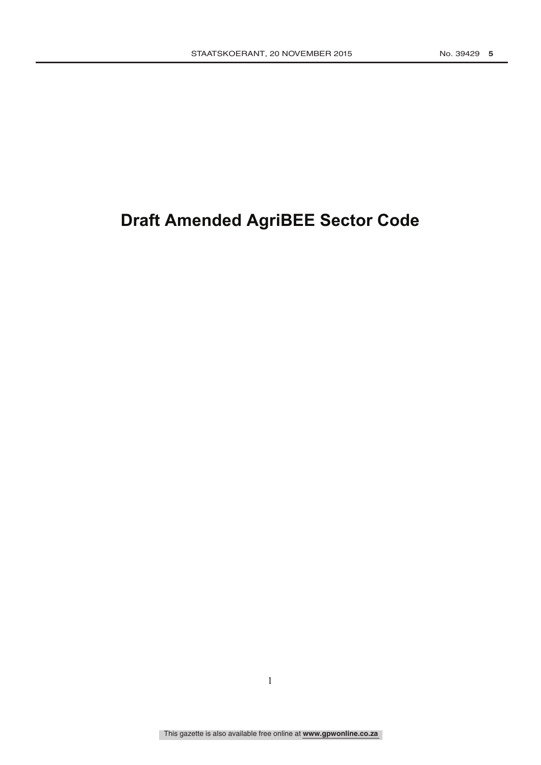# Draft Amended AgriBEE Sector Code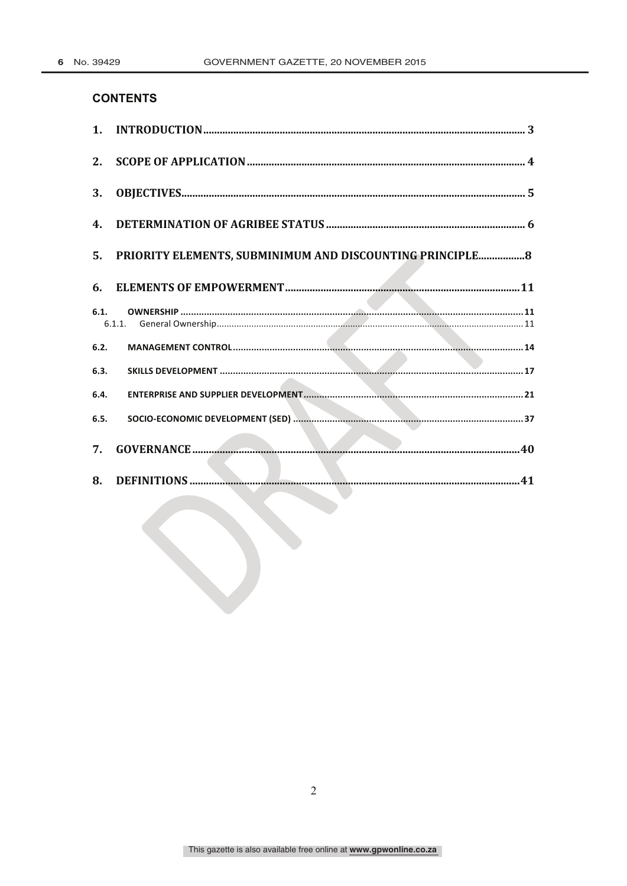## CONTENTS

1. **INTRODUCTION** .......... 3
2. **SCOPE OF APPLICATION** .......... 4
3. **OBJECTIVES** .......... 5
4. **DETERMINATION OF AGRIBEE STATUS** .......... 6
5. **PRIORITY ELEMENTS, SUBMINIMUM AND DISCOUNTING PRINCIPLE** .......... 8
6. **ELEMENTS OF EMPOWERMENT** .......... 11

   6.1. **OWNERSHIP** .......... 11
      - 6.1.1. General Ownership .......... 11

   6.2. **MANAGEMENT CONTROL** .......... 14

   6.3. **SKILLS DEVELOPMENT** .......... 17

   6.4. **ENTERPRISE AND SUPPLIER DEVELOPMENT** .......... 21

   6.5. **SOCIO-ECONOMIC DEVELOPMENT (SED)** .......... 37

7. **GOVERNANCE** .......... 40
8. **DEFINITIONS** .......... 41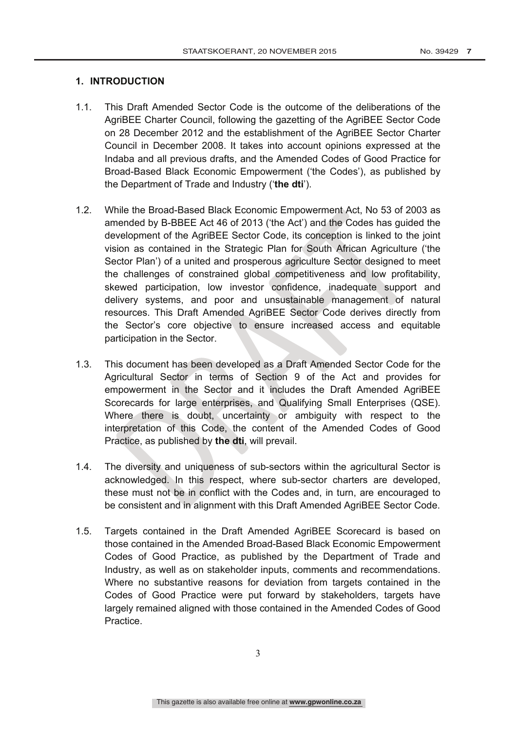## 1. INTRODUCTION

1.1. This Draft Amended Sector Code is the outcome of the deliberations of the AgriBEE Charter Council, following the gazetting of the AgriBEE Sector Code on 28 December 2012 and the establishment of the AgriBEE Sector Charter Council in December 2008. It takes into account opinions expressed at the Indaba and all previous drafts, and the Amended Codes of Good Practice for Broad-Based Black Economic Empowerment ('the Codes'), as published by the Department of Trade and Industry ('**the dti**').

1.2. While the Broad-Based Black Economic Empowerment Act, No 53 of 2003 as amended by B-BBEE Act 46 of 2013 ('the Act') and the Codes has guided the development of the AgriBEE Sector Code, its conception is linked to the joint vision as contained in the Strategic Plan for South African Agriculture ('the Sector Plan') of a united and prosperous agriculture Sector designed to meet the challenges of constrained global competitiveness and low profitability, skewed participation, low investor confidence, inadequate support and delivery systems, and poor and unsustainable management of natural resources. This Draft Amended AgriBEE Sector Code derives directly from the Sector's core objective to ensure increased access and equitable participation in the Sector.

1.3. This document has been developed as a Draft Amended Sector Code for the Agricultural Sector in terms of Section 9 of the Act and provides for empowerment in the Sector and it includes the Draft Amended AgriBEE Scorecards for large enterprises, and Qualifying Small Enterprises (QSE). Where there is doubt, uncertainty or ambiguity with respect to the interpretation of this Code, the content of the Amended Codes of Good Practice, as published by **the dti**, will prevail.

1.4. The diversity and uniqueness of sub-sectors within the agricultural Sector is acknowledged. In this respect, where sub-sector charters are developed, these must not be in conflict with the Codes and, in turn, are encouraged to be consistent and in alignment with this Draft Amended AgriBEE Sector Code.

1.5. Targets contained in the Draft Amended AgriBEE Scorecard is based on those contained in the Amended Broad-Based Black Economic Empowerment Codes of Good Practice, as published by the Department of Trade and Industry, as well as on stakeholder inputs, comments and recommendations. Where no substantive reasons for deviation from targets contained in the Codes of Good Practice were put forward by stakeholders, targets have largely remained aligned with those contained in the Amended Codes of Good Practice.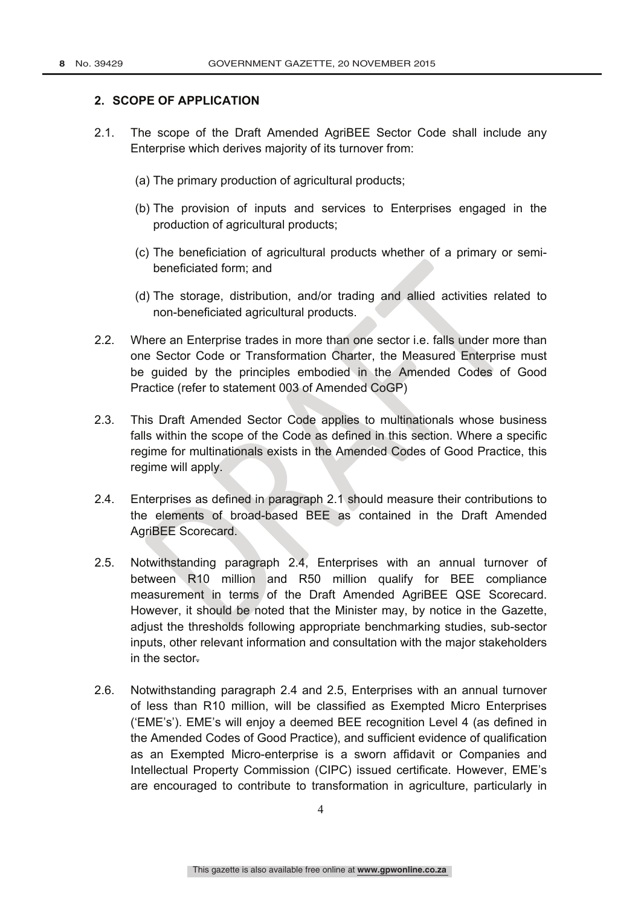## 2. SCOPE OF APPLICATION

2.1. The scope of the Draft Amended AgriBEE Sector Code shall include any Enterprise which derives majority of its turnover from:

(a) The primary production of agricultural products;

(b) The provision of inputs and services to Enterprises engaged in the production of agricultural products;

(c) The beneficiation of agricultural products whether of a primary or semi-beneficiated form; and

(d) The storage, distribution, and/or trading and allied activities related to non-beneficiated agricultural products.

2.2. Where an Enterprise trades in more than one sector i.e. falls under more than one Sector Code or Transformation Charter, the Measured Enterprise must be guided by the principles embodied in the Amended Codes of Good Practice (refer to statement 003 of Amended CoGP)

2.3. This Draft Amended Sector Code applies to multinationals whose business falls within the scope of the Code as defined in this section. Where a specific regime for multinationals exists in the Amended Codes of Good Practice, this regime will apply.

2.4. Enterprises as defined in paragraph 2.1 should measure their contributions to the elements of broad-based BEE as contained in the Draft Amended AgriBEE Scorecard.

2.5. Notwithstanding paragraph 2.4, Enterprises with an annual turnover of between R10 million and R50 million qualify for BEE compliance measurement in terms of the Draft Amended AgriBEE QSE Scorecard. However, it should be noted that the Minister may, by notice in the Gazette, adjust the thresholds following appropriate benchmarking studies, sub-sector inputs, other relevant information and consultation with the major stakeholders in the sector.

2.6. Notwithstanding paragraph 2.4 and 2.5, Enterprises with an annual turnover of less than R10 million, will be classified as Exempted Micro Enterprises ('EME's'). EME's will enjoy a deemed BEE recognition Level 4 (as defined in the Amended Codes of Good Practice), and sufficient evidence of qualification as an Exempted Micro-enterprise is a sworn affidavit or Companies and Intellectual Property Commission (CIPC) issued certificate. However, EME's are encouraged to contribute to transformation in agriculture, particularly in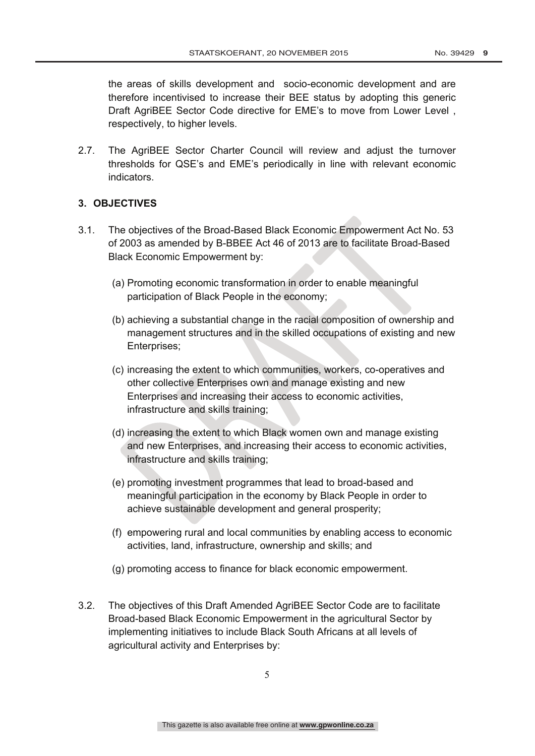the areas of skills development and socio-economic development and are therefore incentivised to increase their BEE status by adopting this generic Draft AgriBEE Sector Code directive for EME's to move from Lower Level , respectively, to higher levels.

2.7. The AgriBEE Sector Charter Council will review and adjust the turnover thresholds for QSE's and EME's periodically in line with relevant economic indicators.

## 3. OBJECTIVES

3.1. The objectives of the Broad-Based Black Economic Empowerment Act No. 53 of 2003 as amended by B-BBEE Act 46 of 2013 are to facilitate Broad-Based Black Economic Empowerment by:

(a) Promoting economic transformation in order to enable meaningful participation of Black People in the economy;

(b) achieving a substantial change in the racial composition of ownership and management structures and in the skilled occupations of existing and new Enterprises;

(c) increasing the extent to which communities, workers, co-operatives and other collective Enterprises own and manage existing and new Enterprises and increasing their access to economic activities, infrastructure and skills training;

(d) increasing the extent to which Black women own and manage existing and new Enterprises, and increasing their access to economic activities, infrastructure and skills training;

(e) promoting investment programmes that lead to broad-based and meaningful participation in the economy by Black People in order to achieve sustainable development and general prosperity;

(f) empowering rural and local communities by enabling access to economic activities, land, infrastructure, ownership and skills; and

(g) promoting access to finance for black economic empowerment.

3.2. The objectives of this Draft Amended AgriBEE Sector Code are to facilitate Broad-based Black Economic Empowerment in the agricultural Sector by implementing initiatives to include Black South Africans at all levels of agricultural activity and Enterprises by: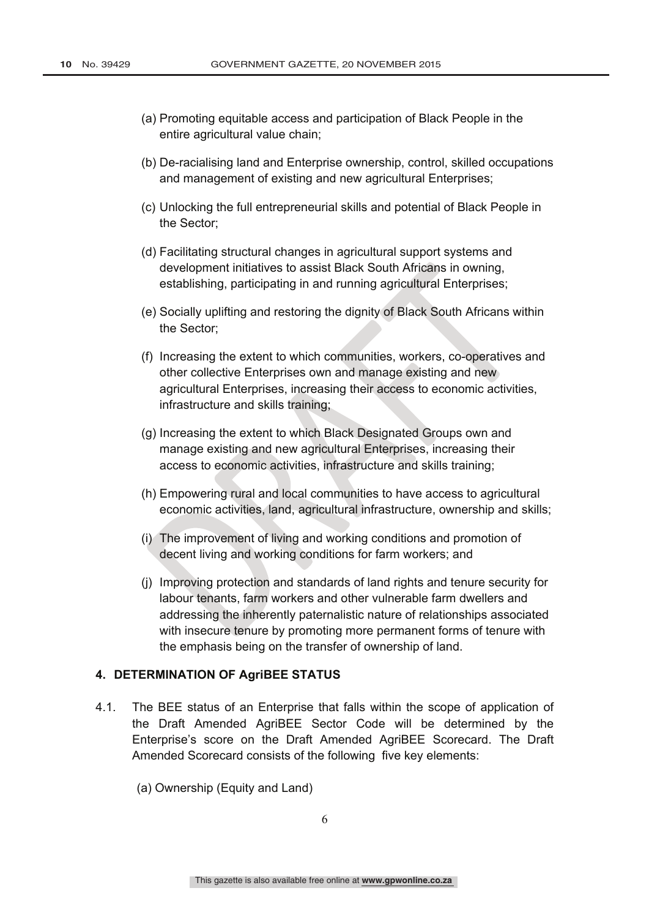(a) Promoting equitable access and participation of Black People in the entire agricultural value chain;

(b) De-racialising land and Enterprise ownership, control, skilled occupations and management of existing and new agricultural Enterprises;

(c) Unlocking the full entrepreneurial skills and potential of Black People in the Sector;

(d) Facilitating structural changes in agricultural support systems and development initiatives to assist Black South Africans in owning, establishing, participating in and running agricultural Enterprises;

(e) Socially uplifting and restoring the dignity of Black South Africans within the Sector;

(f) Increasing the extent to which communities, workers, co-operatives and other collective Enterprises own and manage existing and new agricultural Enterprises, increasing their access to economic activities, infrastructure and skills training;

(g) Increasing the extent to which Black Designated Groups own and manage existing and new agricultural Enterprises, increasing their access to economic activities, infrastructure and skills training;

(h) Empowering rural and local communities to have access to agricultural economic activities, land, agricultural infrastructure, ownership and skills;

(i) The improvement of living and working conditions and promotion of decent living and working conditions for farm workers; and

(j) Improving protection and standards of land rights and tenure security for labour tenants, farm workers and other vulnerable farm dwellers and addressing the inherently paternalistic nature of relationships associated with insecure tenure by promoting more permanent forms of tenure with the emphasis being on the transfer of ownership of land.

#### 4. DETERMINATION OF AgriBEE STATUS

4.1. The BEE status of an Enterprise that falls within the scope of application of the Draft Amended AgriBEE Sector Code will be determined by the Enterprise's score on the Draft Amended AgriBEE Scorecard. The Draft Amended Scorecard consists of the following five key elements:

(a) Ownership (Equity and Land)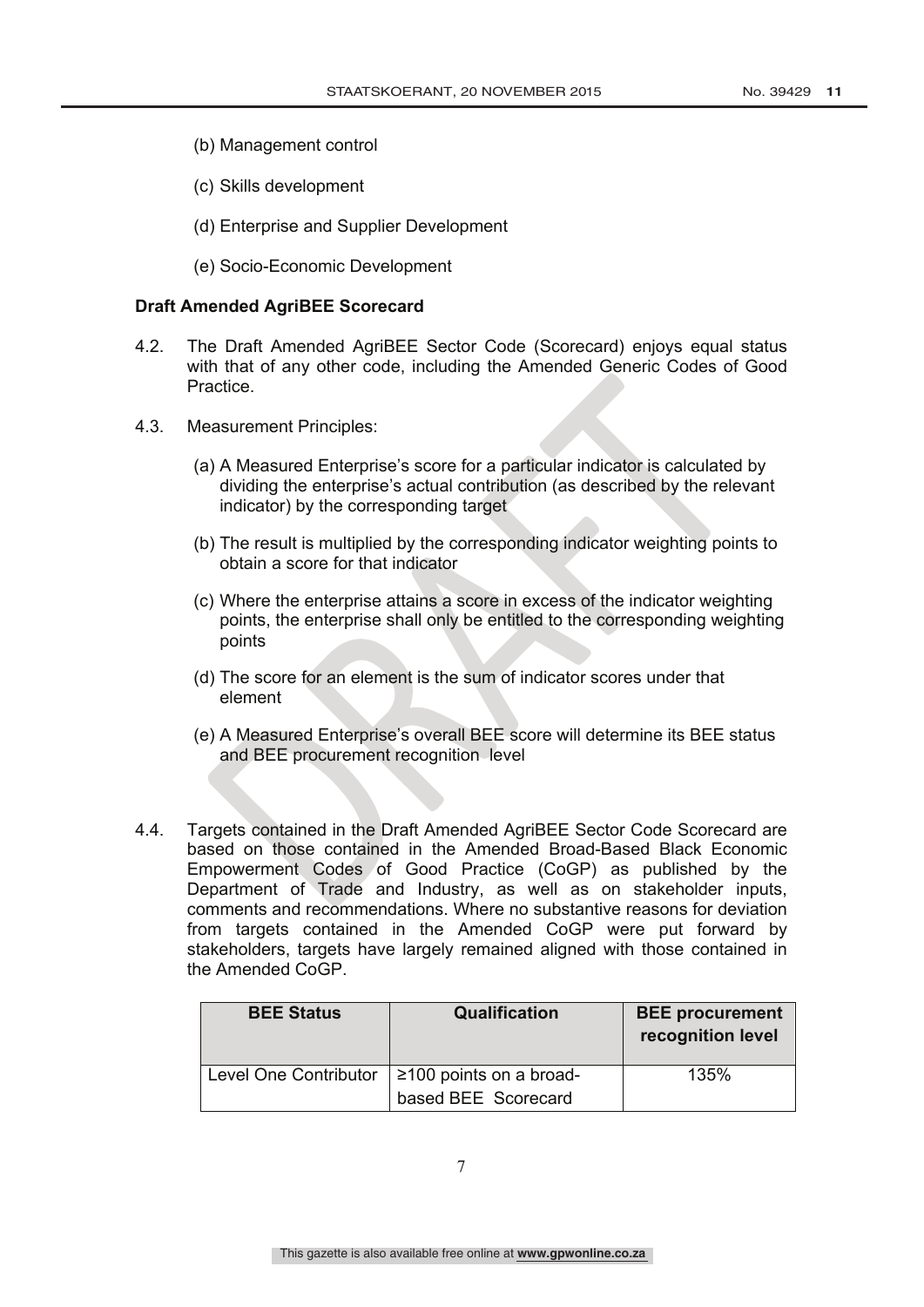(b) Management control

(c) Skills development

(d) Enterprise and Supplier Development

(e) Socio-Economic Development

**Draft Amended AgriBEE Scorecard**

4.2. The Draft Amended AgriBEE Sector Code (Scorecard) enjoys equal status with that of any other code, including the Amended Generic Codes of Good Practice.

4.3. Measurement Principles:

(a) A Measured Enterprise's score for a particular indicator is calculated by dividing the enterprise's actual contribution (as described by the relevant indicator) by the corresponding target

(b) The result is multiplied by the corresponding indicator weighting points to obtain a score for that indicator

(c) Where the enterprise attains a score in excess of the indicator weighting points, the enterprise shall only be entitled to the corresponding weighting points

(d) The score for an element is the sum of indicator scores under that element

(e) A Measured Enterprise's overall BEE score will determine its BEE status and BEE procurement recognition level

4.4. Targets contained in the Draft Amended AgriBEE Sector Code Scorecard are based on those contained in the Amended Broad-Based Black Economic Empowerment Codes of Good Practice (CoGP) as published by the Department of Trade and Industry, as well as on stakeholder inputs, comments and recommendations. Where no substantive reasons for deviation from targets contained in the Amended CoGP were put forward by stakeholders, targets have largely remained aligned with those contained in the Amended CoGP.

| BEE Status | Qualification | BEE procurement recognition level |
|---|---|---|
| Level One Contributor | ≥100 points on a broad-based BEE Scorecard | 135% |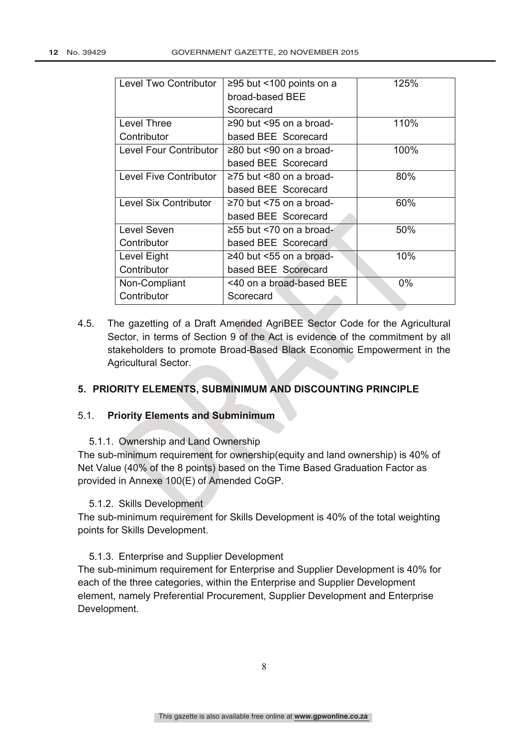| Level Two Contributor | ≥95 but <100 points on a broad-based BEE Scorecard | 125% |
|---|---|---|
| Level Three Contributor | ≥90 but <95 on a broad-based BEE Scorecard | 110% |
| Level Four Contributor | ≥80 but <90 on a broad-based BEE Scorecard | 100% |
| Level Five Contributor | ≥75 but <80 on a broad-based BEE Scorecard | 80% |
| Level Six Contributor | ≥70 but <75 on a broad-based BEE Scorecard | 60% |
| Level Seven Contributor | ≥55 but <70 on a broad-based BEE Scorecard | 50% |
| Level Eight Contributor | ≥40 but <55 on a broad-based BEE Scorecard | 10% |
| Non-Compliant Contributor | <40 on a broad-based BEE Scorecard | 0% |

4.5. The gazetting of a Draft Amended AgriBEE Sector Code for the Agricultural Sector, in terms of Section 9 of the Act is evidence of the commitment by all stakeholders to promote Broad-Based Black Economic Empowerment in the Agricultural Sector.

## 5. PRIORITY ELEMENTS, SUBMINIMUM AND DISCOUNTING PRINCIPLE

### 5.1. Priority Elements and Subminimum

5.1.1. Ownership and Land Ownership

The sub-minimum requirement for ownership(equity and land ownership) is 40% of Net Value (40% of the 8 points) based on the Time Based Graduation Factor as provided in Annexe 100(E) of Amended CoGP.

5.1.2. Skills Development

The sub-minimum requirement for Skills Development is 40% of the total weighting points for Skills Development.

5.1.3. Enterprise and Supplier Development

The sub-minimum requirement for Enterprise and Supplier Development is 40% for each of the three categories, within the Enterprise and Supplier Development element, namely Preferential Procurement, Supplier Development and Enterprise Development.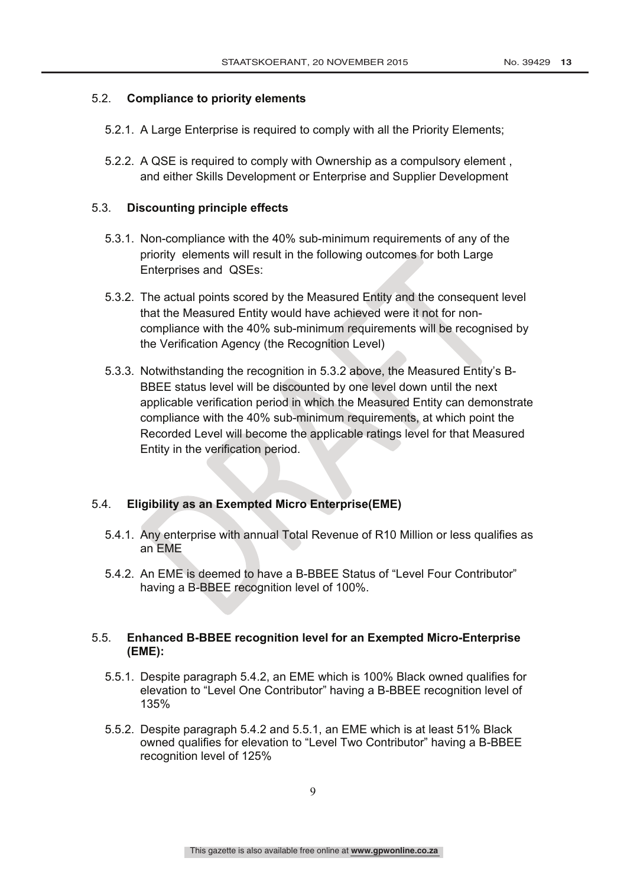### 5.2. **Compliance to priority elements**

5.2.1. A Large Enterprise is required to comply with all the Priority Elements;

5.2.2. A QSE is required to comply with Ownership as a compulsory element , and either Skills Development or Enterprise and Supplier Development

### 5.3. **Discounting principle effects**

5.3.1. Non-compliance with the 40% sub-minimum requirements of any of the priority elements will result in the following outcomes for both Large Enterprises and QSEs:

5.3.2. The actual points scored by the Measured Entity and the consequent level that the Measured Entity would have achieved were it not for non-compliance with the 40% sub-minimum requirements will be recognised by the Verification Agency (the Recognition Level)

5.3.3. Notwithstanding the recognition in 5.3.2 above, the Measured Entity's B-BBEE status level will be discounted by one level down until the next applicable verification period in which the Measured Entity can demonstrate compliance with the 40% sub-minimum requirements, at which point the Recorded Level will become the applicable ratings level for that Measured Entity in the verification period.

### 5.4. **Eligibility as an Exempted Micro Enterprise(EME)**

5.4.1. Any enterprise with annual Total Revenue of R10 Million or less qualifies as an EME

5.4.2. An EME is deemed to have a B-BBEE Status of "Level Four Contributor" having a B-BBEE recognition level of 100%.

### 5.5. **Enhanced B-BBEE recognition level for an Exempted Micro-Enterprise (EME):**

5.5.1. Despite paragraph 5.4.2, an EME which is 100% Black owned qualifies for elevation to "Level One Contributor" having a B-BBEE recognition level of 135%

5.5.2. Despite paragraph 5.4.2 and 5.5.1, an EME which is at least 51% Black owned qualifies for elevation to "Level Two Contributor" having a B-BBEE recognition level of 125%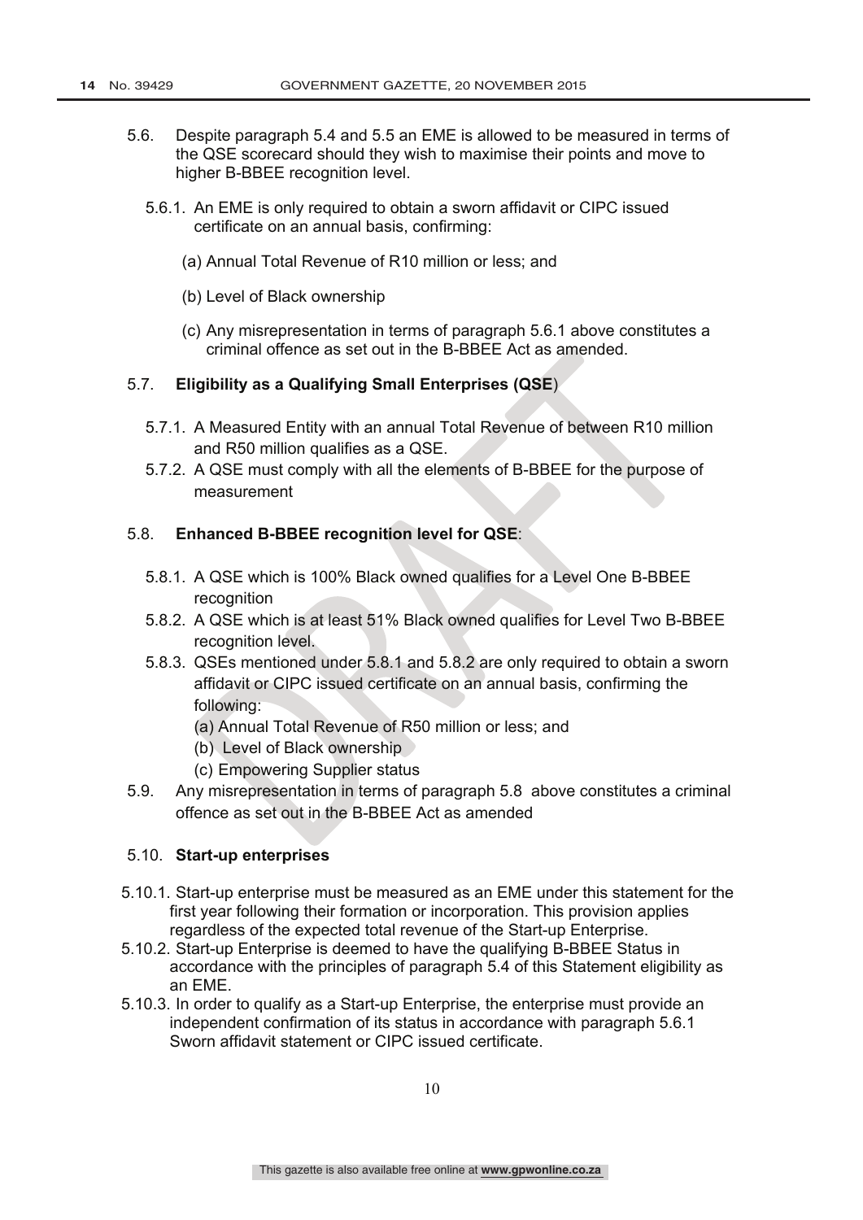5.6. Despite paragraph 5.4 and 5.5 an EME is allowed to be measured in terms of the QSE scorecard should they wish to maximise their points and move to higher B-BBEE recognition level.

5.6.1. An EME is only required to obtain a sworn affidavit or CIPC issued certificate on an annual basis, confirming:

(a) Annual Total Revenue of R10 million or less; and

(b) Level of Black ownership

(c) Any misrepresentation in terms of paragraph 5.6.1 above constitutes a criminal offence as set out in the B-BBEE Act as amended.

5.7. **Eligibility as a Qualifying Small Enterprises (QSE**)

5.7.1. A Measured Entity with an annual Total Revenue of between R10 million and R50 million qualifies as a QSE.

5.7.2. A QSE must comply with all the elements of B-BBEE for the purpose of measurement

5.8. **Enhanced B-BBEE recognition level for QSE**:

5.8.1. A QSE which is 100% Black owned qualifies for a Level One B-BBEE recognition

5.8.2. A QSE which is at least 51% Black owned qualifies for Level Two B-BBEE recognition level.

5.8.3. QSEs mentioned under 5.8.1 and 5.8.2 are only required to obtain a sworn affidavit or CIPC issued certificate on an annual basis, confirming the following:

(a) Annual Total Revenue of R50 million or less; and

(b) Level of Black ownership

(c) Empowering Supplier status

5.9. Any misrepresentation in terms of paragraph 5.8 above constitutes a criminal offence as set out in the B-BBEE Act as amended

5.10. **Start-up enterprises**

5.10.1. Start-up enterprise must be measured as an EME under this statement for the first year following their formation or incorporation. This provision applies regardless of the expected total revenue of the Start-up Enterprise.

5.10.2. Start-up Enterprise is deemed to have the qualifying B-BBEE Status in accordance with the principles of paragraph 5.4 of this Statement eligibility as an EME.

5.10.3. In order to qualify as a Start-up Enterprise, the enterprise must provide an independent confirmation of its status in accordance with paragraph 5.6.1 Sworn affidavit statement or CIPC issued certificate.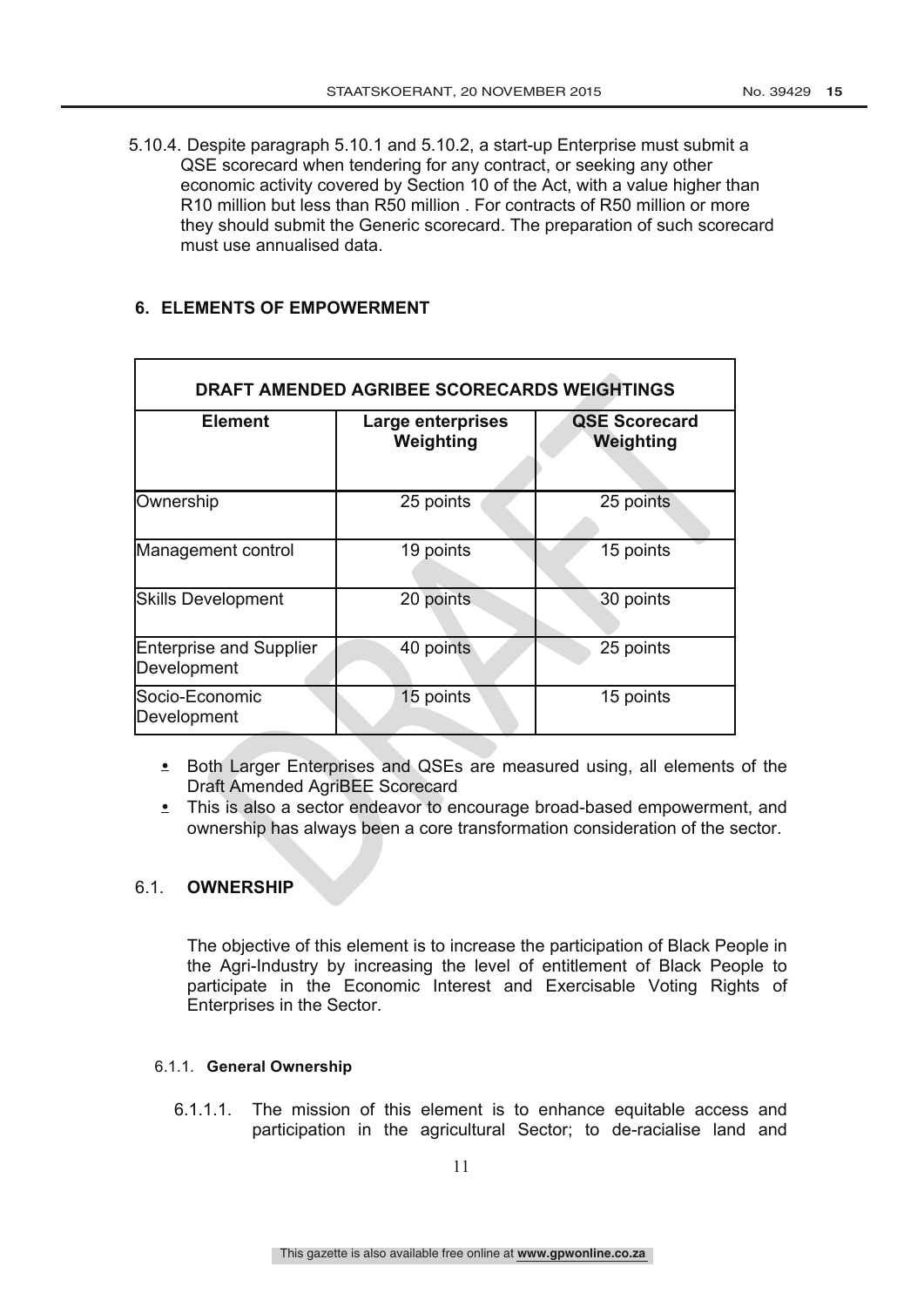5.10.4. Despite paragraph 5.10.1 and 5.10.2, a start-up Enterprise must submit a QSE scorecard when tendering for any contract, or seeking any other economic activity covered by Section 10 of the Act, with a value higher than R10 million but less than R50 million . For contracts of R50 million or more they should submit the Generic scorecard. The preparation of such scorecard must use annualised data.

## 6. ELEMENTS OF EMPOWERMENT

| DRAFT AMENDED AGRIBEE SCORECARDS WEIGHTINGS | | |
|---|---|---|
| **Element** | **Large enterprises Weighting** | **QSE Scorecard Weighting** |
| Ownership | 25 points | 25 points |
| Management control | 19 points | 15 points |
| Skills Development | 20 points | 30 points |
| Enterprise and Supplier Development | 40 points | 25 points |
| Socio-Economic Development | 15 points | 15 points |

- Both Larger Enterprises and QSEs are measured using, all elements of the Draft Amended AgriBEE Scorecard
- This is also a sector endeavor to encourage broad-based empowerment, and ownership has always been a core transformation consideration of the sector.

### 6.1. OWNERSHIP

The objective of this element is to increase the participation of Black People in the Agri-Industry by increasing the level of entitlement of Black People to participate in the Economic Interest and Exercisable Voting Rights of Enterprises in the Sector.

#### 6.1.1. General Ownership

6.1.1.1. The mission of this element is to enhance equitable access and participation in the agricultural Sector; to de-racialise land and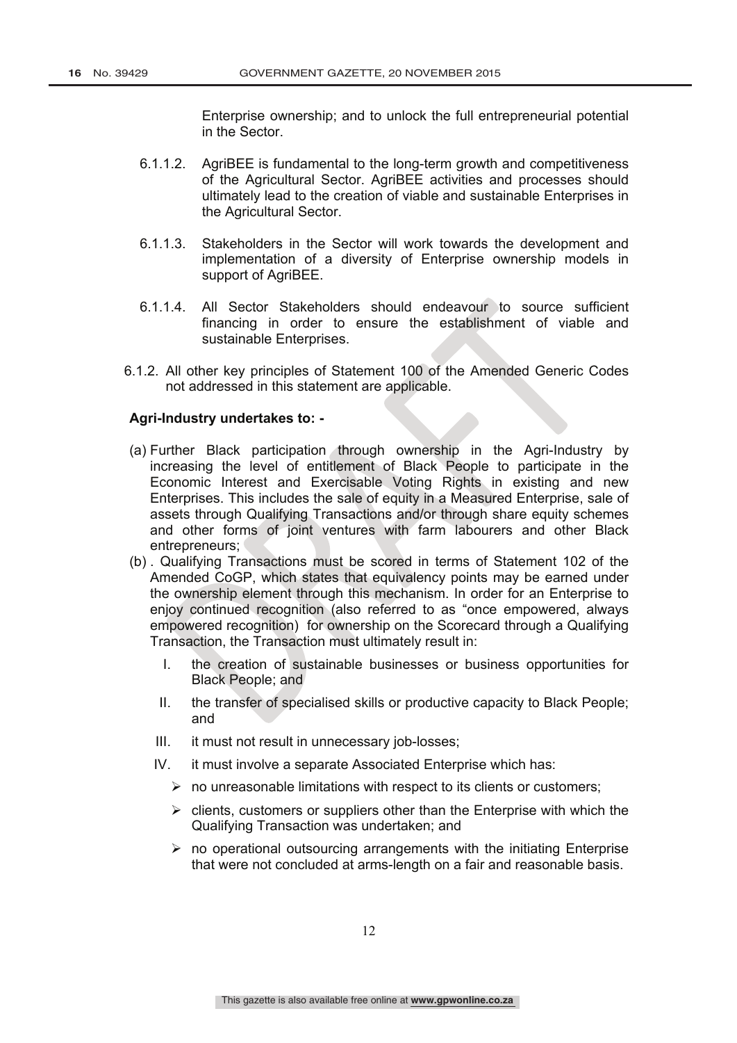Enterprise ownership; and to unlock the full entrepreneurial potential in the Sector.

6.1.1.2. AgriBEE is fundamental to the long-term growth and competitiveness of the Agricultural Sector. AgriBEE activities and processes should ultimately lead to the creation of viable and sustainable Enterprises in the Agricultural Sector.

6.1.1.3. Stakeholders in the Sector will work towards the development and implementation of a diversity of Enterprise ownership models in support of AgriBEE.

6.1.1.4. All Sector Stakeholders should endeavour to source sufficient financing in order to ensure the establishment of viable and sustainable Enterprises.

6.1.2. All other key principles of Statement 100 of the Amended Generic Codes not addressed in this statement are applicable.

**Agri-Industry undertakes to: -**

(a) Further Black participation through ownership in the Agri-Industry by increasing the level of entitlement of Black People to participate in the Economic Interest and Exercisable Voting Rights in existing and new Enterprises. This includes the sale of equity in a Measured Enterprise, sale of assets through Qualifying Transactions and/or through share equity schemes and other forms of joint ventures with farm labourers and other Black entrepreneurs;

(b) . Qualifying Transactions must be scored in terms of Statement 102 of the Amended CoGP, which states that equivalency points may be earned under the ownership element through this mechanism. In order for an Enterprise to enjoy continued recognition (also referred to as "once empowered, always empowered recognition) for ownership on the Scorecard through a Qualifying Transaction, the Transaction must ultimately result in:

I. the creation of sustainable businesses or business opportunities for Black People; and

II. the transfer of specialised skills or productive capacity to Black People; and

III. it must not result in unnecessary job-losses;

IV. it must involve a separate Associated Enterprise which has:

- no unreasonable limitations with respect to its clients or customers;
- clients, customers or suppliers other than the Enterprise with which the Qualifying Transaction was undertaken; and
- no operational outsourcing arrangements with the initiating Enterprise that were not concluded at arms-length on a fair and reasonable basis.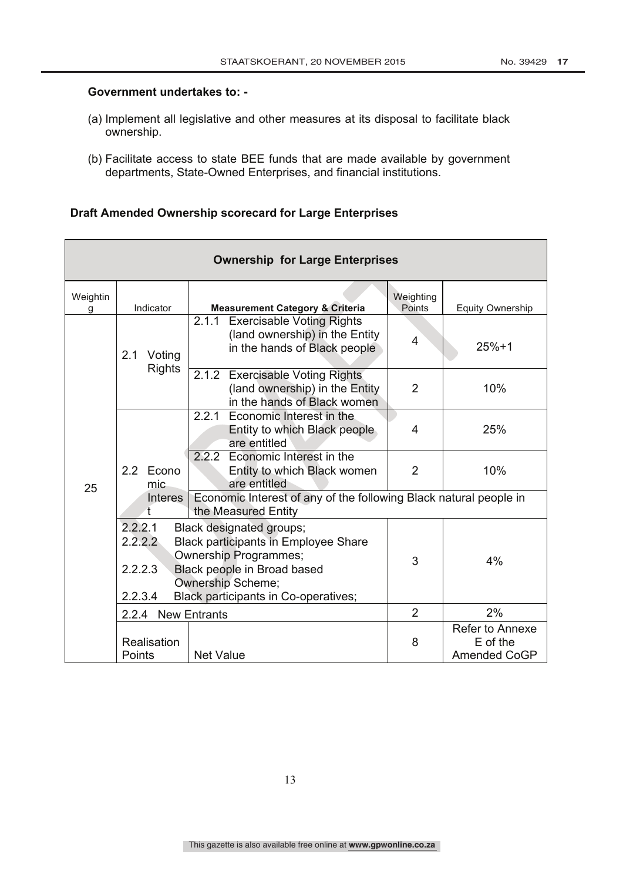**Government undertakes to: -**

(a) Implement all legislative and other measures at its disposal to facilitate black ownership.

(b) Facilitate access to state BEE funds that are made available by government departments, State-Owned Enterprises, and financial institutions.

**Draft Amended Ownership scorecard for Large Enterprises**

| **Ownership for Large Enterprises** | | | | |
|---|---|---|---|---|
| Weighting | Indicator | **Measurement Category & Criteria** | Weighting Points | Equity Ownership |
| 25 | 2.1 Voting Rights | 2.1.1 Exercisable Voting Rights (land ownership) in the Entity in the hands of Black people | 4 | 25%+1 |
| | | 2.1.2 Exercisable Voting Rights (land ownership) in the Entity in the hands of Black women | 2 | 10% |
| | 2.2 Economic Interest | 2.2.1 Economic Interest in the Entity to which Black people are entitled | 4 | 25% |
| | | 2.2.2 Economic Interest in the Entity to which Black women are entitled | 2 | 10% |
| | | Economic Interest of any of the following Black natural people in the Measured Entity | | |
| | 2.2.2.1 Black designated groups; 2.2.2.2 Black participants in Employee Share Ownership Programmes; 2.2.2.3 Black people in Broad based Ownership Scheme; 2.2.3.4 Black participants in Co-operatives; | | 3 | 4% |
| | 2.2.4 New Entrants | | 2 | 2% |
| | Realisation Points | Net Value | 8 | Refer to Annexe E of the Amended CoGP |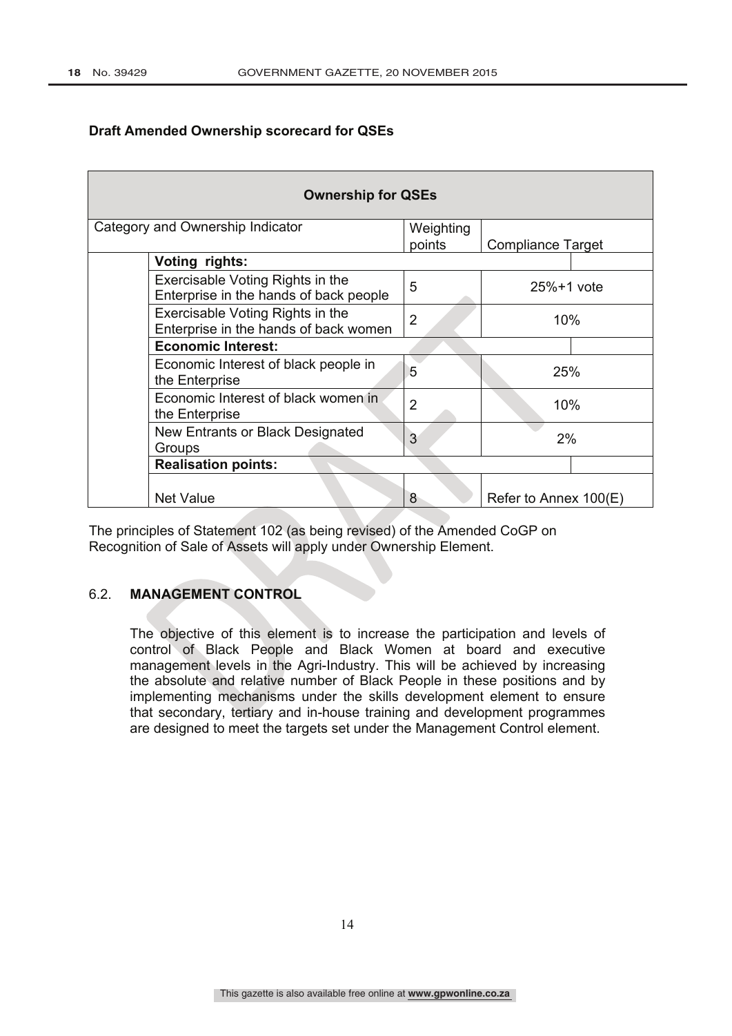**Draft Amended Ownership scorecard for QSEs**

| Ownership for QSEs | | | |
|---|---|---|---|
| Category and Ownership Indicator | | Weighting points | Compliance Target |
| | **Voting rights:** | | |
| | Exercisable Voting Rights in the Enterprise in the hands of back people | 5 | 25%+1 vote |
| | Exercisable Voting Rights in the Enterprise in the hands of back women | 2 | 10% |
| | **Economic Interest:** | | |
| | Economic Interest of black people in the Enterprise | 5 | 25% |
| | Economic Interest of black women in the Enterprise | 2 | 10% |
| | New Entrants or Black Designated Groups | 3 | 2% |
| | **Realisation points:** | | |
| | Net Value | 8 | Refer to Annex 100(E) |

The principles of Statement 102 (as being revised) of the Amended CoGP on Recognition of Sale of Assets will apply under Ownership Element.

## 6.2. MANAGEMENT CONTROL

The objective of this element is to increase the participation and levels of control of Black People and Black Women at board and executive management levels in the Agri-Industry. This will be achieved by increasing the absolute and relative number of Black People in these positions and by implementing mechanisms under the skills development element to ensure that secondary, tertiary and in-house training and development programmes are designed to meet the targets set under the Management Control element.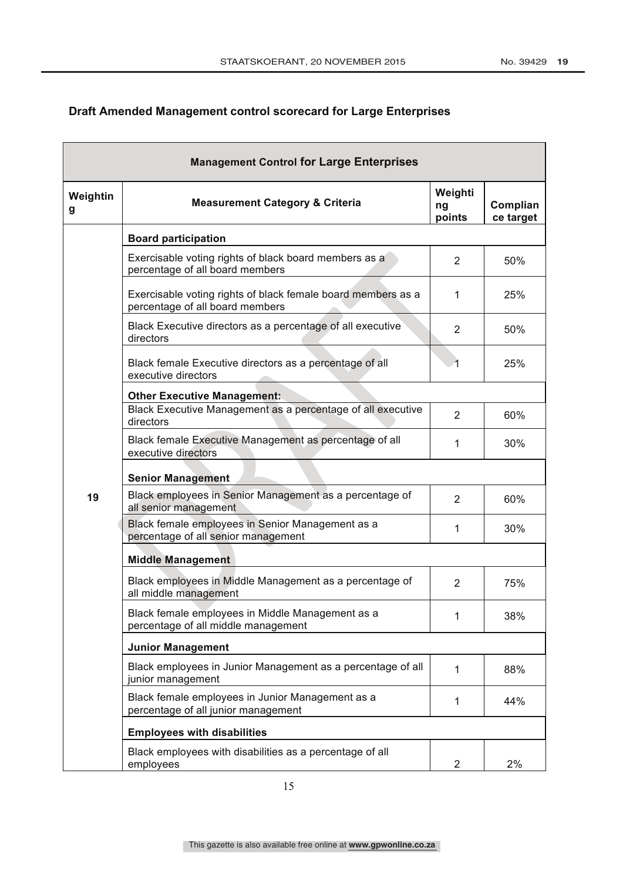## Draft Amended Management control scorecard for Large Enterprises

| Management Control for Large Enterprises | | | |
|---|---|---|---|
| **Weighting** | **Measurement Category & Criteria** | **Weighting points** | **Compliance target** |
| 19 | **Board participation** | | |
| | Exercisable voting rights of black board members as a percentage of all board members | 2 | 50% |
| | Exercisable voting rights of black female board members as a percentage of all board members | 1 | 25% |
| | Black Executive directors as a percentage of all executive directors | 2 | 50% |
| | Black female Executive directors as a percentage of all executive directors | 1 | 25% |
| | **Other Executive Management:** | | |
| | Black Executive Management as a percentage of all executive directors | 2 | 60% |
| | Black female Executive Management as percentage of all executive directors | 1 | 30% |
| | **Senior Management** | | |
| | Black employees in Senior Management as a percentage of all senior management | 2 | 60% |
| | Black female employees in Senior Management as a percentage of all senior management | 1 | 30% |
| | **Middle Management** | | |
| | Black employees in Middle Management as a percentage of all middle management | 2 | 75% |
| | Black female employees in Middle Management as a percentage of all middle management | 1 | 38% |
| | **Junior Management** | | |
| | Black employees in Junior Management as a percentage of all junior management | 1 | 88% |
| | Black female employees in Junior Management as a percentage of all junior management | 1 | 44% |
| | **Employees with disabilities** | | |
| | Black employees with disabilities as a percentage of all employees | 2 | 2% |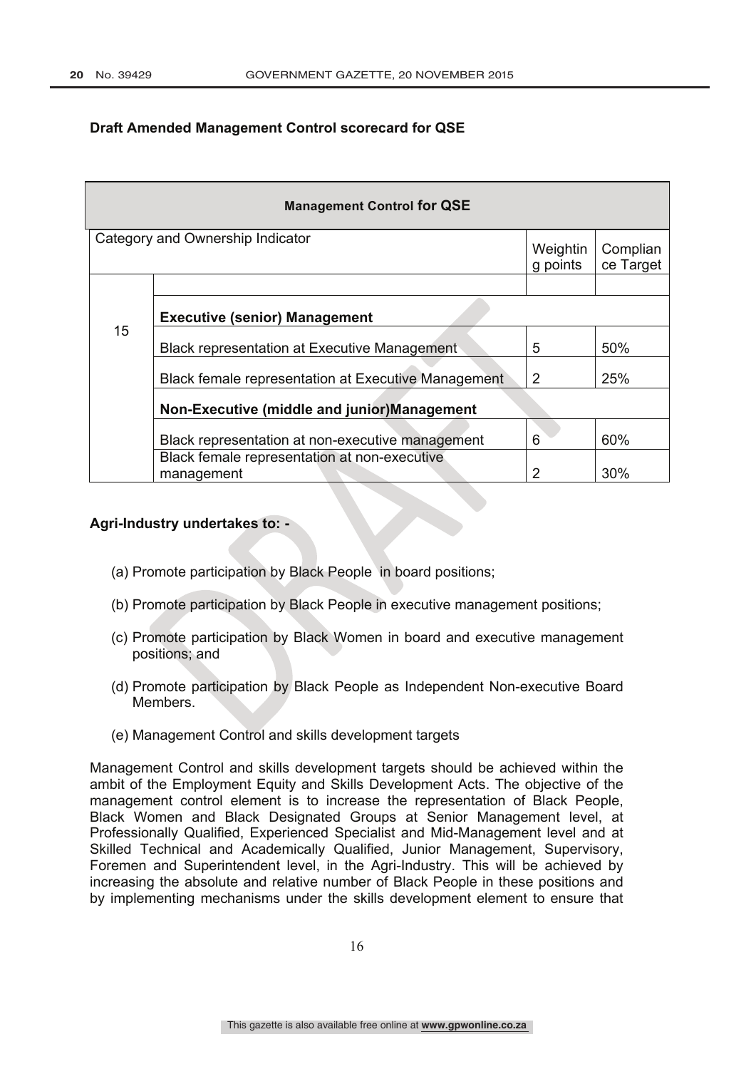**Draft Amended Management Control scorecard for QSE**

| **Management Control for QSE** | | | |
|---|---|---|---|
| Category and Ownership Indicator | | Weighting points | Compliance Target |
| 15 | | | |
| | **Executive (senior) Management** | | |
| | Black representation at Executive Management | 5 | 50% |
| | Black female representation at Executive Management | 2 | 25% |
| | **Non-Executive (middle and junior)Management** | | |
| | Black representation at non-executive management | 6 | 60% |
| | Black female representation at non-executive management | 2 | 30% |

**Agri-Industry undertakes to: -**

(a) Promote participation by Black People in board positions;

(b) Promote participation by Black People in executive management positions;

(c) Promote participation by Black Women in board and executive management positions; and

(d) Promote participation by Black People as Independent Non-executive Board Members.

(e) Management Control and skills development targets

Management Control and skills development targets should be achieved within the ambit of the Employment Equity and Skills Development Acts. The objective of the management control element is to increase the representation of Black People, Black Women and Black Designated Groups at Senior Management level, at Professionally Qualified, Experienced Specialist and Mid-Management level and at Skilled Technical and Academically Qualified, Junior Management, Supervisory, Foremen and Superintendent level, in the Agri-Industry. This will be achieved by increasing the absolute and relative number of Black People in these positions and by implementing mechanisms under the skills development element to ensure that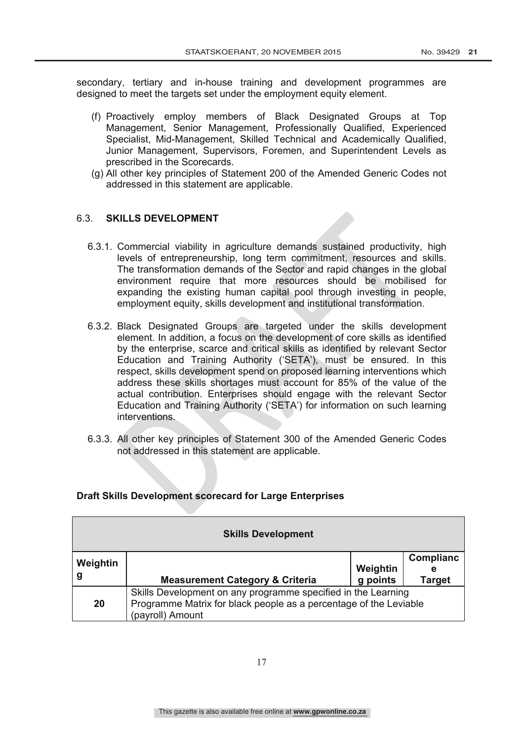secondary, tertiary and in-house training and development programmes are designed to meet the targets set under the employment equity element.

(f) Proactively employ members of Black Designated Groups at Top Management, Senior Management, Professionally Qualified, Experienced Specialist, Mid-Management, Skilled Technical and Academically Qualified, Junior Management, Supervisors, Foremen, and Superintendent Levels as prescribed in the Scorecards.

(g) All other key principles of Statement 200 of the Amended Generic Codes not addressed in this statement are applicable.

### 6.3. SKILLS DEVELOPMENT

6.3.1. Commercial viability in agriculture demands sustained productivity, high levels of entrepreneurship, long term commitment, resources and skills. The transformation demands of the Sector and rapid changes in the global environment require that more resources should be mobilised for expanding the existing human capital pool through investing in people, employment equity, skills development and institutional transformation.

6.3.2. Black Designated Groups are targeted under the skills development element. In addition, a focus on the development of core skills as identified by the enterprise, scarce and critical skills as identified by relevant Sector Education and Training Authority ('SETA'), must be ensured. In this respect, skills development spend on proposed learning interventions which address these skills shortages must account for 85% of the value of the actual contribution. Enterprises should engage with the relevant Sector Education and Training Authority ('SETA') for information on such learning interventions.

6.3.3. All other key principles of Statement 300 of the Amended Generic Codes not addressed in this statement are applicable.

**Draft Skills Development scorecard for Large Enterprises**

| Skills Development | | | |
|---|---|---|---|
| **Weighting** | **Measurement Category & Criteria** | **Weighting points** | **Compliance Target** |
| **20** | Skills Development on any programme specified in the Learning Programme Matrix for black people as a percentage of the Leviable (payroll) Amount | | |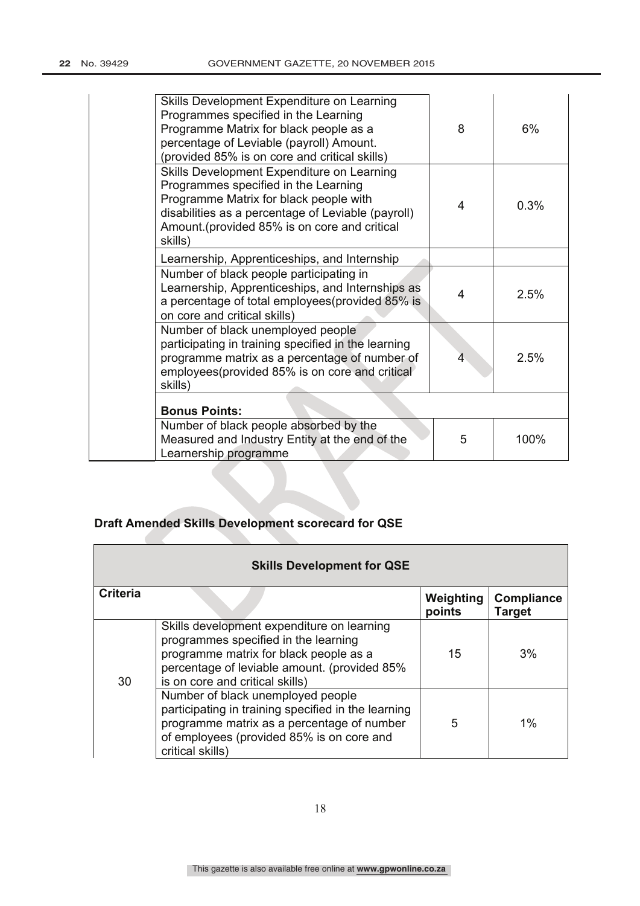| | | | |
|---|---|---|---|
| | Skills Development Expenditure on Learning Programmes specified in the Learning Programme Matrix for black people as a percentage of Leviable (payroll) Amount. (provided 85% is on core and critical skills) | 8 | 6% |
| | Skills Development Expenditure on Learning Programmes specified in the Learning Programme Matrix for black people with disabilities as a percentage of Leviable (payroll) Amount.(provided 85% is on core and critical skills) | 4 | 0.3% |
| | Learnership, Apprenticeships, and Internship | | |
| | Number of black people participating in Learnership, Apprenticeships, and Internships as a percentage of total employees(provided 85% is on core and critical skills) | 4 | 2.5% |
| | Number of black unemployed people participating in training specified in the learning programme matrix as a percentage of number of employees(provided 85% is on core and critical skills) | 4 | 2.5% |
| | **Bonus Points:** | | |
| | Number of black people absorbed by the Measured and Industry Entity at the end of the Learnership programme | 5 | 100% |

**Draft Amended Skills Development scorecard for QSE**

| **Skills Development for QSE** | | | |
|---|---|---|---|
| **Criteria** | | **Weighting points** | **Compliance Target** |
| 30 | Skills development expenditure on learning programmes specified in the learning programme matrix for black people as a percentage of leviable amount. (provided 85% is on core and critical skills) | 15 | 3% |
| | Number of black unemployed people participating in training specified in the learning programme matrix as a percentage of number of employees (provided 85% is on core and critical skills) | 5 | 1% |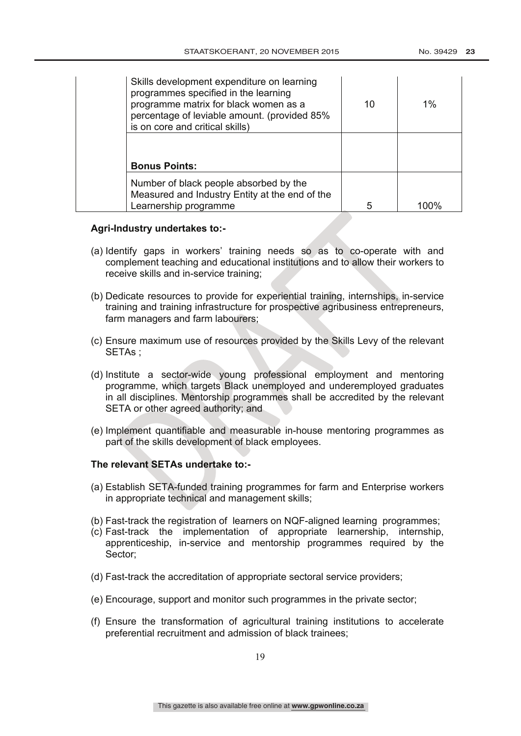| | | | |
|---|---|---|---|
| | Skills development expenditure on learning programmes specified in the learning programme matrix for black women as a percentage of leviable amount. (provided 85% is on core and critical skills) | 10 | 1% |
| | **Bonus Points:** | | |
| | Number of black people absorbed by the Measured and Industry Entity at the end of the Learnership programme | 5 | 100% |

**Agri-Industry undertakes to:-**

(a) Identify gaps in workers' training needs so as to co-operate with and complement teaching and educational institutions and to allow their workers to receive skills and in-service training;

(b) Dedicate resources to provide for experiential training, internships, in-service training and training infrastructure for prospective agribusiness entrepreneurs, farm managers and farm labourers;

(c) Ensure maximum use of resources provided by the Skills Levy of the relevant SETAs ;

(d) Institute a sector-wide young professional employment and mentoring programme, which targets Black unemployed and underemployed graduates in all disciplines. Mentorship programmes shall be accredited by the relevant SETA or other agreed authority; and

(e) Implement quantifiable and measurable in-house mentoring programmes as part of the skills development of black employees.

**The relevant SETAs undertake to:-**

(a) Establish SETA-funded training programmes for farm and Enterprise workers in appropriate technical and management skills;

(b) Fast-track the registration of learners on NQF-aligned learning programmes;

(c) Fast-track the implementation of appropriate learnership, internship, apprenticeship, in-service and mentorship programmes required by the Sector;

(d) Fast-track the accreditation of appropriate sectoral service providers;

(e) Encourage, support and monitor such programmes in the private sector;

(f) Ensure the transformation of agricultural training institutions to accelerate preferential recruitment and admission of black trainees;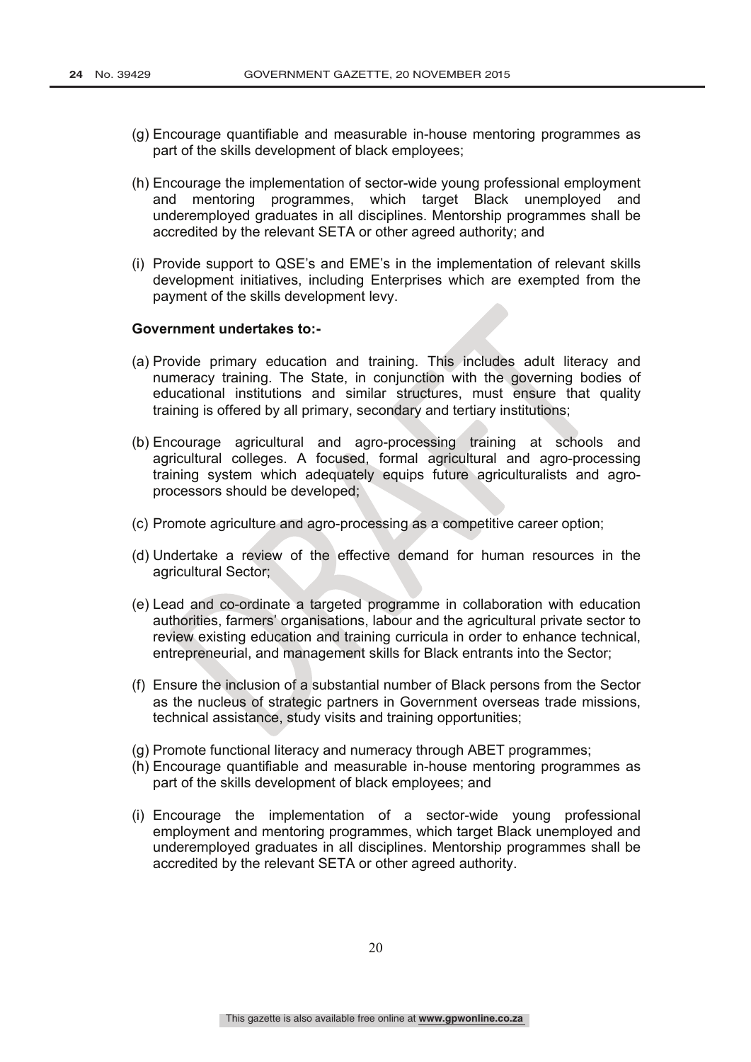(g) Encourage quantifiable and measurable in-house mentoring programmes as part of the skills development of black employees;

(h) Encourage the implementation of sector-wide young professional employment and mentoring programmes, which target Black unemployed and underemployed graduates in all disciplines. Mentorship programmes shall be accredited by the relevant SETA or other agreed authority; and

(i) Provide support to QSE's and EME's in the implementation of relevant skills development initiatives, including Enterprises which are exempted from the payment of the skills development levy.

**Government undertakes to:-**

(a) Provide primary education and training. This includes adult literacy and numeracy training. The State, in conjunction with the governing bodies of educational institutions and similar structures, must ensure that quality training is offered by all primary, secondary and tertiary institutions;

(b) Encourage agricultural and agro-processing training at schools and agricultural colleges. A focused, formal agricultural and agro-processing training system which adequately equips future agriculturalists and agro-processors should be developed;

(c) Promote agriculture and agro-processing as a competitive career option;

(d) Undertake a review of the effective demand for human resources in the agricultural Sector;

(e) Lead and co-ordinate a targeted programme in collaboration with education authorities, farmers' organisations, labour and the agricultural private sector to review existing education and training curricula in order to enhance technical, entrepreneurial, and management skills for Black entrants into the Sector;

(f) Ensure the inclusion of a substantial number of Black persons from the Sector as the nucleus of strategic partners in Government overseas trade missions, technical assistance, study visits and training opportunities;

(g) Promote functional literacy and numeracy through ABET programmes;

(h) Encourage quantifiable and measurable in-house mentoring programmes as part of the skills development of black employees; and

(i) Encourage the implementation of a sector-wide young professional employment and mentoring programmes, which target Black unemployed and underemployed graduates in all disciplines. Mentorship programmes shall be accredited by the relevant SETA or other agreed authority.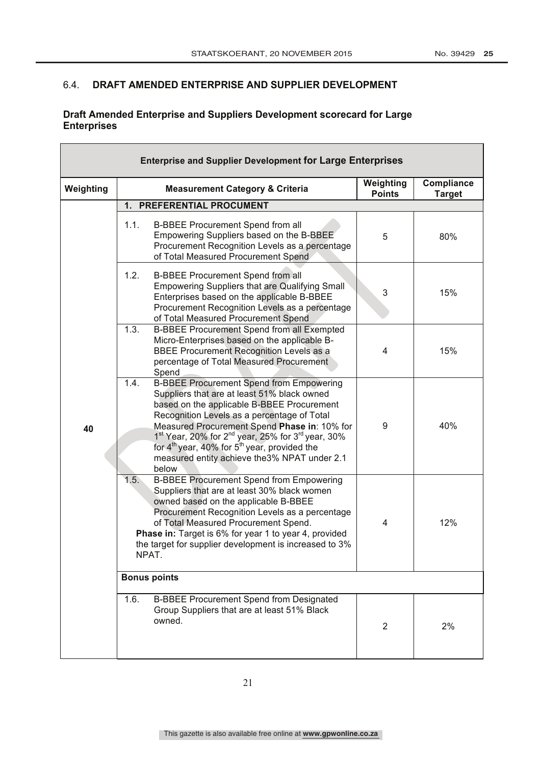## 6.4. DRAFT AMENDED ENTERPRISE AND SUPPLIER DEVELOPMENT

**Draft Amended Enterprise and Suppliers Development scorecard for Large Enterprises**

| Enterprise and Supplier Development for Large Enterprises | | | |
|---|---|---|---|
| **Weighting** | **Measurement Category & Criteria** | **Weighting Points** | **Compliance Target** |
| 40 | **1. PREFERENTIAL PROCUMENT** | | |
| | 1.1. B-BBEE Procurement Spend from all Empowering Suppliers based on the B-BBEE Procurement Recognition Levels as a percentage of Total Measured Procurement Spend | 5 | 80% |
| | 1.2. B-BBEE Procurement Spend from all Empowering Suppliers that are Qualifying Small Enterprises based on the applicable B-BBEE Procurement Recognition Levels as a percentage of Total Measured Procurement Spend | 3 | 15% |
| | 1.3. B-BBEE Procurement Spend from all Exempted Micro-Enterprises based on the applicable B-BBEE Procurement Recognition Levels as a percentage of Total Measured Procurement Spend | 4 | 15% |
| | 1.4. B-BBEE Procurement Spend from Empowering Suppliers that are at least 51% black owned based on the applicable B-BBEE Procurement Recognition Levels as a percentage of Total Measured Procurement Spend **Phase in**: 10% for 1st Year, 20% for 2nd year, 25% for 3rd year, 30% for 4th year, 40% for 5th year, provided the measured entity achieve the3% NPAT under 2.1 below | 9 | 40% |
| | 1.5. B-BBEE Procurement Spend from Empowering Suppliers that are at least 30% black women owned based on the applicable B-BBEE Procurement Recognition Levels as a percentage of Total Measured Procurement Spend. **Phase in:** Target is 6% for year 1 to year 4, provided the target for supplier development is increased to 3% NPAT. | 4 | 12% |
| | **Bonus points** | | |
| | 1.6. B-BBEE Procurement Spend from Designated Group Suppliers that are at least 51% Black owned. | 2 | 2% |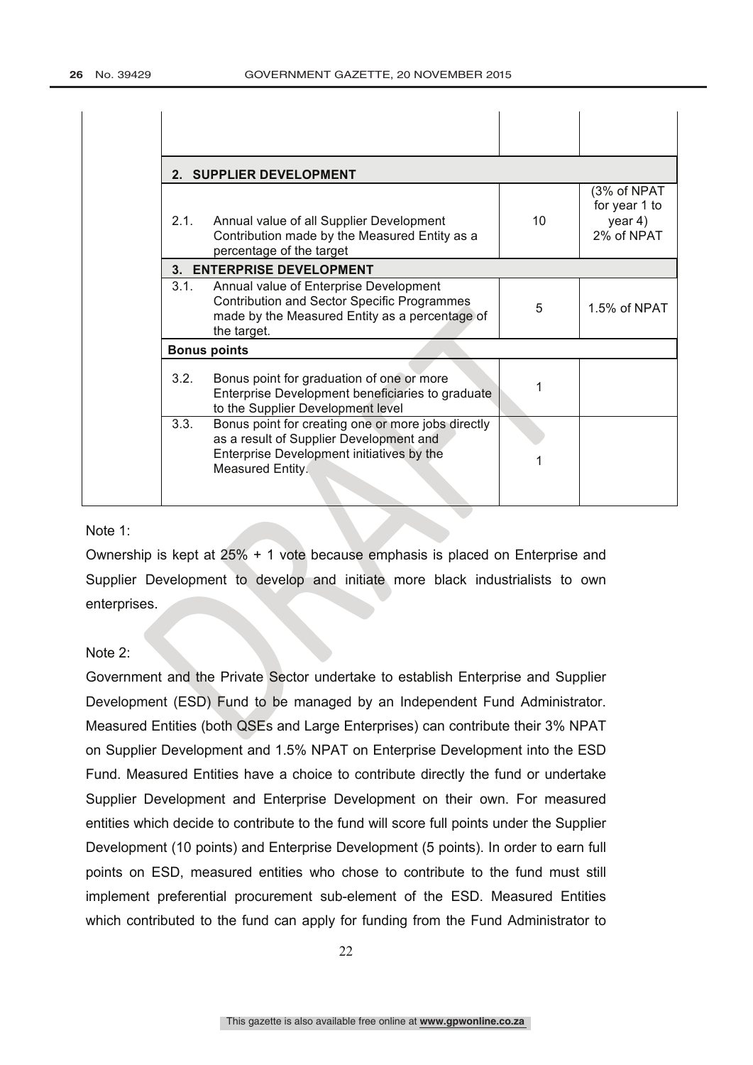| | | | |
|---|---|---|---|
| | | | |
| **2. SUPPLIER DEVELOPMENT** | | | |
| 2.1. | Annual value of all Supplier Development Contribution made by the Measured Entity as a percentage of the target | 10 | (3% of NPAT for year 1 to year 4) 2% of NPAT |
| **3. ENTERPRISE DEVELOPMENT** | | | |
| 3.1. | Annual value of Enterprise Development Contribution and Sector Specific Programmes made by the Measured Entity as a percentage of the target. | 5 | 1.5% of NPAT |
| **Bonus points** | | | |
| 3.2. | Bonus point for graduation of one or more Enterprise Development beneficiaries to graduate to the Supplier Development level | 1 | |
| 3.3. | Bonus point for creating one or more jobs directly as a result of Supplier Development and Enterprise Development initiatives by the Measured Entity. | 1 | |

Note 1:

Ownership is kept at 25% + 1 vote because emphasis is placed on Enterprise and Supplier Development to develop and initiate more black industrialists to own enterprises.

Note 2:

Government and the Private Sector undertake to establish Enterprise and Supplier Development (ESD) Fund to be managed by an Independent Fund Administrator. Measured Entities (both QSEs and Large Enterprises) can contribute their 3% NPAT on Supplier Development and 1.5% NPAT on Enterprise Development into the ESD Fund. Measured Entities have a choice to contribute directly the fund or undertake Supplier Development and Enterprise Development on their own. For measured entities which decide to contribute to the fund will score full points under the Supplier Development (10 points) and Enterprise Development (5 points). In order to earn full points on ESD, measured entities who chose to contribute to the fund must still implement preferential procurement sub-element of the ESD. Measured Entities which contributed to the fund can apply for funding from the Fund Administrator to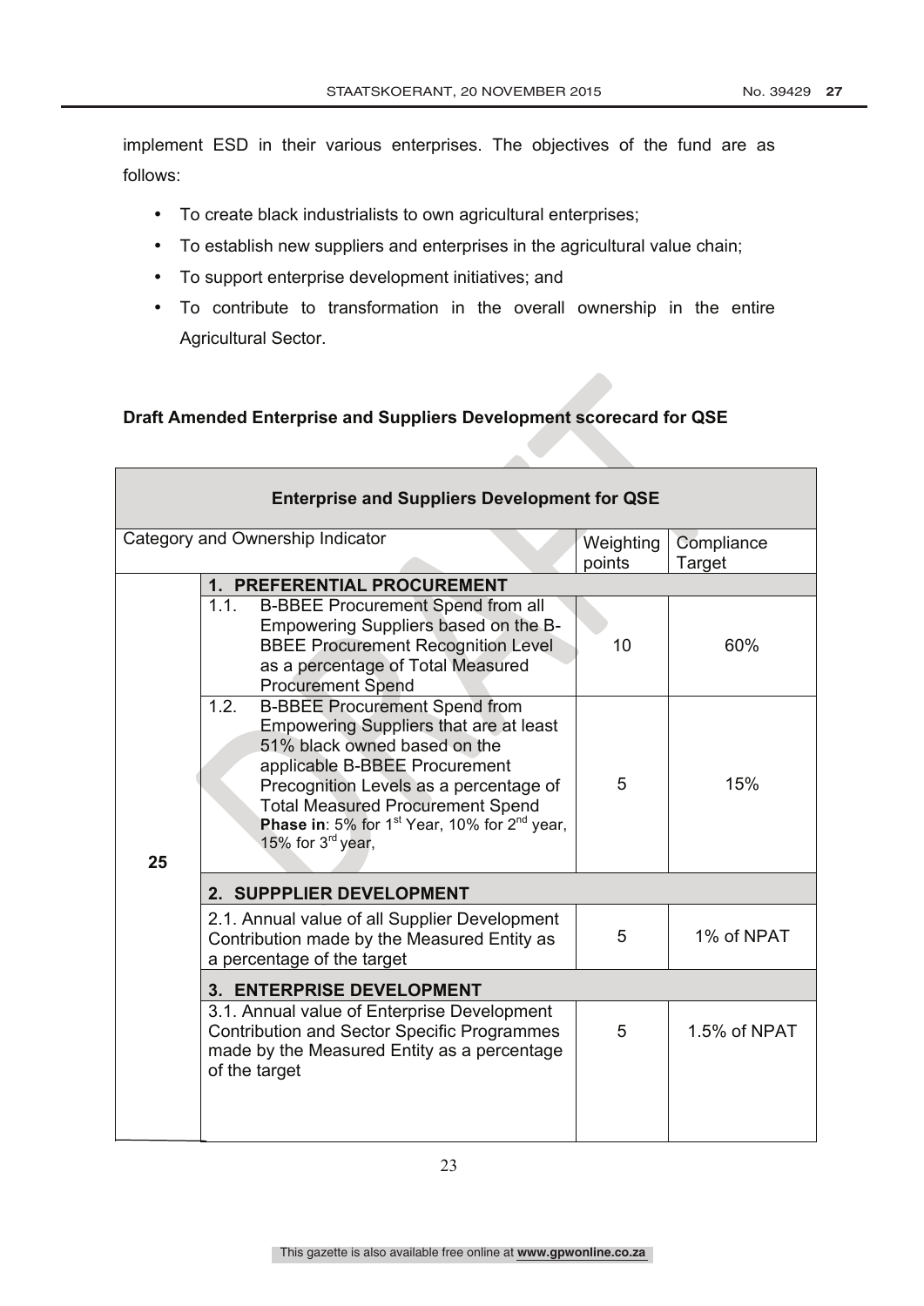implement ESD in their various enterprises. The objectives of the fund are as follows:

- To create black industrialists to own agricultural enterprises;
- To establish new suppliers and enterprises in the agricultural value chain;
- To support enterprise development initiatives; and
- To contribute to transformation in the overall ownership in the entire Agricultural Sector.

**Draft Amended Enterprise and Suppliers Development scorecard for QSE**

| **Enterprise and Suppliers Development for QSE** | | | |
|---|---|---|---|
| Category and Ownership Indicator | | Weighting points | Compliance Target |
| 25 | **1. PREFERENTIAL PROCUREMENT** | | |
| | 1.1. B-BBEE Procurement Spend from all Empowering Suppliers based on the B-BBEE Procurement Recognition Level as a percentage of Total Measured Procurement Spend | 10 | 60% |
| | 1.2. B-BBEE Procurement Spend from Empowering Suppliers that are at least 51% black owned based on the applicable B-BBEE Procurement Precognition Levels as a percentage of Total Measured Procurement Spend **Phase in**: 5% for 1st Year, 10% for 2nd year, 15% for 3rd year, | 5 | 15% |
| | **2. SUPPPLIER DEVELOPMENT** | | |
| | 2.1. Annual value of all Supplier Development Contribution made by the Measured Entity as a percentage of the target | 5 | 1% of NPAT |
| | **3. ENTERPRISE DEVELOPMENT** | | |
| | 3.1. Annual value of Enterprise Development Contribution and Sector Specific Programmes made by the Measured Entity as a percentage of the target | 5 | 1.5% of NPAT |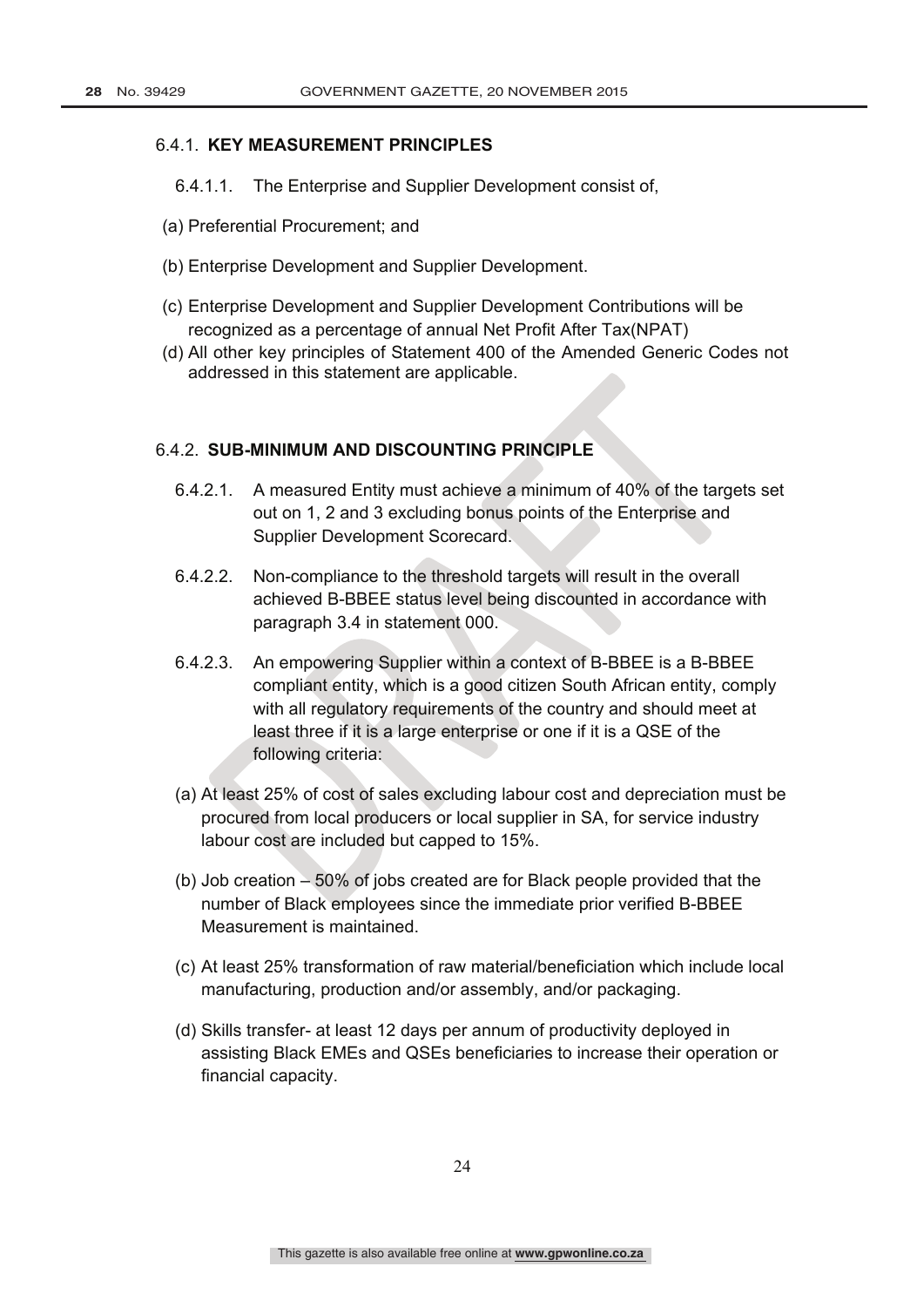### 6.4.1. KEY MEASUREMENT PRINCIPLES

6.4.1.1. The Enterprise and Supplier Development consist of,

(a) Preferential Procurement; and

(b) Enterprise Development and Supplier Development.

(c) Enterprise Development and Supplier Development Contributions will be recognized as a percentage of annual Net Profit After Tax(NPAT)

(d) All other key principles of Statement 400 of the Amended Generic Codes not addressed in this statement are applicable.

### 6.4.2. SUB-MINIMUM AND DISCOUNTING PRINCIPLE

6.4.2.1. A measured Entity must achieve a minimum of 40% of the targets set out on 1, 2 and 3 excluding bonus points of the Enterprise and Supplier Development Scorecard.

6.4.2.2. Non-compliance to the threshold targets will result in the overall achieved B-BBEE status level being discounted in accordance with paragraph 3.4 in statement 000.

6.4.2.3. An empowering Supplier within a context of B-BBEE is a B-BBEE compliant entity, which is a good citizen South African entity, comply with all regulatory requirements of the country and should meet at least three if it is a large enterprise or one if it is a QSE of the following criteria:

(a) At least 25% of cost of sales excluding labour cost and depreciation must be procured from local producers or local supplier in SA, for service industry labour cost are included but capped to 15%.

(b) Job creation – 50% of jobs created are for Black people provided that the number of Black employees since the immediate prior verified B-BBEE Measurement is maintained.

(c) At least 25% transformation of raw material/beneficiation which include local manufacturing, production and/or assembly, and/or packaging.

(d) Skills transfer- at least 12 days per annum of productivity deployed in assisting Black EMEs and QSEs beneficiaries to increase their operation or financial capacity.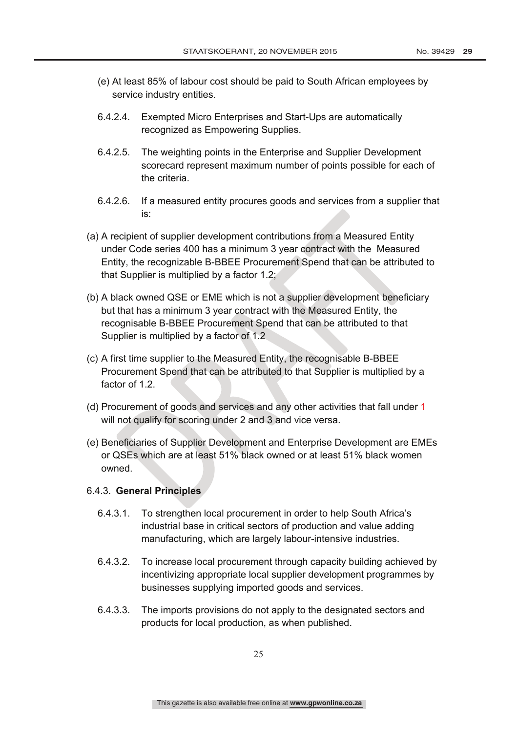(e) At least 85% of labour cost should be paid to South African employees by service industry entities.

6.4.2.4. Exempted Micro Enterprises and Start-Ups are automatically recognized as Empowering Supplies.

6.4.2.5. The weighting points in the Enterprise and Supplier Development scorecard represent maximum number of points possible for each of the criteria.

6.4.2.6. If a measured entity procures goods and services from a supplier that is:

(a) A recipient of supplier development contributions from a Measured Entity under Code series 400 has a minimum 3 year contract with the Measured Entity, the recognizable B-BBEE Procurement Spend that can be attributed to that Supplier is multiplied by a factor 1.2;

(b) A black owned QSE or EME which is not a supplier development beneficiary but that has a minimum 3 year contract with the Measured Entity, the recognisable B-BBEE Procurement Spend that can be attributed to that Supplier is multiplied by a factor of 1.2

(c) A first time supplier to the Measured Entity, the recognisable B-BBEE Procurement Spend that can be attributed to that Supplier is multiplied by a factor of 1.2.

(d) Procurement of goods and services and any other activities that fall under 1 will not qualify for scoring under 2 and 3 and vice versa.

(e) Beneficiaries of Supplier Development and Enterprise Development are EMEs or QSEs which are at least 51% black owned or at least 51% black women owned.

6.4.3. **General Principles**

6.4.3.1. To strengthen local procurement in order to help South Africa's industrial base in critical sectors of production and value adding manufacturing, which are largely labour-intensive industries.

6.4.3.2. To increase local procurement through capacity building achieved by incentivizing appropriate local supplier development programmes by businesses supplying imported goods and services.

6.4.3.3. The imports provisions do not apply to the designated sectors and products for local production, as when published.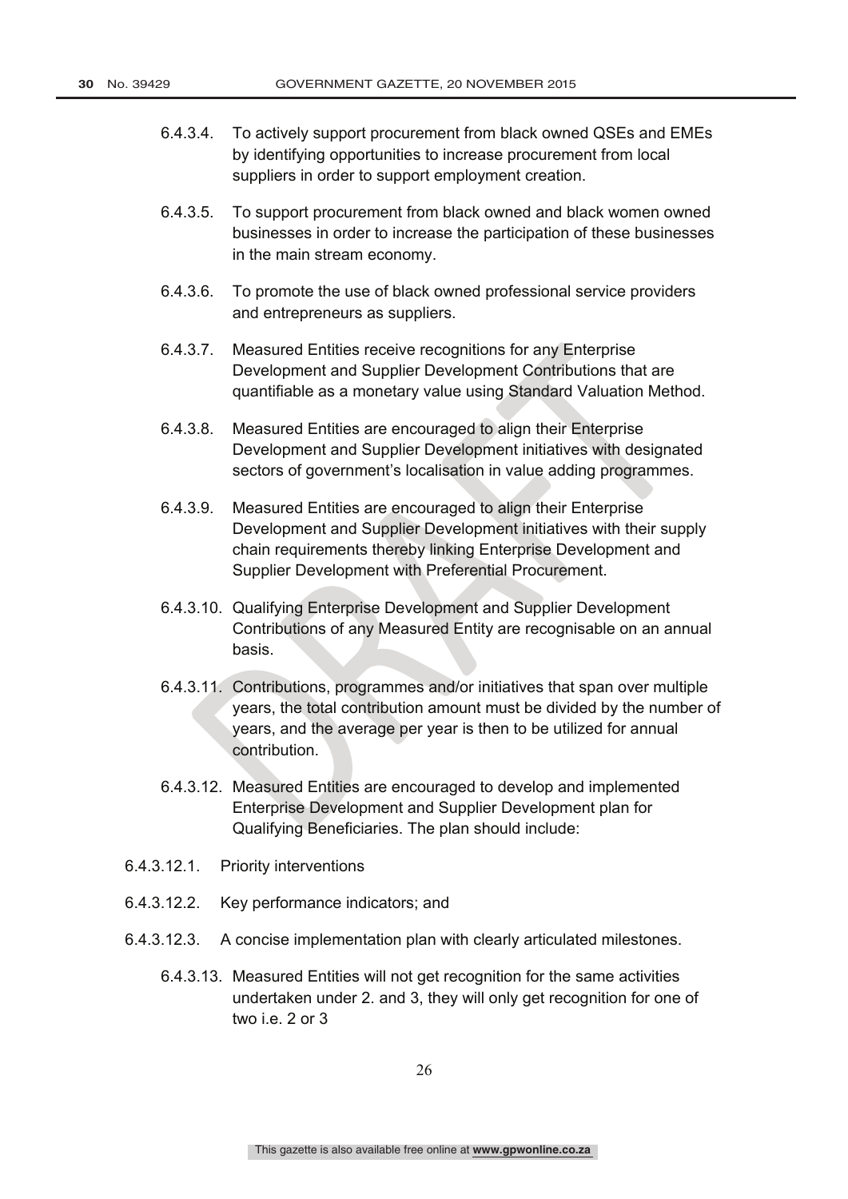6.4.3.4. To actively support procurement from black owned QSEs and EMEs by identifying opportunities to increase procurement from local suppliers in order to support employment creation.

6.4.3.5. To support procurement from black owned and black women owned businesses in order to increase the participation of these businesses in the main stream economy.

6.4.3.6. To promote the use of black owned professional service providers and entrepreneurs as suppliers.

6.4.3.7. Measured Entities receive recognitions for any Enterprise Development and Supplier Development Contributions that are quantifiable as a monetary value using Standard Valuation Method.

6.4.3.8. Measured Entities are encouraged to align their Enterprise Development and Supplier Development initiatives with designated sectors of government's localisation in value adding programmes.

6.4.3.9. Measured Entities are encouraged to align their Enterprise Development and Supplier Development initiatives with their supply chain requirements thereby linking Enterprise Development and Supplier Development with Preferential Procurement.

6.4.3.10. Qualifying Enterprise Development and Supplier Development Contributions of any Measured Entity are recognisable on an annual basis.

6.4.3.11. Contributions, programmes and/or initiatives that span over multiple years, the total contribution amount must be divided by the number of years, and the average per year is then to be utilized for annual contribution.

6.4.3.12. Measured Entities are encouraged to develop and implemented Enterprise Development and Supplier Development plan for Qualifying Beneficiaries. The plan should include:

6.4.3.12.1. Priority interventions

6.4.3.12.2. Key performance indicators; and

6.4.3.12.3. A concise implementation plan with clearly articulated milestones.

6.4.3.13. Measured Entities will not get recognition for the same activities undertaken under 2. and 3, they will only get recognition for one of two i.e. 2 or 3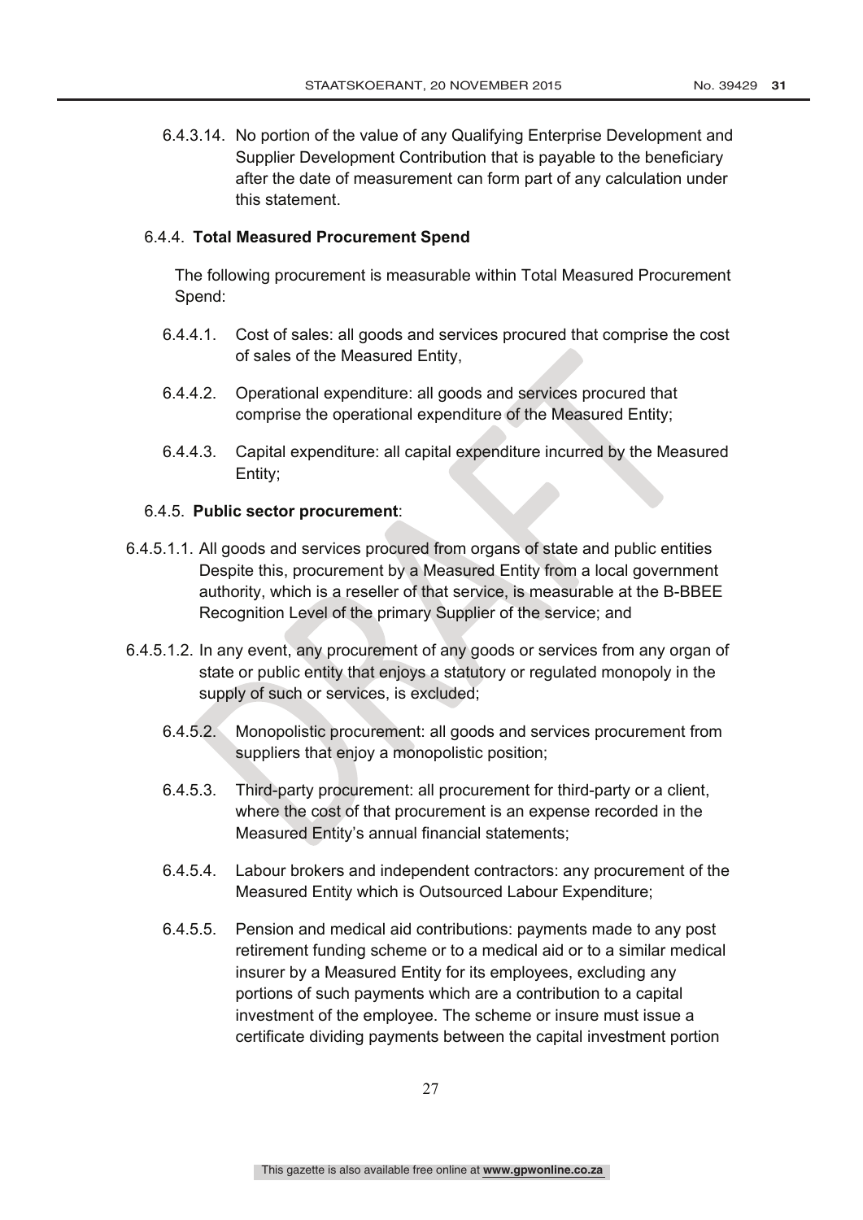6.4.3.14. No portion of the value of any Qualifying Enterprise Development and Supplier Development Contribution that is payable to the beneficiary after the date of measurement can form part of any calculation under this statement.

6.4.4. **Total Measured Procurement Spend**

The following procurement is measurable within Total Measured Procurement Spend:

6.4.4.1. Cost of sales: all goods and services procured that comprise the cost of sales of the Measured Entity,

6.4.4.2. Operational expenditure: all goods and services procured that comprise the operational expenditure of the Measured Entity;

6.4.4.3. Capital expenditure: all capital expenditure incurred by the Measured Entity;

6.4.5. **Public sector procurement**:

6.4.5.1.1. All goods and services procured from organs of state and public entities Despite this, procurement by a Measured Entity from a local government authority, which is a reseller of that service, is measurable at the B-BBEE Recognition Level of the primary Supplier of the service; and

6.4.5.1.2. In any event, any procurement of any goods or services from any organ of state or public entity that enjoys a statutory or regulated monopoly in the supply of such or services, is excluded;

6.4.5.2. Monopolistic procurement: all goods and services procurement from suppliers that enjoy a monopolistic position;

6.4.5.3. Third-party procurement: all procurement for third-party or a client, where the cost of that procurement is an expense recorded in the Measured Entity's annual financial statements;

6.4.5.4. Labour brokers and independent contractors: any procurement of the Measured Entity which is Outsourced Labour Expenditure;

6.4.5.5. Pension and medical aid contributions: payments made to any post retirement funding scheme or to a medical aid or to a similar medical insurer by a Measured Entity for its employees, excluding any portions of such payments which are a contribution to a capital investment of the employee. The scheme or insure must issue a certificate dividing payments between the capital investment portion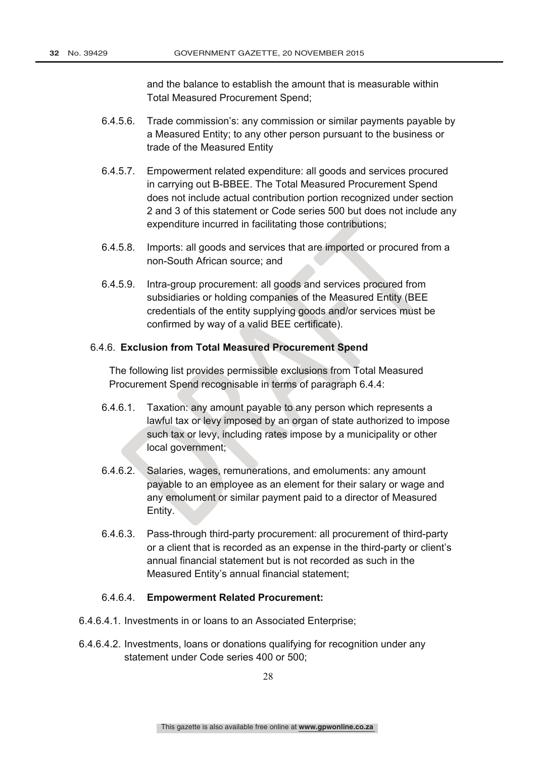and the balance to establish the amount that is measurable within Total Measured Procurement Spend;

6.4.5.6. Trade commission's: any commission or similar payments payable by a Measured Entity; to any other person pursuant to the business or trade of the Measured Entity

6.4.5.7. Empowerment related expenditure: all goods and services procured in carrying out B-BBEE. The Total Measured Procurement Spend does not include actual contribution portion recognized under section 2 and 3 of this statement or Code series 500 but does not include any expenditure incurred in facilitating those contributions;

6.4.5.8. Imports: all goods and services that are imported or procured from a non-South African source; and

6.4.5.9. Intra-group procurement: all goods and services procured from subsidiaries or holding companies of the Measured Entity (BEE credentials of the entity supplying goods and/or services must be confirmed by way of a valid BEE certificate).

6.4.6. **Exclusion from Total Measured Procurement Spend**

The following list provides permissible exclusions from Total Measured Procurement Spend recognisable in terms of paragraph 6.4.4:

6.4.6.1. Taxation: any amount payable to any person which represents a lawful tax or levy imposed by an organ of state authorized to impose such tax or levy, including rates impose by a municipality or other local government;

6.4.6.2. Salaries, wages, remunerations, and emoluments: any amount payable to an employee as an element for their salary or wage and any emolument or similar payment paid to a director of Measured Entity.

6.4.6.3. Pass-through third-party procurement: all procurement of third-party or a client that is recorded as an expense in the third-party or client's annual financial statement but is not recorded as such in the Measured Entity's annual financial statement;

6.4.6.4. **Empowerment Related Procurement:**

6.4.6.4.1. Investments in or loans to an Associated Enterprise;

6.4.6.4.2. Investments, loans or donations qualifying for recognition under any statement under Code series 400 or 500;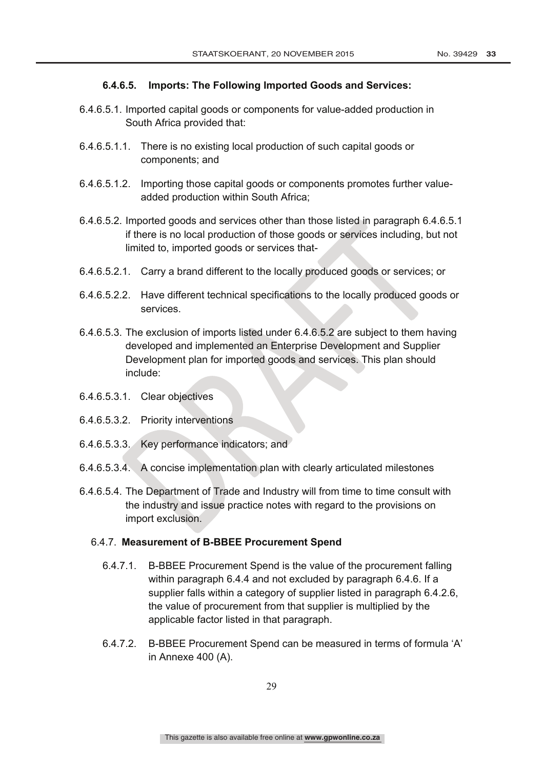#### 6.4.6.5. Imports: The Following Imported Goods and Services:

6.4.6.5.1. Imported capital goods or components for value-added production in South Africa provided that:

6.4.6.5.1.1. There is no existing local production of such capital goods or components; and

6.4.6.5.1.2. Importing those capital goods or components promotes further value-added production within South Africa;

6.4.6.5.2. Imported goods and services other than those listed in paragraph 6.4.6.5.1 if there is no local production of those goods or services including, but not limited to, imported goods or services that-

6.4.6.5.2.1. Carry a brand different to the locally produced goods or services; or

6.4.6.5.2.2. Have different technical specifications to the locally produced goods or services.

6.4.6.5.3. The exclusion of imports listed under 6.4.6.5.2 are subject to them having developed and implemented an Enterprise Development and Supplier Development plan for imported goods and services. This plan should include:

6.4.6.5.3.1. Clear objectives

6.4.6.5.3.2. Priority interventions

6.4.6.5.3.3. Key performance indicators; and

6.4.6.5.3.4. A concise implementation plan with clearly articulated milestones

6.4.6.5.4. The Department of Trade and Industry will from time to time consult with the industry and issue practice notes with regard to the provisions on import exclusion.

### 6.4.7. Measurement of B-BBEE Procurement Spend

6.4.7.1. B-BBEE Procurement Spend is the value of the procurement falling within paragraph 6.4.4 and not excluded by paragraph 6.4.6. If a supplier falls within a category of supplier listed in paragraph 6.4.2.6, the value of procurement from that supplier is multiplied by the applicable factor listed in that paragraph.

6.4.7.2. B-BBEE Procurement Spend can be measured in terms of formula 'A' in Annexe 400 (A).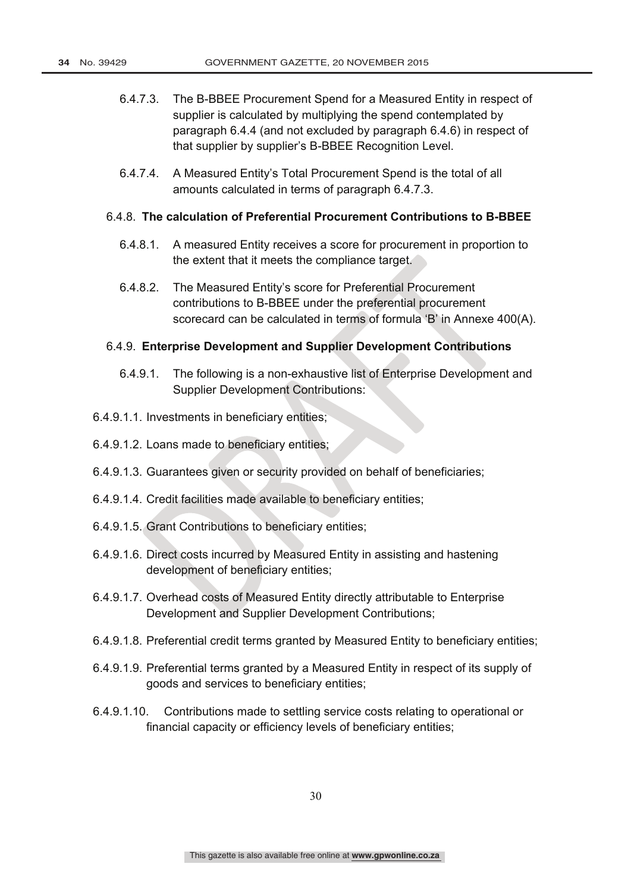6.4.7.3. The B-BBEE Procurement Spend for a Measured Entity in respect of supplier is calculated by multiplying the spend contemplated by paragraph 6.4.4 (and not excluded by paragraph 6.4.6) in respect of that supplier by supplier's B-BBEE Recognition Level.

6.4.7.4. A Measured Entity's Total Procurement Spend is the total of all amounts calculated in terms of paragraph 6.4.7.3.

6.4.8. **The calculation of Preferential Procurement Contributions to B-BBEE**

6.4.8.1. A measured Entity receives a score for procurement in proportion to the extent that it meets the compliance target.

6.4.8.2. The Measured Entity's score for Preferential Procurement contributions to B-BBEE under the preferential procurement scorecard can be calculated in terms of formula 'B' in Annexe 400(A).

6.4.9. **Enterprise Development and Supplier Development Contributions**

6.4.9.1. The following is a non-exhaustive list of Enterprise Development and Supplier Development Contributions:

6.4.9.1.1. Investments in beneficiary entities;

6.4.9.1.2. Loans made to beneficiary entities;

6.4.9.1.3. Guarantees given or security provided on behalf of beneficiaries;

6.4.9.1.4. Credit facilities made available to beneficiary entities;

6.4.9.1.5. Grant Contributions to beneficiary entities;

6.4.9.1.6. Direct costs incurred by Measured Entity in assisting and hastening development of beneficiary entities;

6.4.9.1.7. Overhead costs of Measured Entity directly attributable to Enterprise Development and Supplier Development Contributions;

6.4.9.1.8. Preferential credit terms granted by Measured Entity to beneficiary entities;

6.4.9.1.9. Preferential terms granted by a Measured Entity in respect of its supply of goods and services to beneficiary entities;

6.4.9.1.10. Contributions made to settling service costs relating to operational or financial capacity or efficiency levels of beneficiary entities;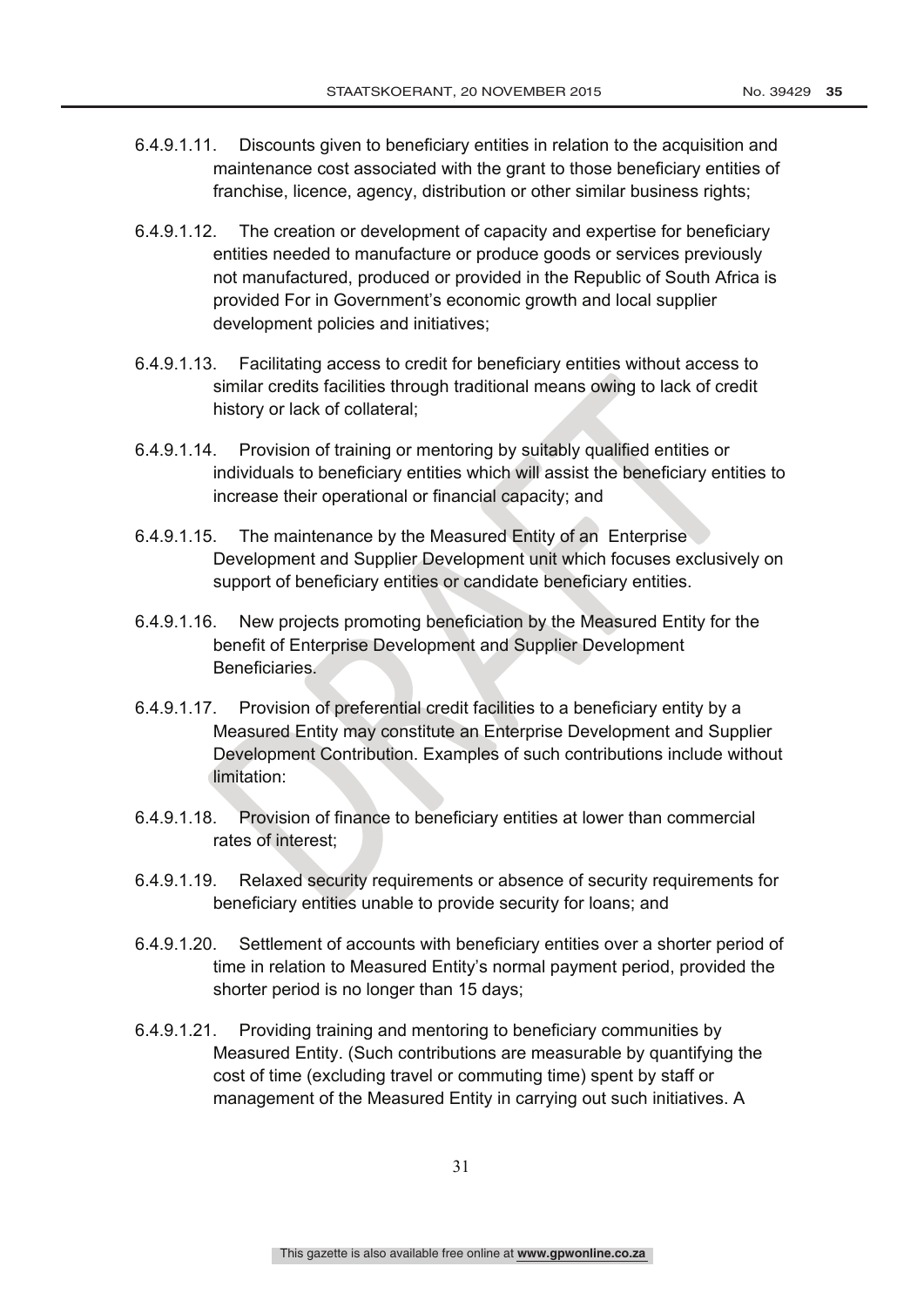6.4.9.1.11. Discounts given to beneficiary entities in relation to the acquisition and maintenance cost associated with the grant to those beneficiary entities of franchise, licence, agency, distribution or other similar business rights;

6.4.9.1.12. The creation or development of capacity and expertise for beneficiary entities needed to manufacture or produce goods or services previously not manufactured, produced or provided in the Republic of South Africa is provided For in Government's economic growth and local supplier development policies and initiatives;

6.4.9.1.13. Facilitating access to credit for beneficiary entities without access to similar credits facilities through traditional means owing to lack of credit history or lack of collateral;

6.4.9.1.14. Provision of training or mentoring by suitably qualified entities or individuals to beneficiary entities which will assist the beneficiary entities to increase their operational or financial capacity; and

6.4.9.1.15. The maintenance by the Measured Entity of an Enterprise Development and Supplier Development unit which focuses exclusively on support of beneficiary entities or candidate beneficiary entities.

6.4.9.1.16. New projects promoting beneficiation by the Measured Entity for the benefit of Enterprise Development and Supplier Development Beneficiaries.

6.4.9.1.17. Provision of preferential credit facilities to a beneficiary entity by a Measured Entity may constitute an Enterprise Development and Supplier Development Contribution. Examples of such contributions include without limitation:

6.4.9.1.18. Provision of finance to beneficiary entities at lower than commercial rates of interest;

6.4.9.1.19. Relaxed security requirements or absence of security requirements for beneficiary entities unable to provide security for loans; and

6.4.9.1.20. Settlement of accounts with beneficiary entities over a shorter period of time in relation to Measured Entity's normal payment period, provided the shorter period is no longer than 15 days;

6.4.9.1.21. Providing training and mentoring to beneficiary communities by Measured Entity. (Such contributions are measurable by quantifying the cost of time (excluding travel or commuting time) spent by staff or management of the Measured Entity in carrying out such initiatives. A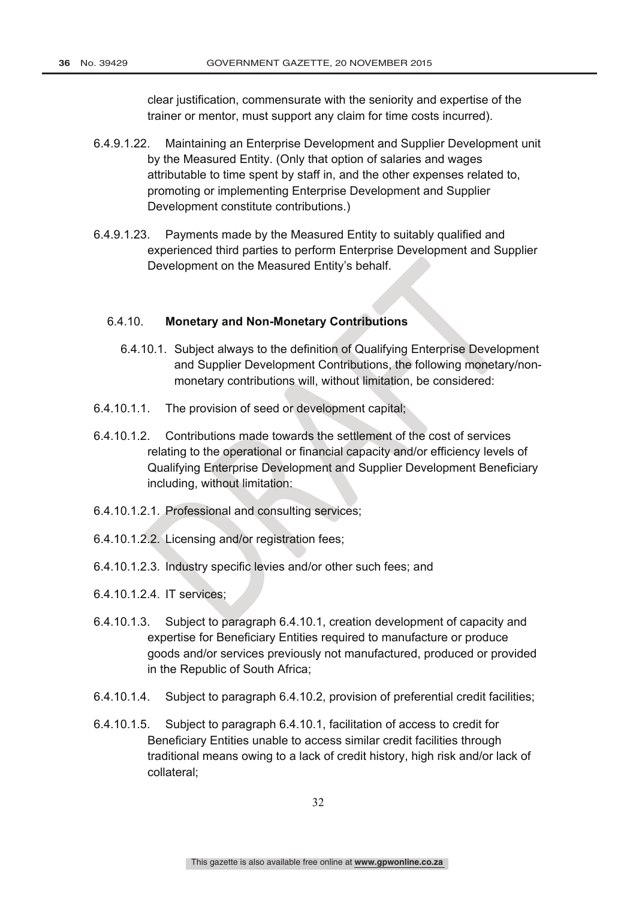clear justification, commensurate with the seniority and expertise of the trainer or mentor, must support any claim for time costs incurred).

6.4.9.1.22. Maintaining an Enterprise Development and Supplier Development unit by the Measured Entity. (Only that option of salaries and wages attributable to time spent by staff in, and the other expenses related to, promoting or implementing Enterprise Development and Supplier Development constitute contributions.)

6.4.9.1.23. Payments made by the Measured Entity to suitably qualified and experienced third parties to perform Enterprise Development and Supplier Development on the Measured Entity's behalf.

6.4.10. **Monetary and Non-Monetary Contributions**

6.4.10.1. Subject always to the definition of Qualifying Enterprise Development and Supplier Development Contributions, the following monetary/non-monetary contributions will, without limitation, be considered:

6.4.10.1.1. The provision of seed or development capital;

6.4.10.1.2. Contributions made towards the settlement of the cost of services relating to the operational or financial capacity and/or efficiency levels of Qualifying Enterprise Development and Supplier Development Beneficiary including, without limitation:

6.4.10.1.2.1. Professional and consulting services;

6.4.10.1.2.2. Licensing and/or registration fees;

6.4.10.1.2.3. Industry specific levies and/or other such fees; and

6.4.10.1.2.4. IT services;

6.4.10.1.3. Subject to paragraph 6.4.10.1, creation development of capacity and expertise for Beneficiary Entities required to manufacture or produce goods and/or services previously not manufactured, produced or provided in the Republic of South Africa;

6.4.10.1.4. Subject to paragraph 6.4.10.2, provision of preferential credit facilities;

6.4.10.1.5. Subject to paragraph 6.4.10.1, facilitation of access to credit for Beneficiary Entities unable to access similar credit facilities through traditional means owing to a lack of credit history, high risk and/or lack of collateral;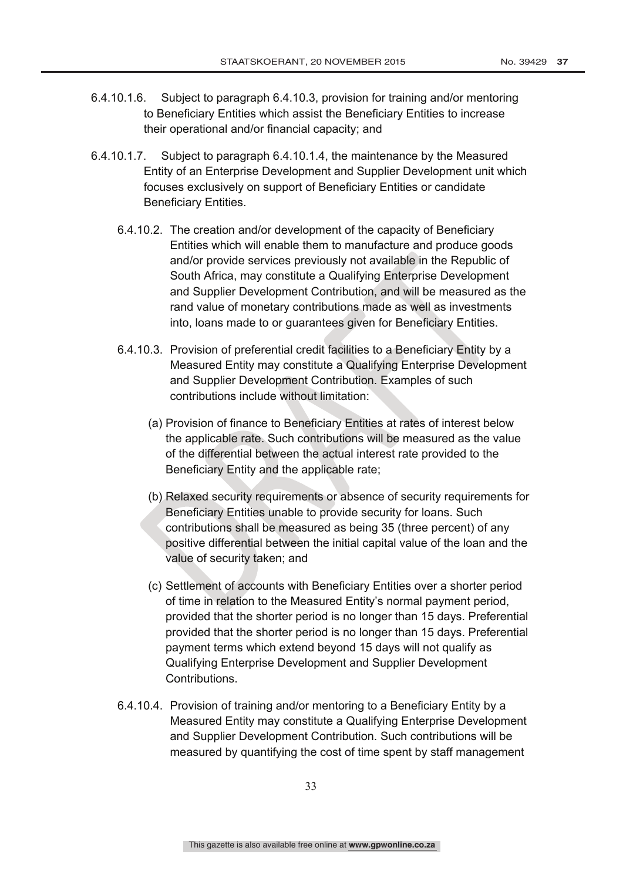6.4.10.1.6. Subject to paragraph 6.4.10.3, provision for training and/or mentoring to Beneficiary Entities which assist the Beneficiary Entities to increase their operational and/or financial capacity; and

6.4.10.1.7. Subject to paragraph 6.4.10.1.4, the maintenance by the Measured Entity of an Enterprise Development and Supplier Development unit which focuses exclusively on support of Beneficiary Entities or candidate Beneficiary Entities.

6.4.10.2. The creation and/or development of the capacity of Beneficiary Entities which will enable them to manufacture and produce goods and/or provide services previously not available in the Republic of South Africa, may constitute a Qualifying Enterprise Development and Supplier Development Contribution, and will be measured as the rand value of monetary contributions made as well as investments into, loans made to or guarantees given for Beneficiary Entities.

6.4.10.3. Provision of preferential credit facilities to a Beneficiary Entity by a Measured Entity may constitute a Qualifying Enterprise Development and Supplier Development Contribution. Examples of such contributions include without limitation:

(a) Provision of finance to Beneficiary Entities at rates of interest below the applicable rate. Such contributions will be measured as the value of the differential between the actual interest rate provided to the Beneficiary Entity and the applicable rate;

(b) Relaxed security requirements or absence of security requirements for Beneficiary Entities unable to provide security for loans. Such contributions shall be measured as being 35 (three percent) of any positive differential between the initial capital value of the loan and the value of security taken; and

(c) Settlement of accounts with Beneficiary Entities over a shorter period of time in relation to the Measured Entity's normal payment period, provided that the shorter period is no longer than 15 days. Preferential provided that the shorter period is no longer than 15 days. Preferential payment terms which extend beyond 15 days will not qualify as Qualifying Enterprise Development and Supplier Development Contributions.

6.4.10.4. Provision of training and/or mentoring to a Beneficiary Entity by a Measured Entity may constitute a Qualifying Enterprise Development and Supplier Development Contribution. Such contributions will be measured by quantifying the cost of time spent by staff management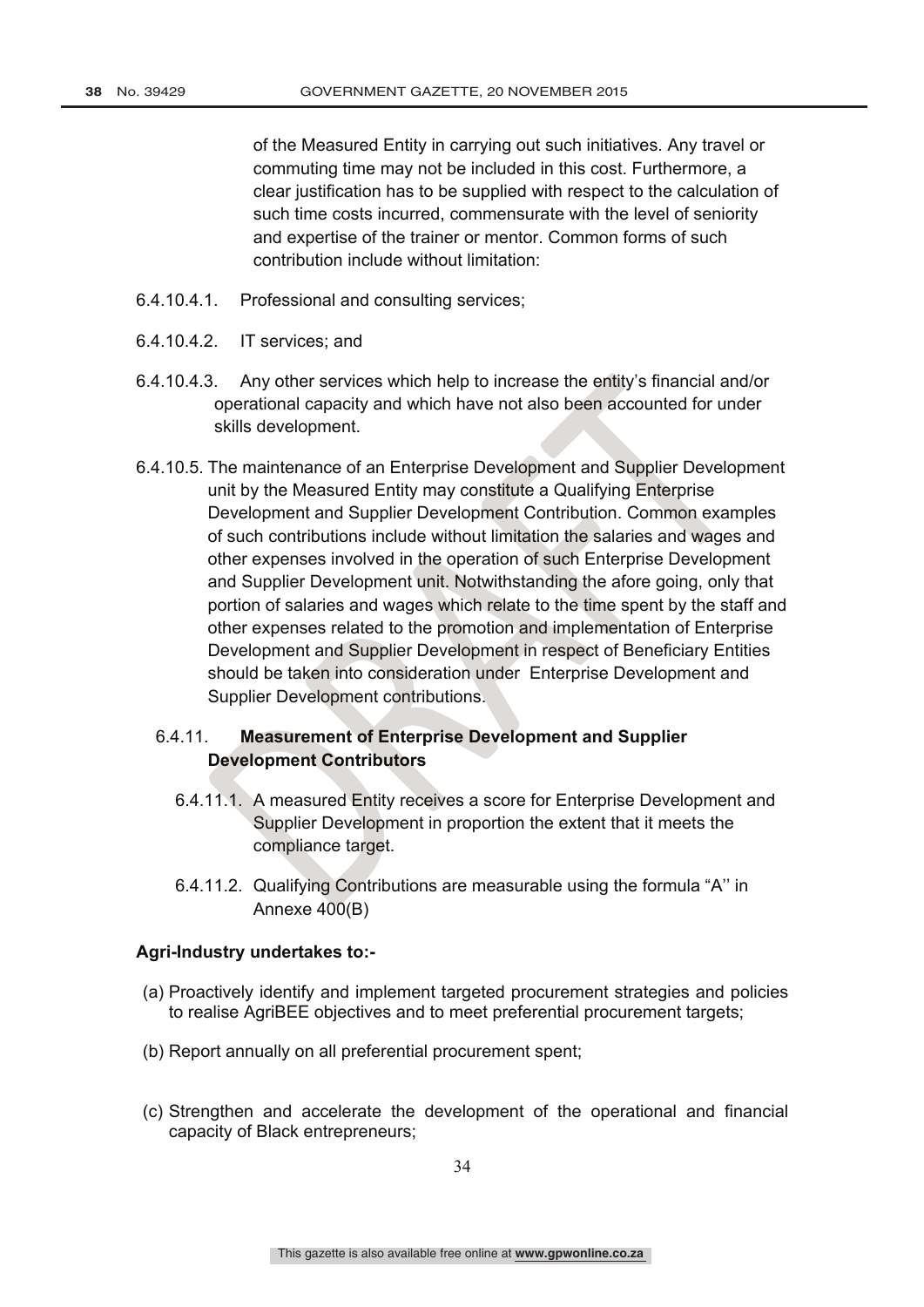of the Measured Entity in carrying out such initiatives. Any travel or commuting time may not be included in this cost. Furthermore, a clear justification has to be supplied with respect to the calculation of such time costs incurred, commensurate with the level of seniority and expertise of the trainer or mentor. Common forms of such contribution include without limitation:

6.4.10.4.1. Professional and consulting services;

6.4.10.4.2. IT services; and

6.4.10.4.3. Any other services which help to increase the entity's financial and/or operational capacity and which have not also been accounted for under skills development.

6.4.10.5. The maintenance of an Enterprise Development and Supplier Development unit by the Measured Entity may constitute a Qualifying Enterprise Development and Supplier Development Contribution. Common examples of such contributions include without limitation the salaries and wages and other expenses involved in the operation of such Enterprise Development and Supplier Development unit. Notwithstanding the afore going, only that portion of salaries and wages which relate to the time spent by the staff and other expenses related to the promotion and implementation of Enterprise Development and Supplier Development in respect of Beneficiary Entities should be taken into consideration under Enterprise Development and Supplier Development contributions.

6.4.11. **Measurement of Enterprise Development and Supplier Development Contributors**

6.4.11.1. A measured Entity receives a score for Enterprise Development and Supplier Development in proportion the extent that it meets the compliance target.

6.4.11.2. Qualifying Contributions are measurable using the formula "A'' in Annexe 400(B)

**Agri-Industry undertakes to:-**

(a) Proactively identify and implement targeted procurement strategies and policies to realise AgriBEE objectives and to meet preferential procurement targets;

(b) Report annually on all preferential procurement spent;

(c) Strengthen and accelerate the development of the operational and financial capacity of Black entrepreneurs;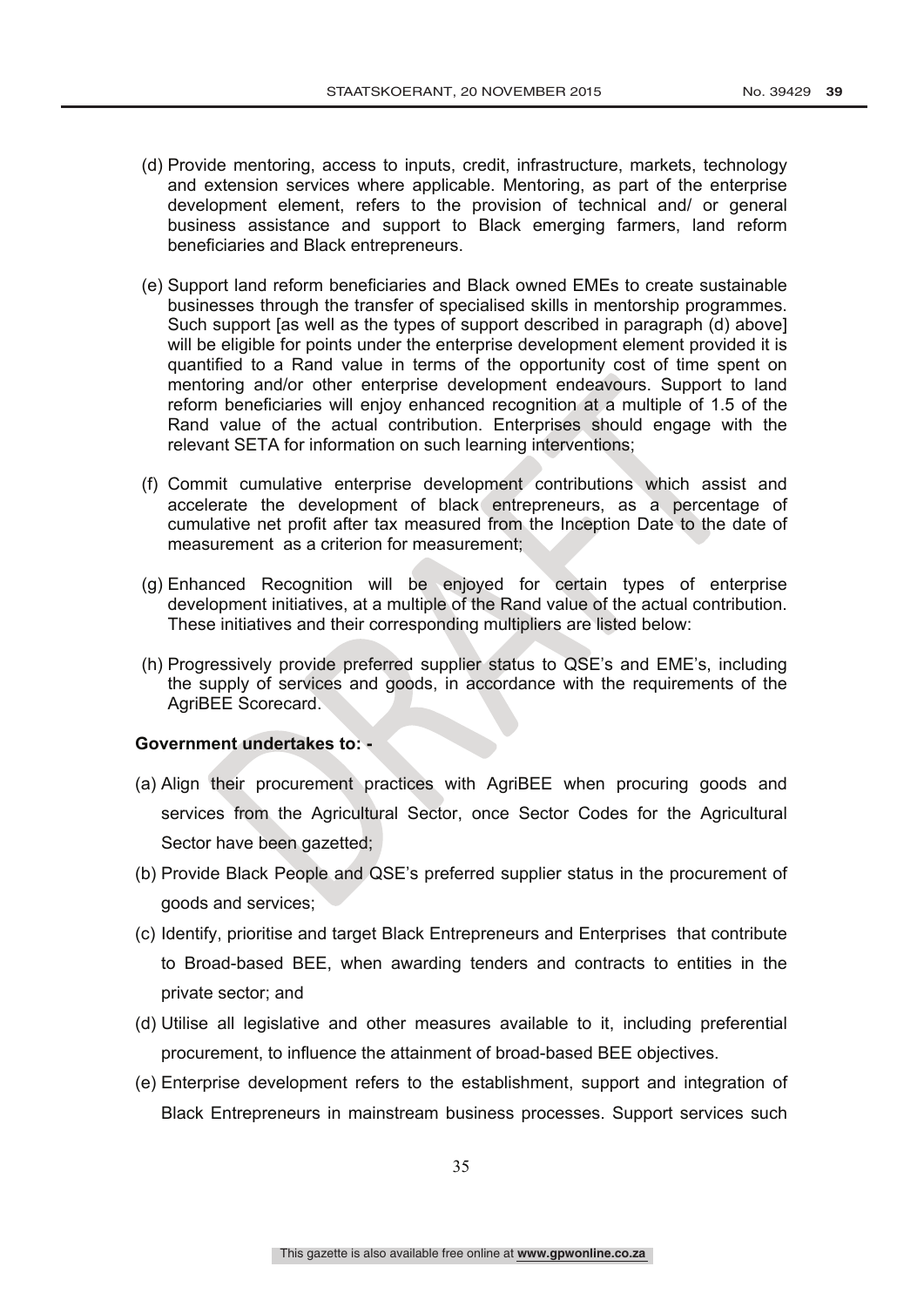(d) Provide mentoring, access to inputs, credit, infrastructure, markets, technology and extension services where applicable. Mentoring, as part of the enterprise development element, refers to the provision of technical and/ or general business assistance and support to Black emerging farmers, land reform beneficiaries and Black entrepreneurs.

(e) Support land reform beneficiaries and Black owned EMEs to create sustainable businesses through the transfer of specialised skills in mentorship programmes. Such support [as well as the types of support described in paragraph (d) above] will be eligible for points under the enterprise development element provided it is quantified to a Rand value in terms of the opportunity cost of time spent on mentoring and/or other enterprise development endeavours. Support to land reform beneficiaries will enjoy enhanced recognition at a multiple of 1.5 of the Rand value of the actual contribution. Enterprises should engage with the relevant SETA for information on such learning interventions;

(f) Commit cumulative enterprise development contributions which assist and accelerate the development of black entrepreneurs, as a percentage of cumulative net profit after tax measured from the Inception Date to the date of measurement as a criterion for measurement;

(g) Enhanced Recognition will be enjoyed for certain types of enterprise development initiatives, at a multiple of the Rand value of the actual contribution. These initiatives and their corresponding multipliers are listed below:

(h) Progressively provide preferred supplier status to QSE's and EME's, including the supply of services and goods, in accordance with the requirements of the AgriBEE Scorecard.

**Government undertakes to: -**

(a) Align their procurement practices with AgriBEE when procuring goods and services from the Agricultural Sector, once Sector Codes for the Agricultural Sector have been gazetted;

(b) Provide Black People and QSE's preferred supplier status in the procurement of goods and services;

(c) Identify, prioritise and target Black Entrepreneurs and Enterprises that contribute to Broad-based BEE, when awarding tenders and contracts to entities in the private sector; and

(d) Utilise all legislative and other measures available to it, including preferential procurement, to influence the attainment of broad-based BEE objectives.

(e) Enterprise development refers to the establishment, support and integration of Black Entrepreneurs in mainstream business processes. Support services such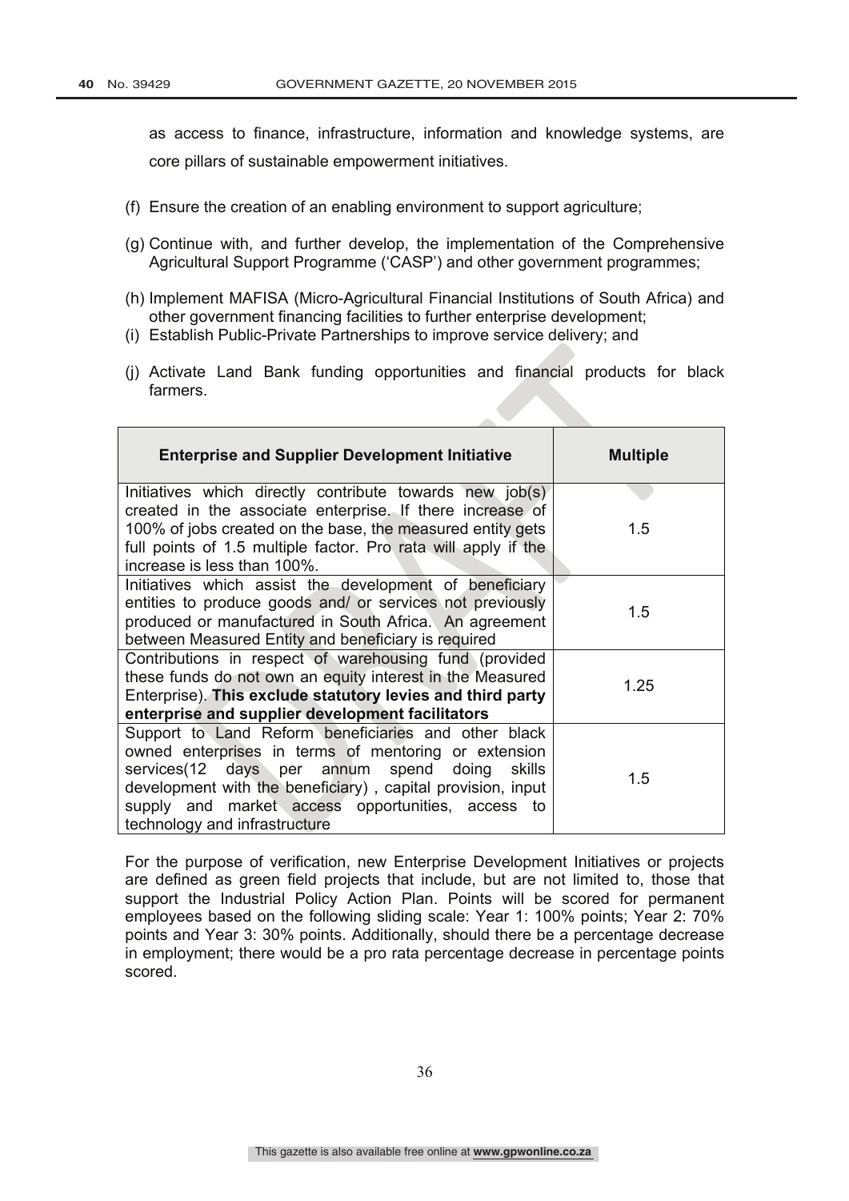as access to finance, infrastructure, information and knowledge systems, are core pillars of sustainable empowerment initiatives.

(f) Ensure the creation of an enabling environment to support agriculture;

(g) Continue with, and further develop, the implementation of the Comprehensive Agricultural Support Programme ('CASP') and other government programmes;

(h) Implement MAFISA (Micro-Agricultural Financial Institutions of South Africa) and other government financing facilities to further enterprise development;

(i) Establish Public-Private Partnerships to improve service delivery; and

(j) Activate Land Bank funding opportunities and financial products for black farmers.

| Enterprise and Supplier Development Initiative | Multiple |
|---|---|
| Initiatives which directly contribute towards new job(s) created in the associate enterprise. If there increase of 100% of jobs created on the base, the measured entity gets full points of 1.5 multiple factor. Pro rata will apply if the increase is less than 100%. | 1.5 |
| Initiatives which assist the development of beneficiary entities to produce goods and/ or services not previously produced or manufactured in South Africa. An agreement between Measured Entity and beneficiary is required | 1.5 |
| Contributions in respect of warehousing fund (provided these funds do not own an equity interest in the Measured Enterprise). **This exclude statutory levies and third party enterprise and supplier development facilitators** | 1.25 |
| Support to Land Reform beneficiaries and other black owned enterprises in terms of mentoring or extension services(12 days per annum spend doing skills development with the beneficiary) , capital provision, input supply and market access opportunities, access to technology and infrastructure | 1.5 |

For the purpose of verification, new Enterprise Development Initiatives or projects are defined as green field projects that include, but are not limited to, those that support the Industrial Policy Action Plan. Points will be scored for permanent employees based on the following sliding scale: Year 1: 100% points; Year 2: 70% points and Year 3: 30% points. Additionally, should there be a percentage decrease in employment; there would be a pro rata percentage decrease in percentage points scored.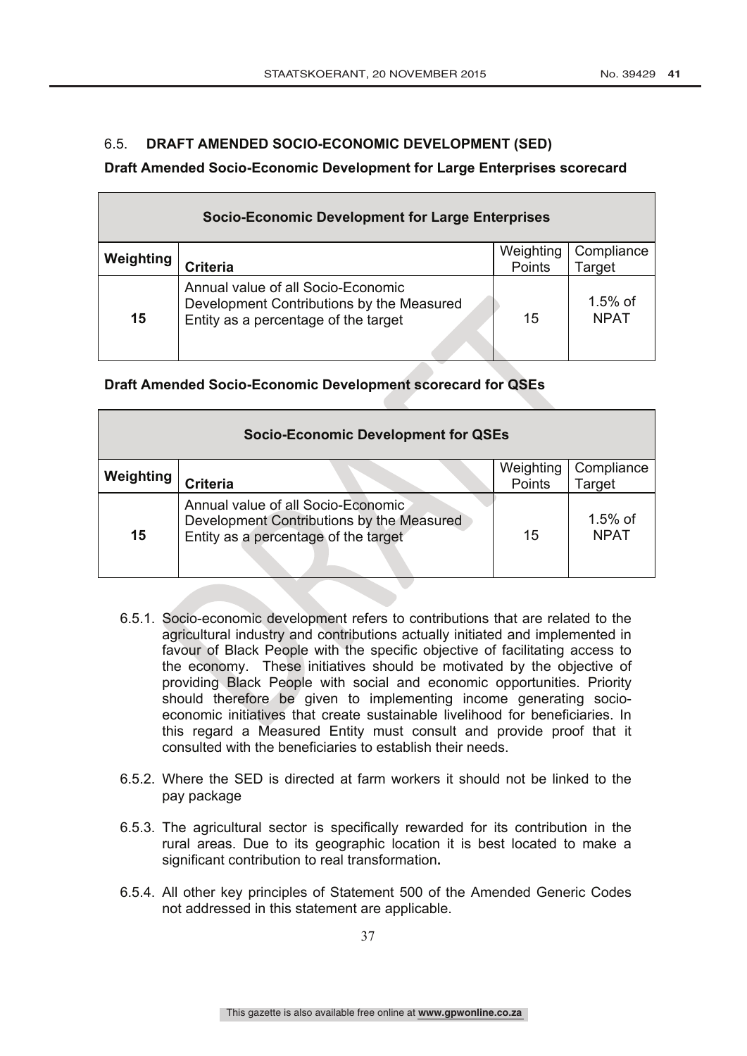## 6.5. DRAFT AMENDED SOCIO-ECONOMIC DEVELOPMENT (SED)

**Draft Amended Socio-Economic Development for Large Enterprises scorecard**

| **Socio-Economic Development for Large Enterprises** | | | |
|---|---|---|---|
| **Weighting** | **Criteria** | Weighting Points | Compliance Target |
| **15** | Annual value of all Socio-Economic Development Contributions by the Measured Entity as a percentage of the target | 15 | 1.5% of NPAT |

**Draft Amended Socio-Economic Development scorecard for QSEs**

| **Socio-Economic Development for QSEs** | | | |
|---|---|---|---|
| **Weighting** | **Criteria** | Weighting Points | Compliance Target |
| **15** | Annual value of all Socio-Economic Development Contributions by the Measured Entity as a percentage of the target | 15 | 1.5% of NPAT |

6.5.1. Socio-economic development refers to contributions that are related to the agricultural industry and contributions actually initiated and implemented in favour of Black People with the specific objective of facilitating access to the economy. These initiatives should be motivated by the objective of providing Black People with social and economic opportunities. Priority should therefore be given to implementing income generating socio-economic initiatives that create sustainable livelihood for beneficiaries. In this regard a Measured Entity must consult and provide proof that it consulted with the beneficiaries to establish their needs.

6.5.2. Where the SED is directed at farm workers it should not be linked to the pay package

6.5.3. The agricultural sector is specifically rewarded for its contribution in the rural areas. Due to its geographic location it is best located to make a significant contribution to real transformation**.**

6.5.4. All other key principles of Statement 500 of the Amended Generic Codes not addressed in this statement are applicable.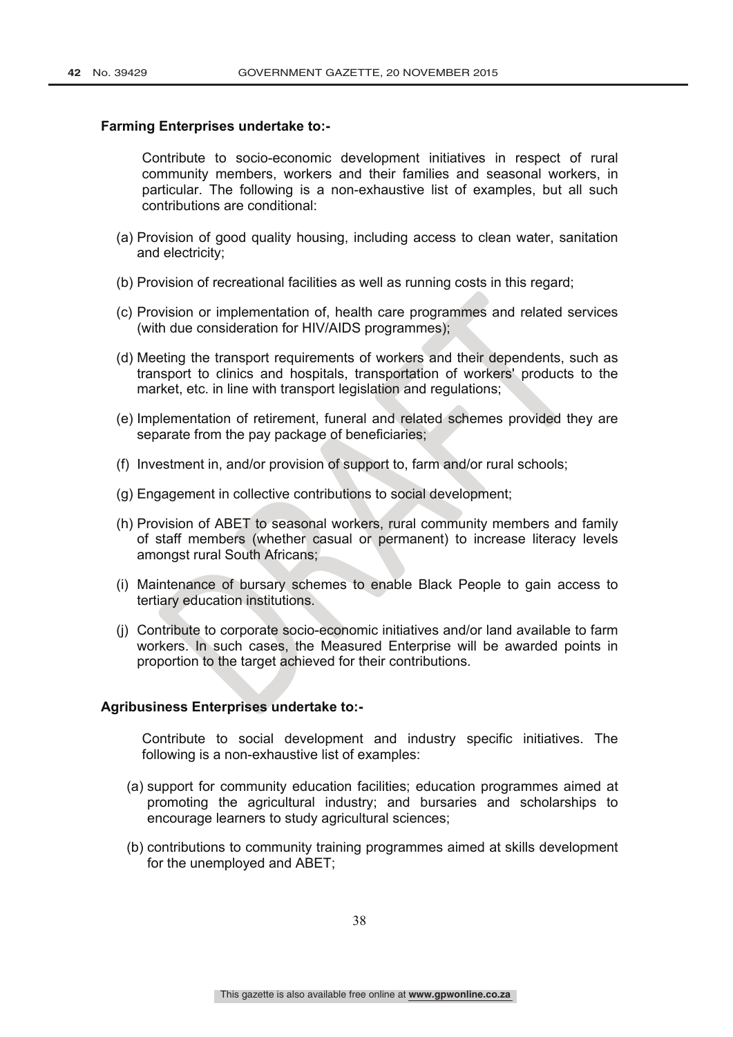**Farming Enterprises undertake to:-**

Contribute to socio-economic development initiatives in respect of rural community members, workers and their families and seasonal workers, in particular. The following is a non-exhaustive list of examples, but all such contributions are conditional:

(a) Provision of good quality housing, including access to clean water, sanitation and electricity;

(b) Provision of recreational facilities as well as running costs in this regard;

(c) Provision or implementation of, health care programmes and related services (with due consideration for HIV/AIDS programmes);

(d) Meeting the transport requirements of workers and their dependents, such as transport to clinics and hospitals, transportation of workers' products to the market, etc. in line with transport legislation and regulations;

(e) Implementation of retirement, funeral and related schemes provided they are separate from the pay package of beneficiaries;

(f) Investment in, and/or provision of support to, farm and/or rural schools;

(g) Engagement in collective contributions to social development;

(h) Provision of ABET to seasonal workers, rural community members and family of staff members (whether casual or permanent) to increase literacy levels amongst rural South Africans;

(i) Maintenance of bursary schemes to enable Black People to gain access to tertiary education institutions.

(j) Contribute to corporate socio-economic initiatives and/or land available to farm workers. In such cases, the Measured Enterprise will be awarded points in proportion to the target achieved for their contributions.

**Agribusiness Enterprises undertake to:-**

Contribute to social development and industry specific initiatives. The following is a non-exhaustive list of examples:

(a) support for community education facilities; education programmes aimed at promoting the agricultural industry; and bursaries and scholarships to encourage learners to study agricultural sciences;

(b) contributions to community training programmes aimed at skills development for the unemployed and ABET;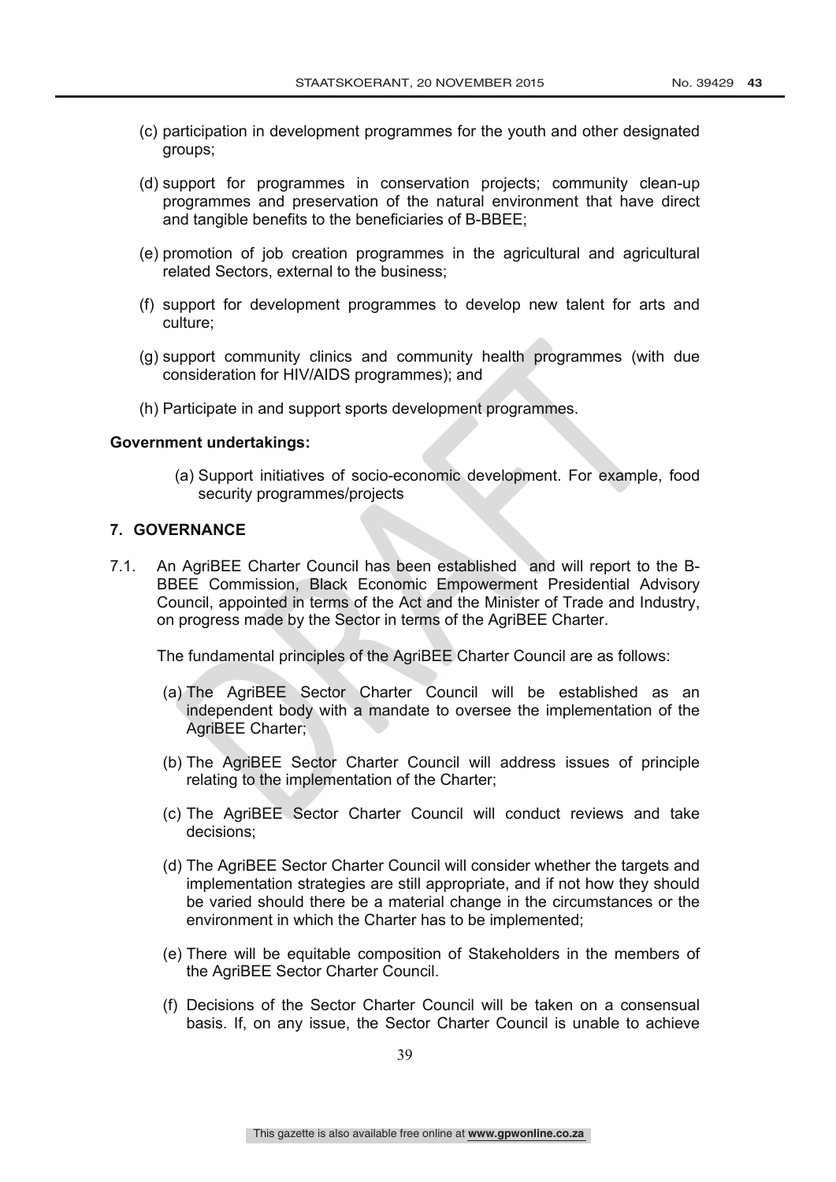(c) participation in development programmes for the youth and other designated groups;

(d) support for programmes in conservation projects; community clean-up programmes and preservation of the natural environment that have direct and tangible benefits to the beneficiaries of B-BBEE;

(e) promotion of job creation programmes in the agricultural and agricultural related Sectors, external to the business;

(f) support for development programmes to develop new talent for arts and culture;

(g) support community clinics and community health programmes (with due consideration for HIV/AIDS programmes); and

(h) Participate in and support sports development programmes.

**Government undertakings:**

(a) Support initiatives of socio-economic development. For example, food security programmes/projects

## 7. GOVERNANCE

7.1. An AgriBEE Charter Council has been established and will report to the B-BBEE Commission, Black Economic Empowerment Presidential Advisory Council, appointed in terms of the Act and the Minister of Trade and Industry, on progress made by the Sector in terms of the AgriBEE Charter.

The fundamental principles of the AgriBEE Charter Council are as follows:

(a) The AgriBEE Sector Charter Council will be established as an independent body with a mandate to oversee the implementation of the AgriBEE Charter;

(b) The AgriBEE Sector Charter Council will address issues of principle relating to the implementation of the Charter;

(c) The AgriBEE Sector Charter Council will conduct reviews and take decisions;

(d) The AgriBEE Sector Charter Council will consider whether the targets and implementation strategies are still appropriate, and if not how they should be varied should there be a material change in the circumstances or the environment in which the Charter has to be implemented;

(e) There will be equitable composition of Stakeholders in the members of the AgriBEE Sector Charter Council.

(f) Decisions of the Sector Charter Council will be taken on a consensual basis. If, on any issue, the Sector Charter Council is unable to achieve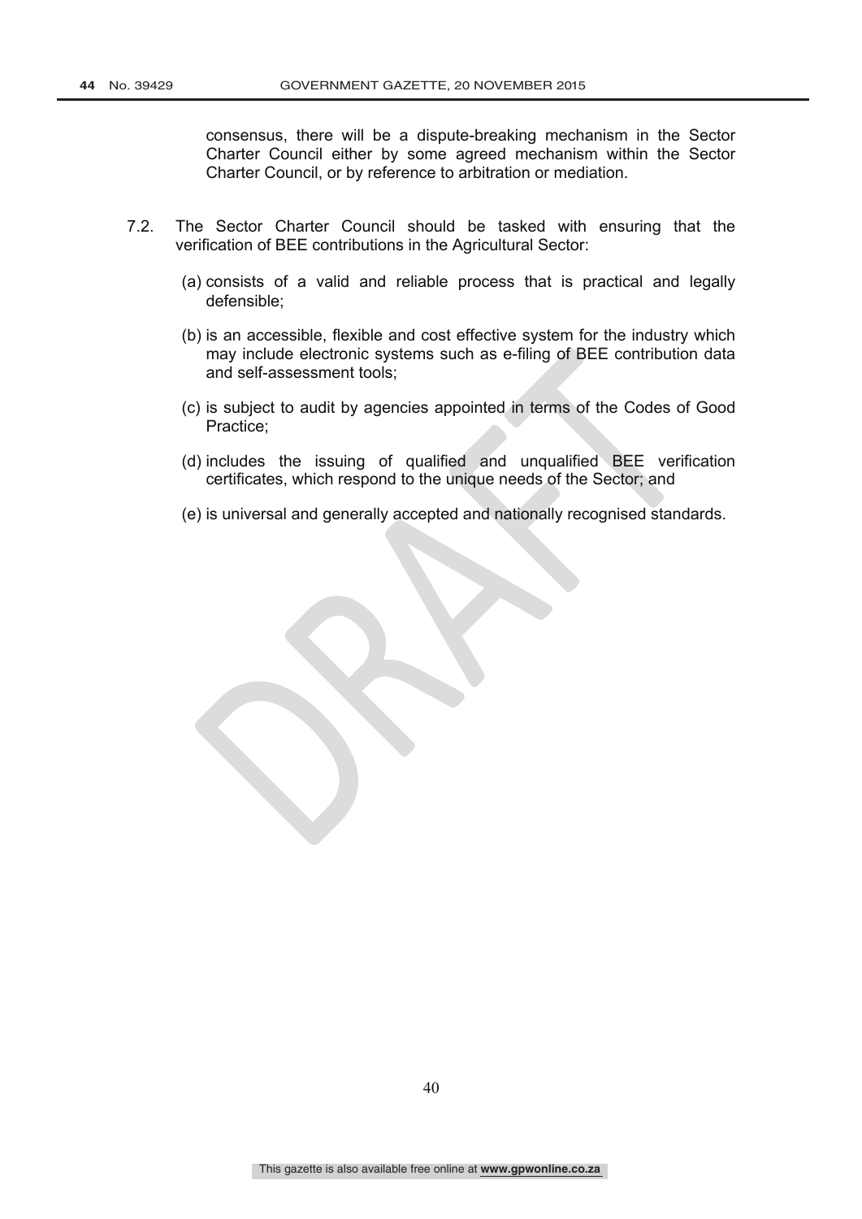consensus, there will be a dispute-breaking mechanism in the Sector Charter Council either by some agreed mechanism within the Sector Charter Council, or by reference to arbitration or mediation.

7.2. The Sector Charter Council should be tasked with ensuring that the verification of BEE contributions in the Agricultural Sector:

(a) consists of a valid and reliable process that is practical and legally defensible;

(b) is an accessible, flexible and cost effective system for the industry which may include electronic systems such as e-filing of BEE contribution data and self-assessment tools;

(c) is subject to audit by agencies appointed in terms of the Codes of Good Practice;

(d) includes the issuing of qualified and unqualified BEE verification certificates, which respond to the unique needs of the Sector; and

(e) is universal and generally accepted and nationally recognised standards.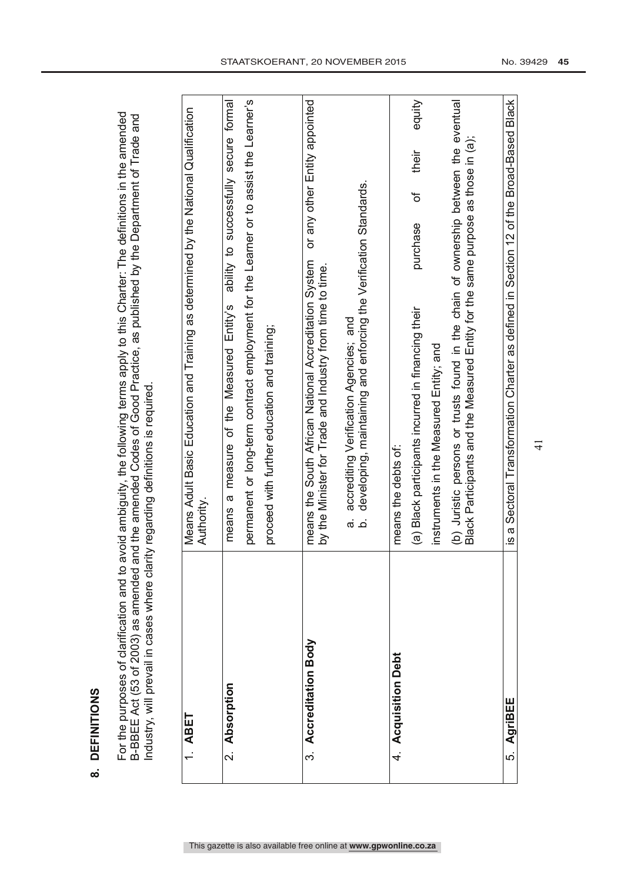## 8. DEFINITIONS

For the purposes of clarification and to avoid ambiguity, the following terms apply to this Charter: The definitions in the amended B-BBEE Act (53 of 2003) as amended and the amended Codes of Good Practice, as published by the Department of Trade and Industry, will prevail in cases where clarity regarding definitions is required.

| | |
|---|---|
| 1. **ABET** | Means Adult Basic Education and Training as determined by the National Qualification Authority. |
| 2. **Absorption** | means a measure of the Measured Entity's ability to successfully secure formal permanent or long-term contract employment for the Learner or to assist the Learner's proceed with further education and training; |
| 3. **Accreditation Body** | means the South African National Accreditation System or any other Entity appointed by the Minister for Trade and Industry from time to time.<br><br>a. accrediting Verification Agencies; and<br>b. developing, maintaining and enforcing the Verification Standards. |
| 4. **Acquisition Debt** | means the debts of:<br>(a) Black participants incurred in financing their purchase of their equity instruments in the Measured Entity; and<br>(b) Juristic persons or trusts found in the chain of ownership between the eventual Black Participants and the Measured Entity for the same purpose as those in (a); |
| 5. **AgriBEE** | is a Sectoral Transformation Charter as defined in Section 12 of the Broad-Based Black |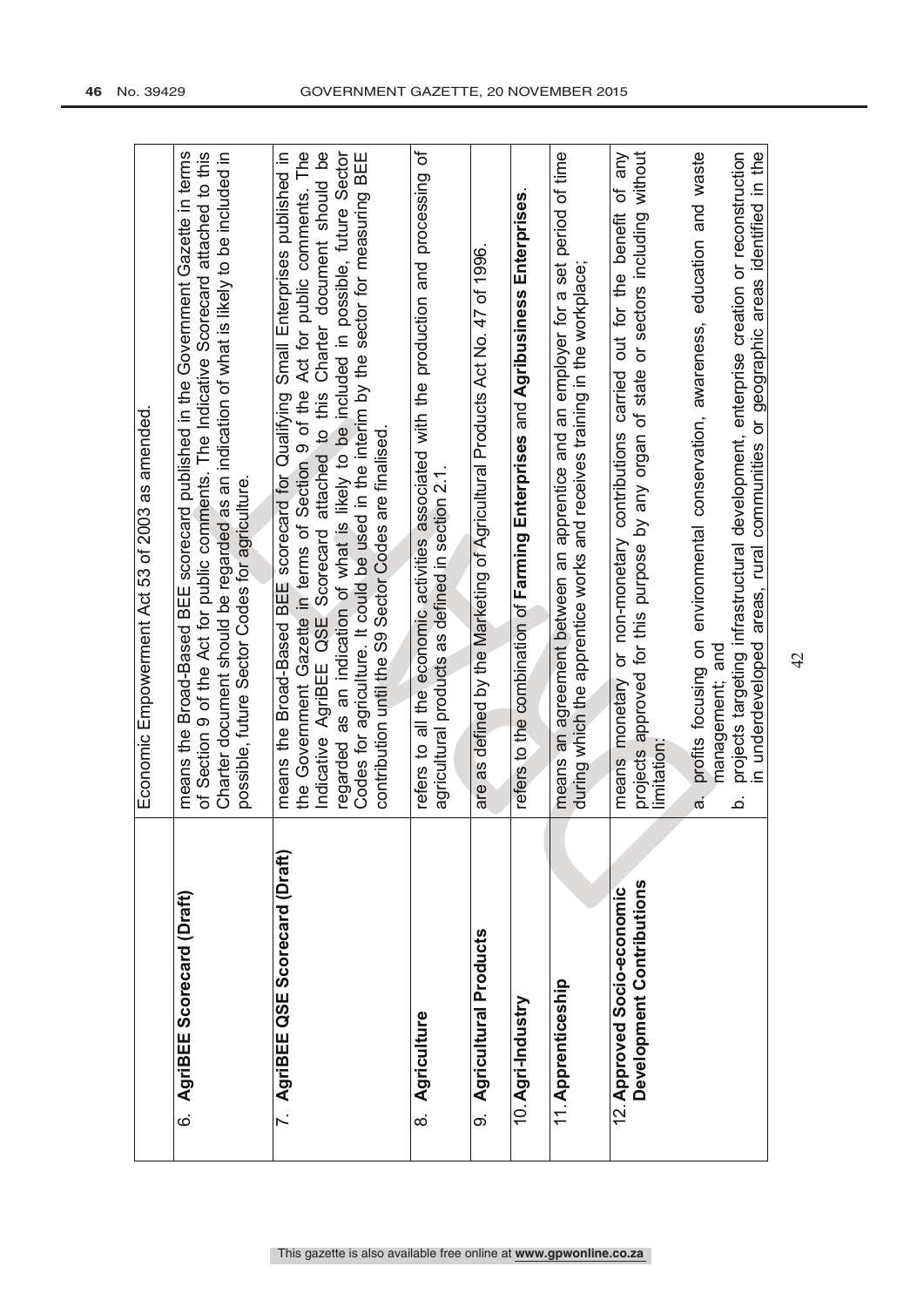| | |
|---|---|
| | Economic Empowerment Act 53 of 2003 as amended. |
| 6. **AgriBEE Scorecard (Draft)** | means the Broad-Based BEE scorecard published in the Government Gazette in terms of Section 9 of the Act for public comments. The Indicative Scorecard attached to this Charter document should be regarded as an indication of what is likely to be included in possible, future Sector Codes for agriculture. |
| 7. **AgriBEE QSE Scorecard (Draft)** | means the Broad-Based BEE scorecard for Qualifying Small Enterprises published in the Government Gazette in terms of Section 9 of the Act for public comments. The Indicative AgriBEE QSE Scorecard attached to this Charter document should be regarded as an indication of what is likely to be included in possible, future Sector Codes for agriculture. It could be used in the interim by the sector for measuring BEE contribution until the S9 Sector Codes are finalised. |
| 8. **Agriculture** | refers to all the economic activities associated with the production and processing of agricultural products as defined in section 2.1. |
| 9. **Agricultural Products** | are as defined by the Marketing of Agricultural Products Act No. 47 of 1996. |
| 10. **Agri-Industry** | refers to the combination of **Farming Enterprises** and **Agribusiness Enterprises**. |
| 11. **Apprenticeship** | means an agreement between an apprentice and an employer for a set period of time during which the apprentice works and receives training in the workplace; |
| 12. **Approved Socio-economic Development Contributions** | means monetary or non-monetary contributions carried out for the benefit of any projects approved for this purpose by any organ of state or sectors including without limitation:<br><br>a. profits focusing on environmental conservation, awareness, education and waste management; and<br><br>b. projects targeting infrastructural development, enterprise creation or reconstruction in underdeveloped areas, rural communities or geographic areas identified in the |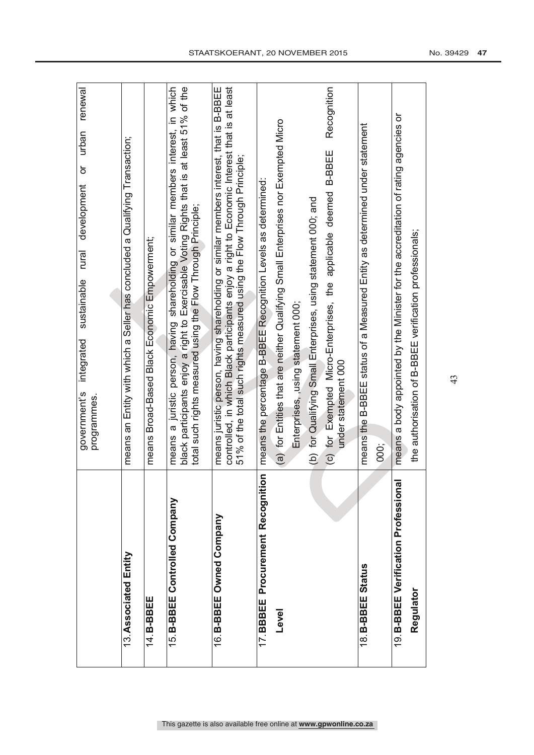| | |
|---|---|
| | government's integrated sustainable rural development or urban renewal programmes. |
| 13. **Associated Entity** | means an Entity with which a Seller has concluded a Qualifying Transaction; |
| 14. **B-BBEE** | means Broad-Based Black Economic Empowerment; |
| 15. **B-BBEE Controlled Company** | means a juristic person, having shareholding or similar members interest, in which black participants enjoy a right to Exercisable Voting Rights that is at least 51% of the total such rights measured using the Flow Through Principle; |
| 16. **B-BBEE Owned Company** | means juristic person, having shareholding or similar members interest, that is B-BBEE controlled, in which Black participants enjoy a right to Economic Interest that is at least 51% of the total such rights measured using the Flow Through Principle; |
| 17. **BBBEE Procurement Recognition Level** | means the percentage B-BBEE Recognition Levels as determined: (a) for Entities that are neither Qualifying Small Enterprises nor Exempted Micro Enterprises, using statement 000; (b) for Qualifying Small Enterprises, using statement 000; and (c) for Exempted Micro-Enterprises, the applicable deemed B-BBEE Recognition under statement 000 |
| 18. **B-BBEE Status** | means the B-BBEE status of a Measured Entity as determined under statement 000; |
| 19. **B-BBEE Verification Professional Regulator** | means a body appointed by the Minister for the accreditation of rating agencies or the authorisation of B-BBEE verification professionals; |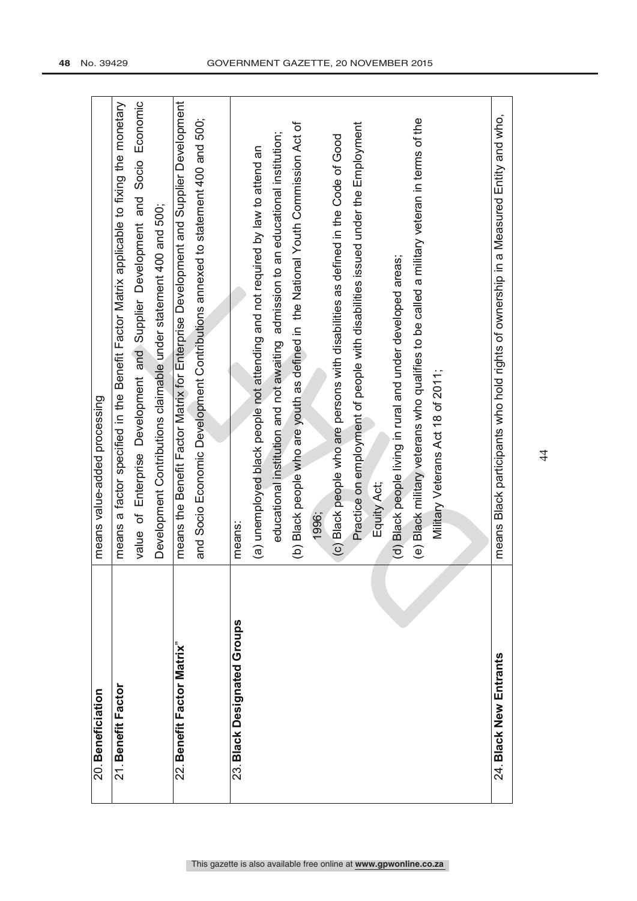| | |
|---|---|
| 20. **Beneficiation** | means value-added processing |
| 21. **Benefit Factor** | means a factor specified in the Benefit Factor Matrix applicable to fixing the monetary value of Enterprise Development and Supplier Development and Socio Economic Development Contributions claimable under statement 400 and 500; |
| 22. **Benefit Factor Matrix"** | means the Benefit Factor Matrix for Enterprise Development and Supplier Development and Socio Economic Development Contributions annexed to statement 400 and 500; |
| 23. **Black Designated Groups** | means:<br>(a) unemployed black people not attending and not required by law to attend an educational institution and not awaiting admission to an educational institution;<br>(b) Black people who are youth as defined in the National Youth Commission Act of 1996;<br>(c) Black people who are persons with disabilities as defined in the Code of Good Practice on employment of people with disabilities issued under the Employment Equity Act;<br>(d) Black people living in rural and under developed areas;<br>(e) Black military veterans who qualifies to be called a military veteran in terms of the Military Veterans Act 18 of 2011; |
| 24. **Black New Entrants** | means Black participants who hold rights of ownership in a Measured Entity and who, |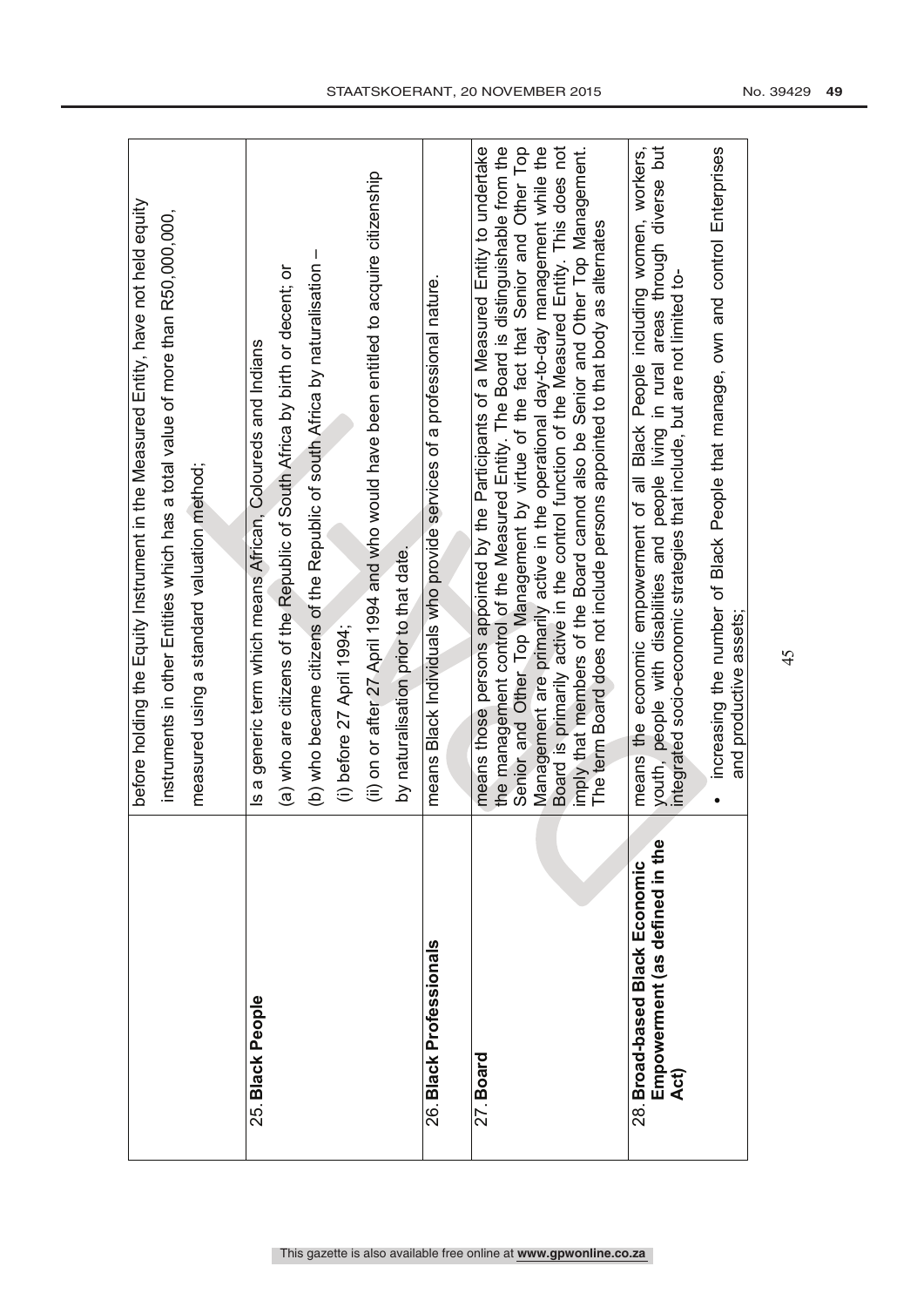| | |
|---|---|
| | before holding the Equity Instrument in the Measured Entity, have not held equity instruments in other Entities which has a total value of more than R50,000,000, measured using a standard valuation method; |
| 25. **Black People** | Is a generic term which means African, Coloureds and Indians<br>(a) who are citizens of the Republic of South Africa by birth or decent; or<br>(b) who became citizens of the Republic of south Africa by naturalisation –<br>(i) before 27 April 1994;<br>(ii) on or after 27 April 1994 and who would have been entitled to acquire citizenship by naturalisation prior to that date. |
| 26. **Black Professionals** | means Black Individuals who provide services of a professional nature. |
| 27. **Board** | means those persons appointed by the Participants of a Measured Entity to undertake the management control of the Measured Entity. The Board is distinguishable from the Senior and Other Top Management by virtue of the fact that Senior and Other Top Management are primarily active in the operational day-to-day management while the Board is primarily active in the control function of the Measured Entity. This does not imply that members of the Board cannot also be Senior and Other Top Management. The term Board does not include persons appointed to that body as alternates |
| 28. **Broad-based Black Economic Empowerment (as defined in the Act)** | means the economic empowerment of all Black People including women, workers, youth, people with disabilities and people living in rural areas through diverse but integrated socio-economic strategies that include, but are not limited to-<br>• increasing the number of Black People that manage, own and control Enterprises and productive assets; |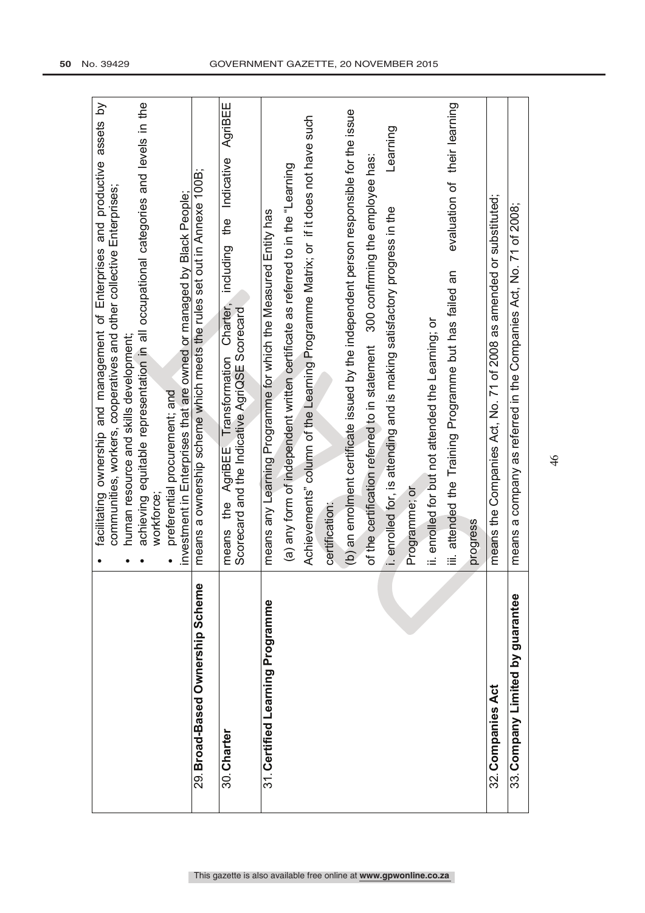| | |
|---|---|
| | • facilitating ownership and management of Enterprises and productive assets by communities, workers, cooperatives and other collective Enterprises;<br>• human resource and skills development;<br>• achieving equitable representation in all occupational categories and levels in the workforce;<br>• preferential procurement; and<br>investment in Enterprises that are owned or managed by Black People; |
| 29. **Broad-Based Ownership Scheme** | means a ownership scheme which meets the rules set out in Annexe 100B; |
| 30. **Charter** | means the AgriBEE Transformation Charter, including the Indicative AgriBEE Scorecard and the Indicative AgriQSE Scorecard |
| 31. **Certified Learning Programme** | means any Learning Programme for which the Measured Entity has<br>(a) any form of independent written certificate as referred to in the "Learning Achievements" column of the Learning Programme Matrix; or if it does not have such certification:<br>(b) an enrolment certificate issued by the independent person responsible for the issue of the certification referred to in statement 300 confirming the employee has:<br>i. enrolled for, is attending and is making satisfactory progress in the Learning Programme; or<br>ii. enrolled for but not attended the Learning; or<br>iii. attended the Training Programme but has failed an evaluation of their learning progress |
| 32. **Companies Act** | means the Companies Act, No. 71 of 2008 as amended or substituted; |
| 33. **Company Limited by guarantee** | means a company as referred in the Companies Act, No. 71 of 2008; |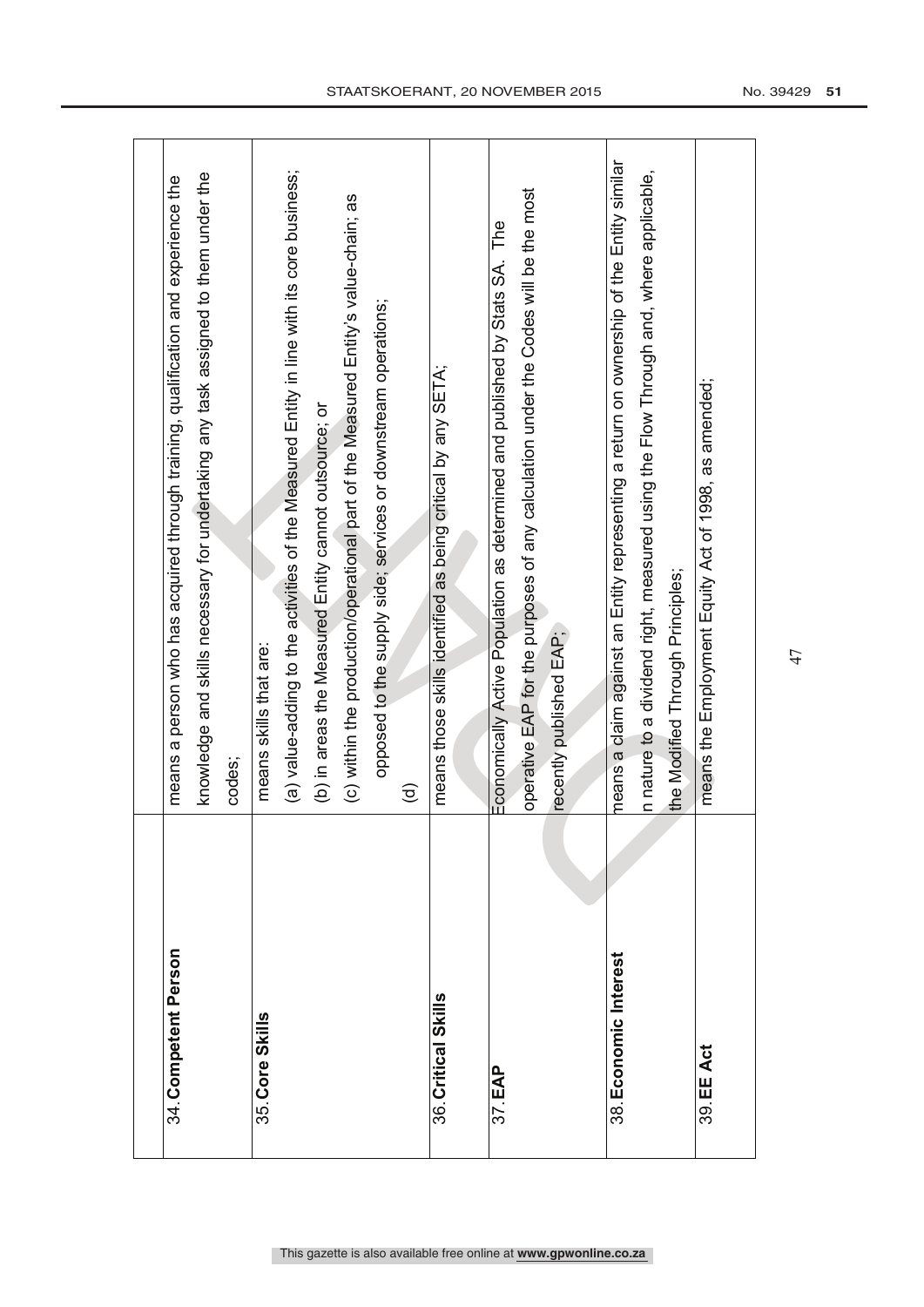| | |
|---|---|
| 34. **Competent Person** | means a person who has acquired through training, qualification and experience the knowledge and skills necessary for undertaking any task assigned to them under the codes; |
| 35. **Core Skills** | means skills that are:<br>(a) value-adding to the activities of the Measured Entity in line with its core business;<br>(b) in areas the Measured Entity cannot outsource; or<br>(c) within the production/operational part of the Measured Entity's value-chain; as opposed to the supply side; services or downstream operations;<br>(d) |
| 36. **Critical Skills** | means those skills identified as being critical by any SETA; |
| 37. **EAP** | Economically Active Population as determined and published by Stats SA. The operative EAP for the purposes of any calculation under the Codes will be the most recently published EAP; |
| 38. **Economic Interest** | means a claim against an Entity representing a return on ownership of the Entity similar in nature to a dividend right, measured using the Flow Through and, where applicable, the Modified Flow Through Principles; |
| 39. **EE Act** | means the Employment Equity Act of 1998, as amended; |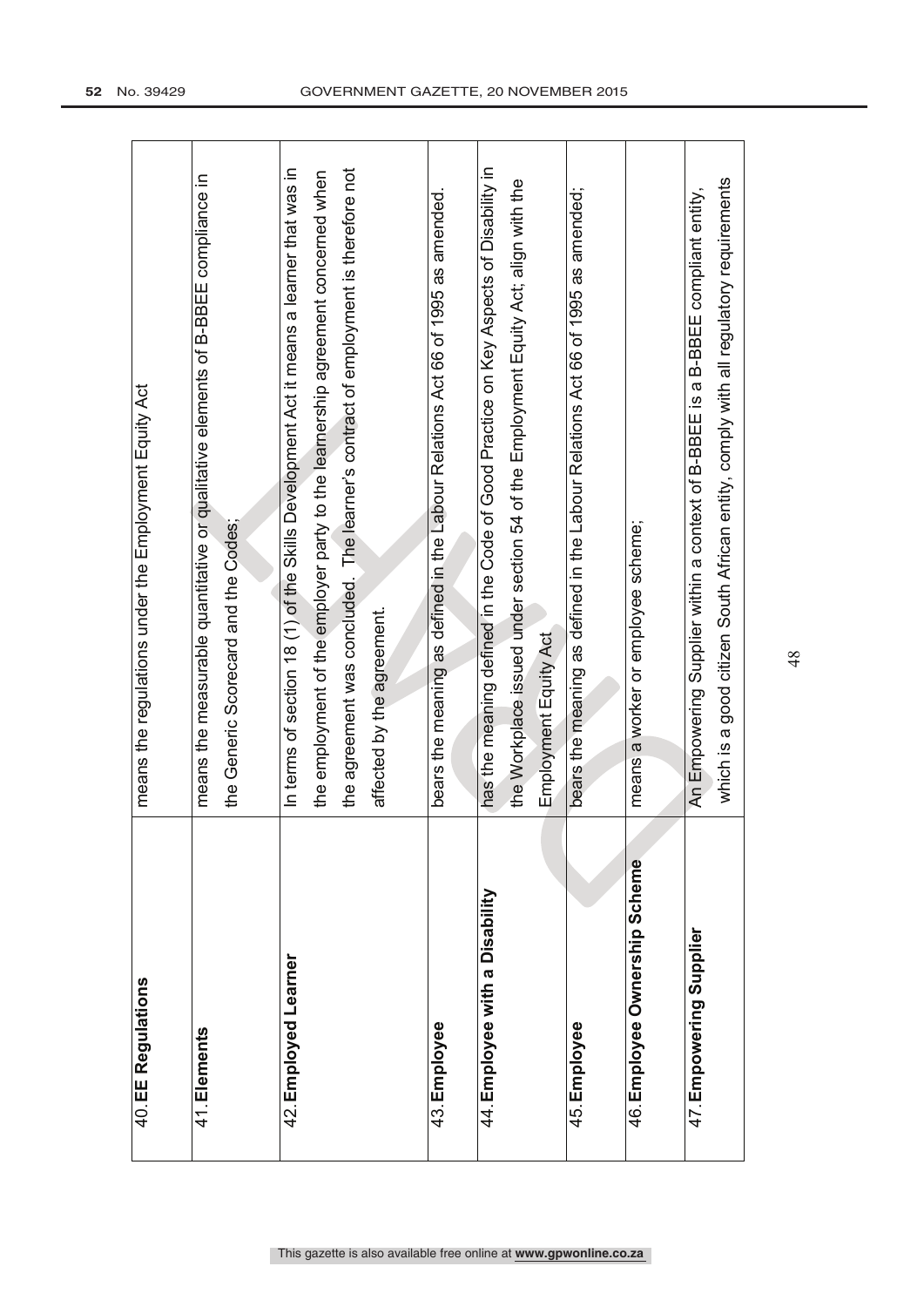| 40. **EE Regulations** | means the regulations under the Employment Equity Act |
|---|---|
| 41. **Elements** | means the measurable quantitative or qualitative elements of B-BBEE compliance in the Generic Scorecard and the Codes; |
| 42. **Employed Learner** | In terms of section 18 (1) of the Skills Development Act it means a learner that was in the employment of the employer party to the learnership agreement concerned when the agreement was concluded. The learner's contract of employment is therefore not affected by the agreement. |
| 43. **Employee** | bears the meaning as defined in the Labour Relations Act 66 of 1995 as amended. |
| 44. **Employee with a Disability** | has the meaning defined in the Code of Good Practice on Key Aspects of Disability in the Workplace issued under section 54 of the Employment Equity Act; align with the Employment Equity Act |
| 45. **Employee** | bears the meaning as defined in the Labour Relations Act 66 of 1995 as amended; |
| 46. **Employee Ownership Scheme** | means a worker or employee scheme; |
| 47. **Empowering Supplier** | An Empowering Supplier within a context of B-BBEE is a B-BBEE compliant entity, which is a good citizen South African entity, comply with all regulatory requirements |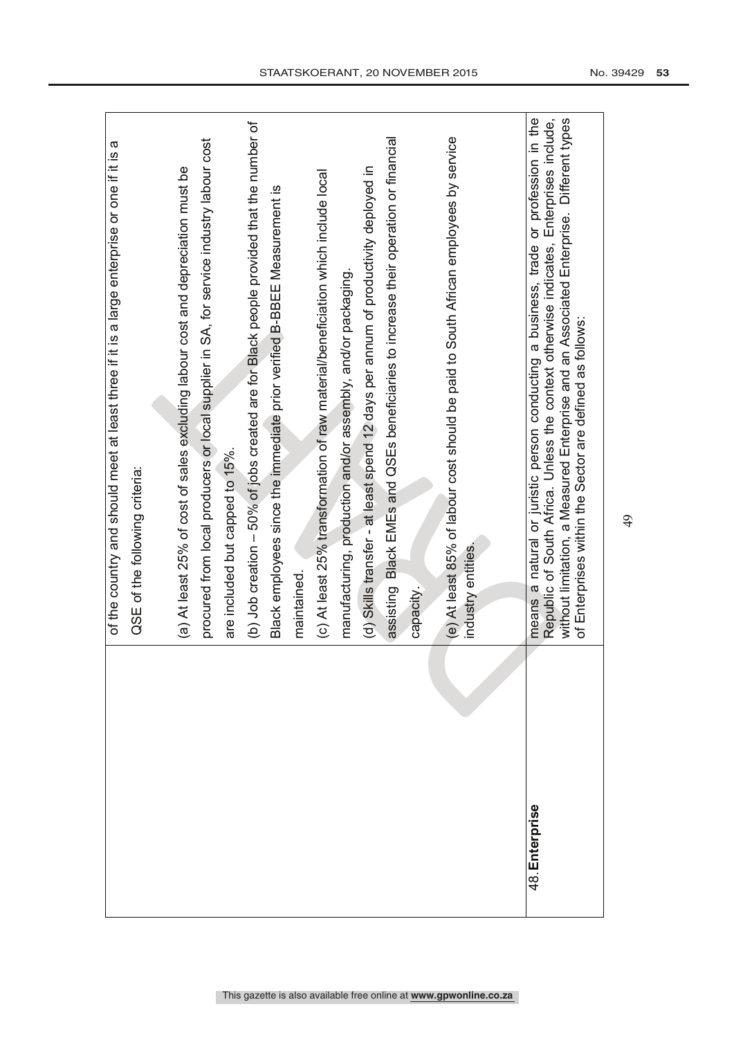| | |
|---|---|
| | of the country and should meet at least three if it is a large enterprise or one if it is a QSE of the following criteria:<br><br>(a) At least 25% of cost of sales excluding labour cost and depreciation must be procured from local producers or local supplier in SA, for service industry labour cost are included but capped to 15%.<br>(b) Job creation – 50% of jobs created are for Black people provided that the number of Black employees since the immediate prior verified B-BBEE Measurement is maintained.<br>(c) At least 25% transformation of raw material/beneficiation which include local manufacturing, production and/or assembly, and/or packaging.<br>(d) Skills transfer - at least spend 12 days per annum of productivity deployed in assisting Black EMEs and QSEs beneficiaries to increase their operation or financial capacity.<br><br>(e) At least 85% of labour cost should be paid to South African employees by service industry entities. |
| 48. **Enterprise** | means a natural or juristic person conducting a business, trade or profession in the Republic of South Africa. Unless the context otherwise indicates, Enterprises include, without limitation, a Measured Enterprise and an Associated Enterprise. Different types of Enterprises within the Sector are defined as follows: |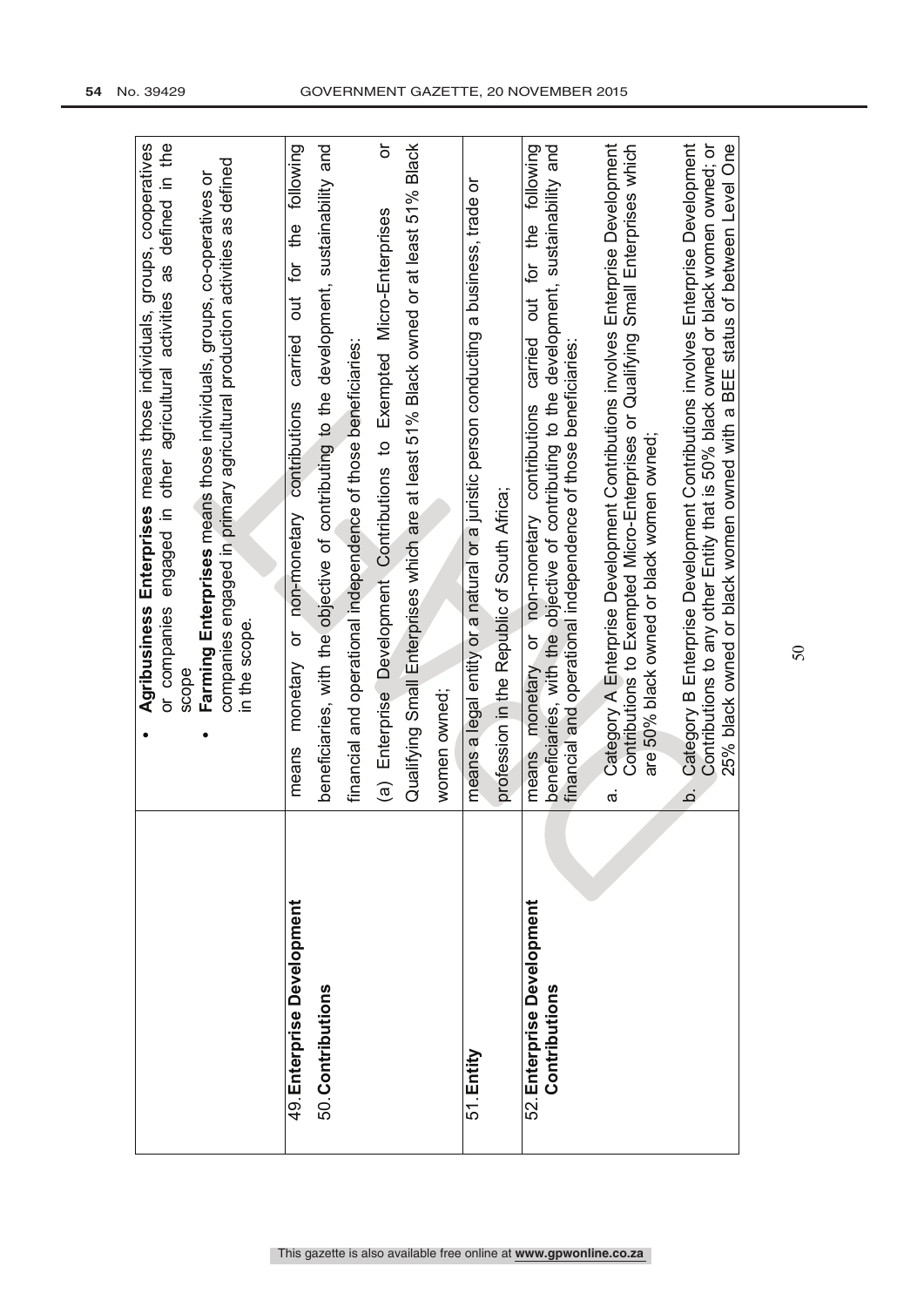| | |
|---|---|
| | • **Agribusiness Enterprises** means those individuals, groups, cooperatives or companies engaged in other agricultural activities as defined in the scope<br>• **Farming Enterprises** means those individuals, groups, co-operatives or companies engaged in primary agricultural production activities as defined in the scope. |
| 49. **Enterprise Development**<br>50. **Contributions** | means monetary or non-monetary contributions carried out for the following beneficiaries, with the objective of contributing to the development, sustainability and financial and operational independence of those beneficiaries:<br>(a) Enterprise Development Contributions to Exempted Micro-Enterprises or Qualifying Small Enterprises which are at least 51% Black owned or at least 51% Black women owned; |
| 51. **Entity** | means a legal entity or a natural or a juristic person conducting a business, trade or profession in the Republic of South Africa; |
| 52. **Enterprise Development Contributions** | means monetary or non-monetary contributions carried out for the following beneficiaries, with the objective of contributing to the development, sustainability and financial and operational independence of those beneficiaries:<br>a. Category A Enterprise Development Contributions involves Enterprise Development Contributions to Exempted Micro-Enterprises or Qualifying Small Enterprises which are 50% black owned or black women owned;<br>b. Category B Enterprise Development Contributions involves Enterprise Development Contributions to any other Entity that is 50% black owned or black women owned; or 25% black owned or black women owned with a BEE status of between Level One |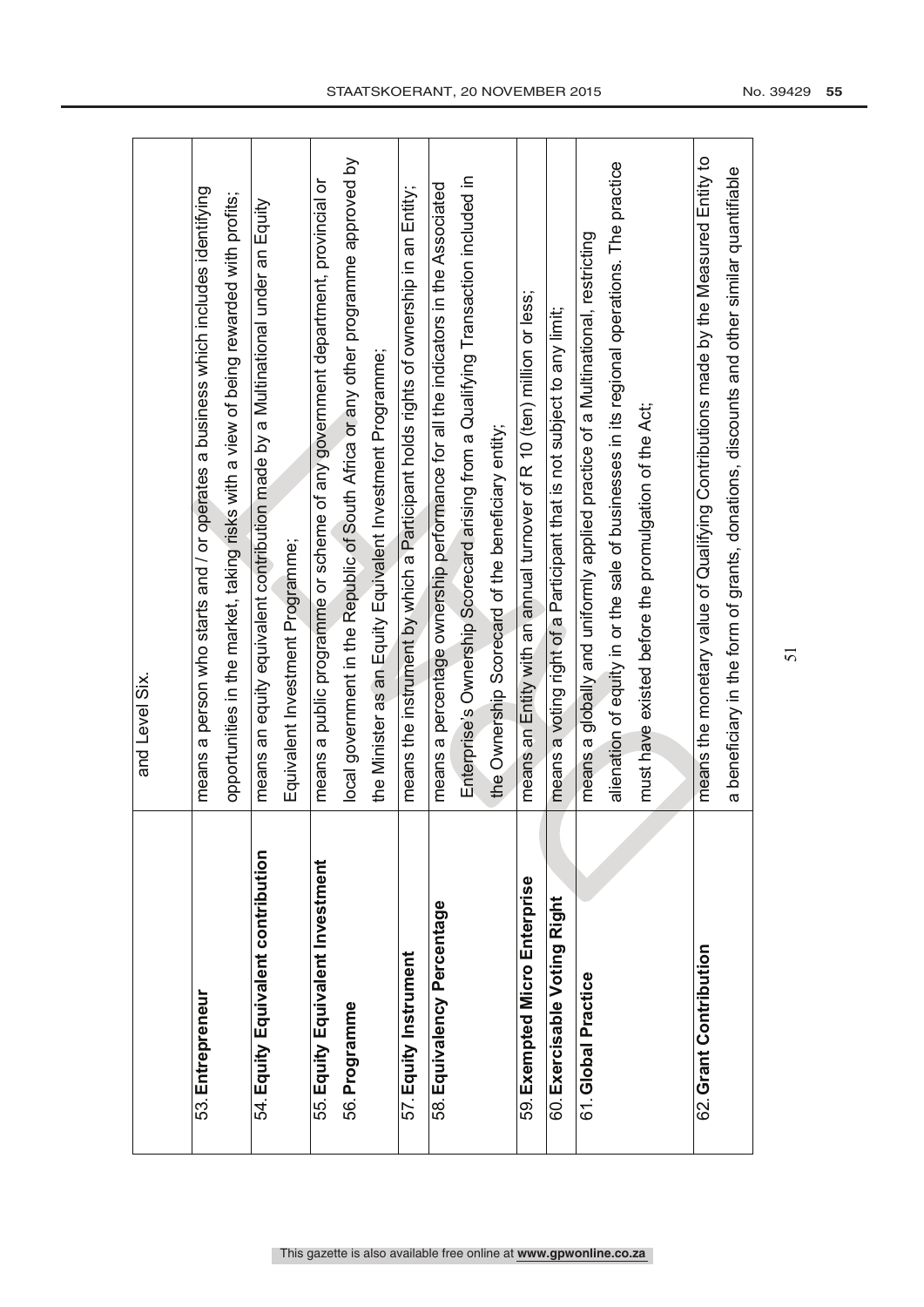| | |
|---|---|
| | and Level Six. |
| 53. **Entrepreneur** | means a person who starts and / or operates a business which includes identifying opportunities in the market, taking risks with a view of being rewarded with profits; |
| 54. **Equity Equivalent contribution** | means an equity equivalent contribution made by a Multinational under an Equity Equivalent Investment Programme; |
| 55. **Equity Equivalent Investment** 56. **Programme** | means a public programme or scheme of any government department, provincial or local government in the Republic of South Africa or any other programme approved by the Minister as an Equity Equivalent Investment Programme; |
| 57. **Equity Instrument** | means the instrument by which a Participant holds rights of ownership in an Entity; |
| 58. **Equivalency Percentage** | means a percentage ownership performance for all the indicators in the Associated Enterprise's Ownership Scorecard arising from a Qualifying Transaction included in the Ownership Scorecard of the beneficiary entity; |
| 59. **Exempted Micro Enterprise** | means an Entity with an annual turnover of R 10 (ten) million or less; |
| 60. **Exercisable Voting Right** | means a voting right of a Participant that is not subject to any limit; |
| 61. **Global Practice** | means a globally and uniformly applied practice of a Multinational, restricting alienation of equity in or the sale of businesses in its regional operations. The practice must have existed before the promulgation of the Act; |
| 62. **Grant Contribution** | means the monetary value of Qualifying Contributions made by the Measured Entity to a beneficiary in the form of grants, donations, discounts and other similar quantifiable |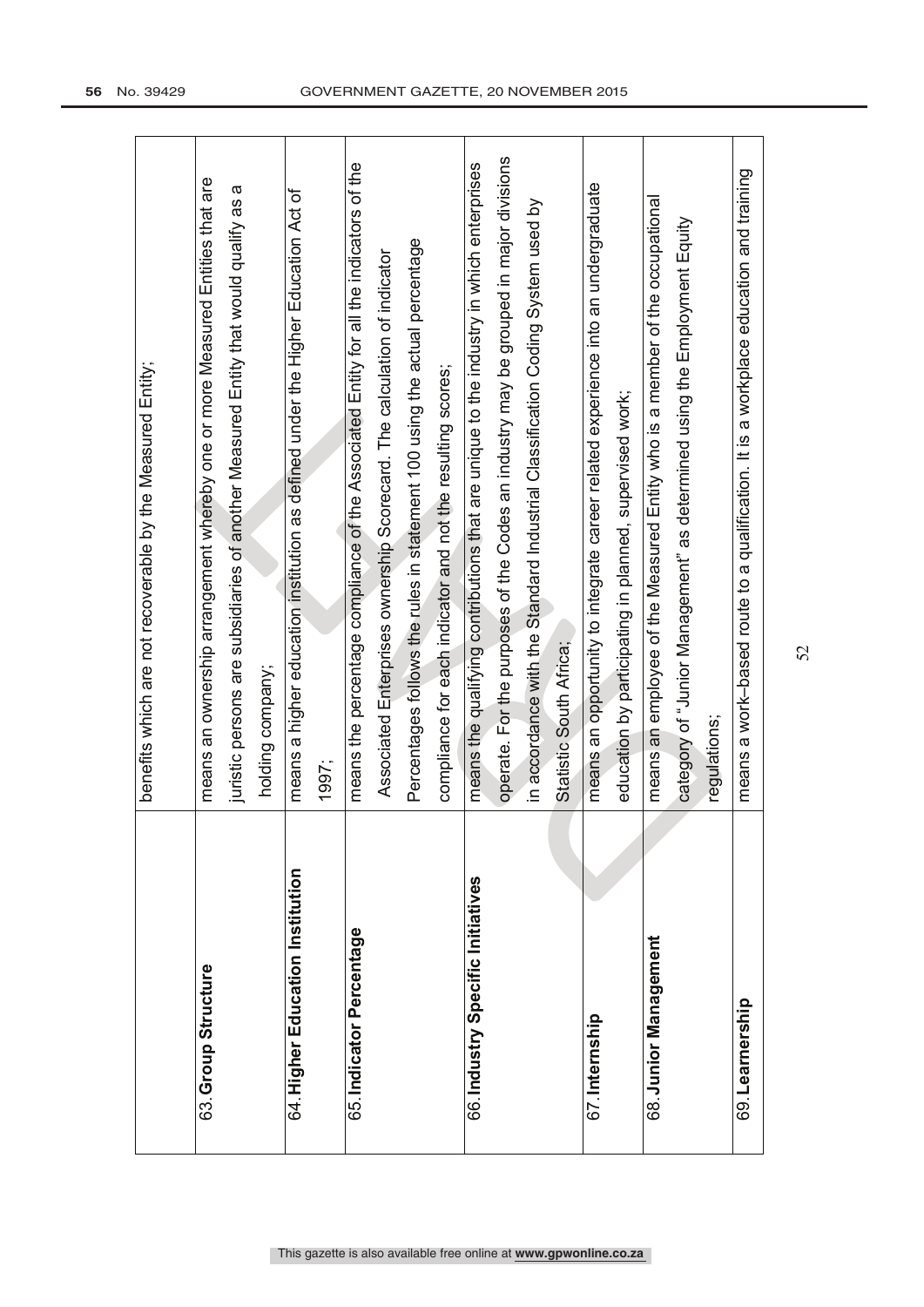| | |
|---|---|
| | benefits which are not recoverable by the Measured Entity; |
| 63. **Group Structure** | means an ownership arrangement whereby one or more Measured Entities that are juristic persons are subsidiaries of another Measured Entity that would qualify as a holding company; |
| 64. **Higher Education Institution** | means a higher education institution as defined under the Higher Education Act of 1997; |
| 65. **Indicator Percentage** | means the percentage compliance of the Associated Entity for all the indicators of the Associated Enterprises ownership Scorecard. The calculation of indicator Percentages follows the rules in statement 100 using the actual percentage compliance for each indicator and not the resulting scores; |
| 66. **Industry Specific Initiatives** | means the qualifying contributions that are unique to the industry in which enterprises operate. For the purposes of the Codes an industry may be grouped in major divisions in accordance with the Standard Industrial Classification Coding System used by Statistic South Africa; |
| 67. **Internship** | means an opportunity to integrate career related experience into an undergraduate education by participating in planned, supervised work; |
| 68. **Junior Management** | means an employee of the Measured Entity who is a member of the occupational category of "Junior Management" as determined using the Employment Equity regulations; |
| 69. **Learnership** | means a work–based route to a qualification. It is a workplace education and training |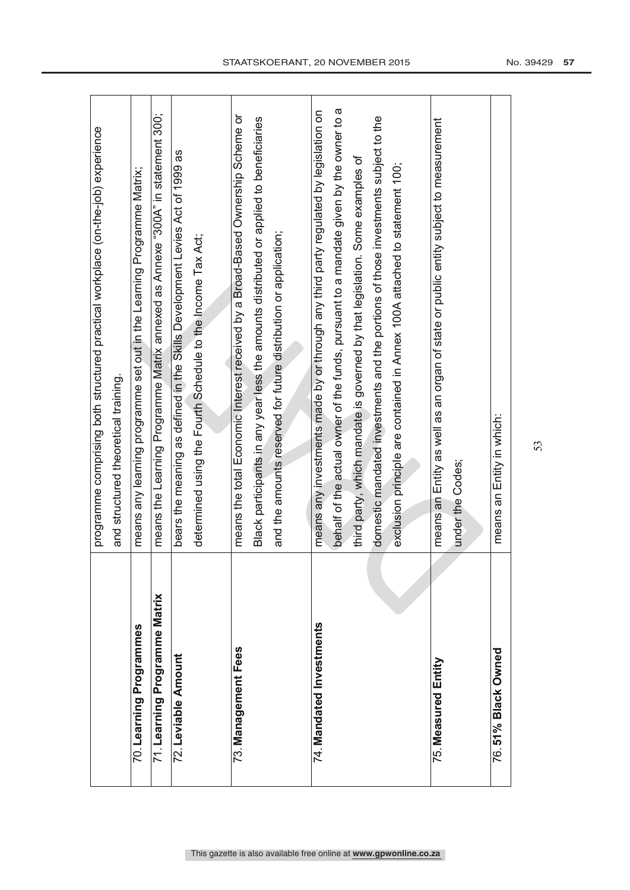| | |
|---|---|
| | programme comprising both structured practical workplace (on-the-job) experience and structured theoretical training. |
| 70. **Learning Programmes** | means any learning programme set out in the Learning Programme Matrix; |
| 71. **Learning Programme Matrix** | means the Learning Programme Matrix annexed as Annexe "300A" in statement 300; |
| 72. **Leviable Amount** | bears the meaning as defined in the Skills Development Levies Act of 1999 as determined using the Fourth Schedule to the Income Tax Act; |
| 73. **Management Fees** | means the total Economic Interest received by a Broad-Based Ownership Scheme or Black participants in any year less the amounts distributed or applied to beneficiaries and the amounts reserved for future distribution or application; |
| 74. **Mandated Investments** | means any investments made by or through any third party regulated by legislation on behalf of the actual owner of the funds, pursuant to a mandate given by the owner to a third party, which mandate is governed by that legislation. Some examples of domestic mandated investments and the portions of those investments subject to the exclusion principle are contained in Annex 100A attached to statement 100; |
| 75. **Measured Entity** | means an Entity as well as an organ of state or public entity subject to measurement under the Codes; |
| 76. **51% Black Owned** | means an Entity in which: |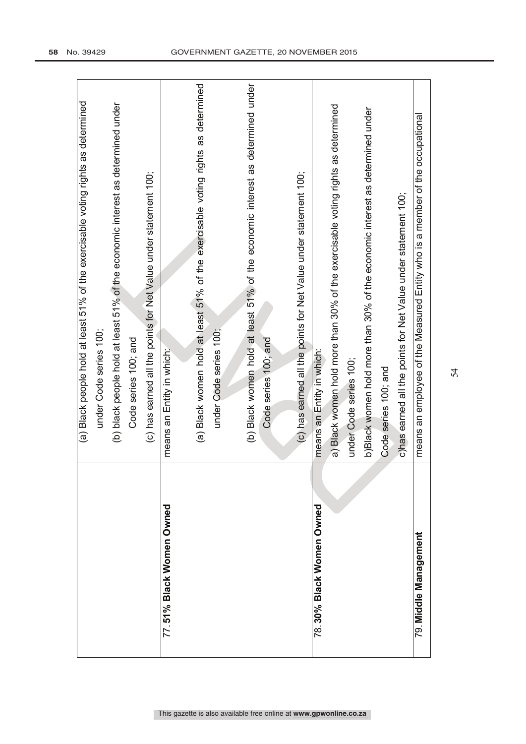| | |
|---|---|
| | (a) Black people hold at least 51% of the exercisable voting rights as determined under Code series 100;<br>(b) black people hold at least 51% of the economic interest as determined under Code series 100; and<br>(c) has earned all the points for Net Value under statement 100; |
| 77. **51% Black Women Owned** | means an Entity in which:<br>(a) Black women hold at least 51% of the exercisable voting rights as determined under Code series 100;<br>(b) Black women hold at least 51% of the economic interest as determined under Code series 100; and<br>(c) has earned all the points for Net Value under statement 100; |
| 78. **30% Black Women Owned** | means an Entity in which:<br>a) Black women hold more than 30% of the exercisable voting rights as determined under Code series 100;<br>b)Black women hold more than 30% of the economic interest as determined under Code series 100; and<br>c)has earned all the points for Net Value under statement 100; |
| 79. **Middle Management** | means an employee of the Measured Entity who is a member of the occupational |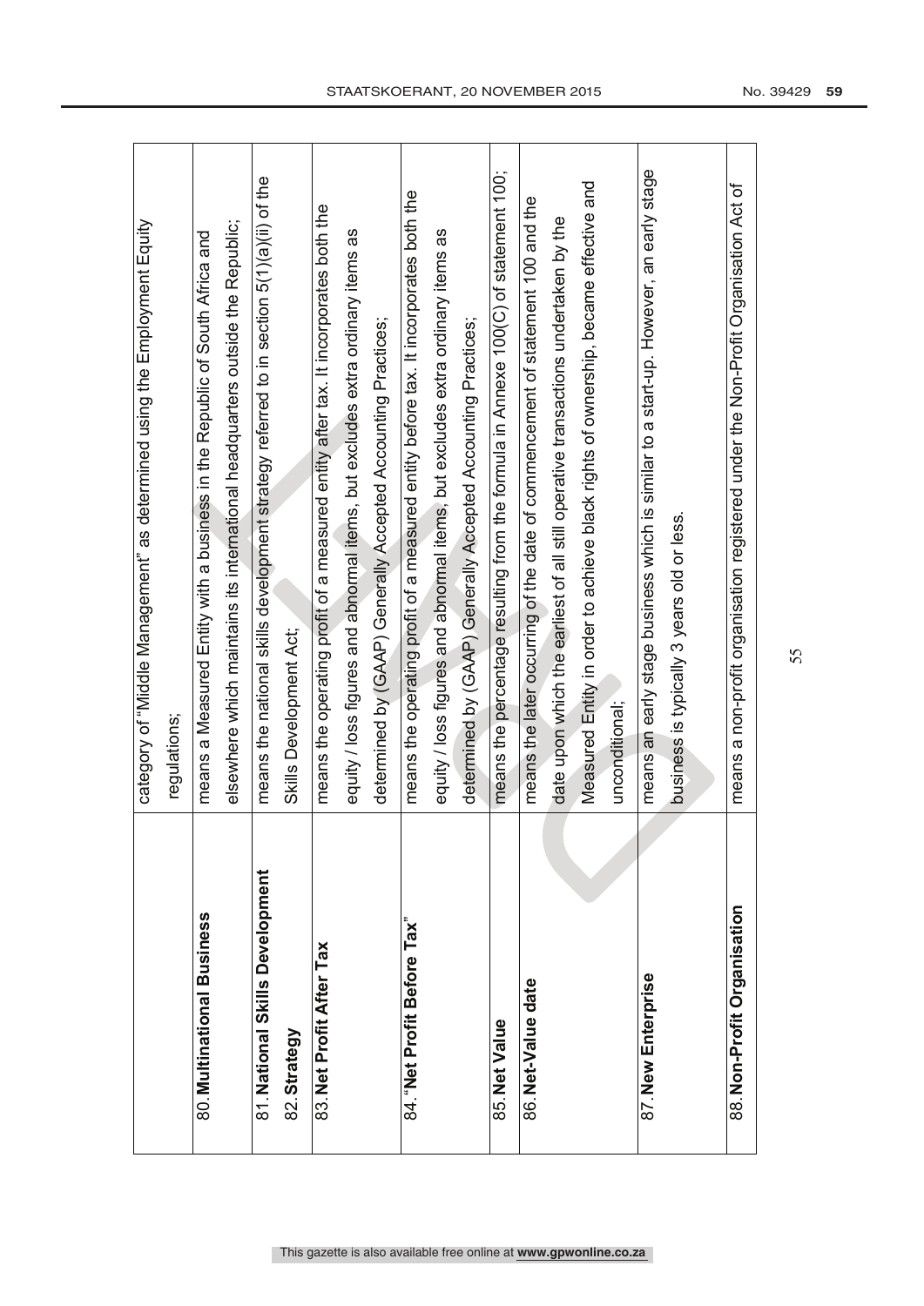| | |
|---|---|
| | category of "Middle Management" as determined using the Employment Equity regulations; |
| 80. **Multinational Business** | means a Measured Entity with a business in the Republic of South Africa and elsewhere which maintains its international headquarters outside the Republic; |
| 81. **National Skills Development** 82. **Strategy** | means the national skills development strategy referred to in section 5(1)(a)(ii) of the Skills Development Act; |
| 83. **Net Profit After Tax** | means the operating profit of a measured entity after tax. It incorporates both the equity / loss figures and abnormal items, but excludes extra ordinary items as determined by (GAAP) Generally Accepted Accounting Practices; |
| 84. "**Net Profit Before Tax**" | means the operating profit of a measured entity before tax. It incorporates both the equity / loss figures and abnormal items, but excludes extra ordinary items as determined by (GAAP) Generally Accepted Accounting Practices; |
| 85. **Net Value** | means the percentage resulting from the formula in Annexe 100(C) of statement 100; |
| 86. **Net-Value date** | means the later occurring of the date of commencement of statement 100 and the date upon which the earliest of all still operative transactions undertaken by the Measured Entity in order to achieve black rights of ownership, became effective and unconditional; |
| 87. **New Enterprise** | means an early stage business which is similar to a start-up. However, an early stage business is typically 3 years old or less. |
| 88. **Non-Profit Organisation** | means a non-profit organisation registered under the Non-Profit Organisation Act of |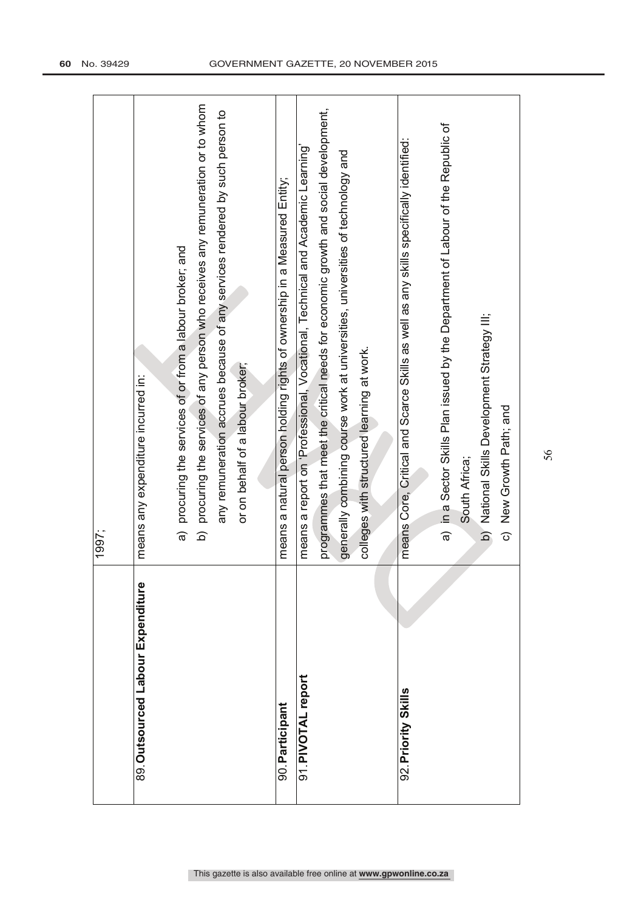| | |
|---|---|
| | 1997; |
| 89. **Outsourced Labour Expenditure** | means any expenditure incurred in:<br><br>a) procuring the services of or from a labour broker; and<br>b) procuring the services of any person who receives any remuneration or to whom any remuneration accrues because of any services rendered by such person to or on behalf of a labour broker; |
| 90. **Participant** | means a natural person holding rights of ownership in a Measured Entity; |
| 91. **PIVOTAL report** | means a report on 'Professional, Vocational, Technical and Academic Learning' programmes that meet the critical needs for economic growth and social development, generally combining course work at universities, universities of technology and colleges with structured learning at work. |
| 92. **Priority Skills** | means Core, Critical and Scarce Skills as well as any skills specifically identified:<br><br>a) in a Sector Skills Plan issued by the Department of Labour of the Republic of South Africa;<br>b) National Skills Development Strategy III;<br>c) New Growth Path; and |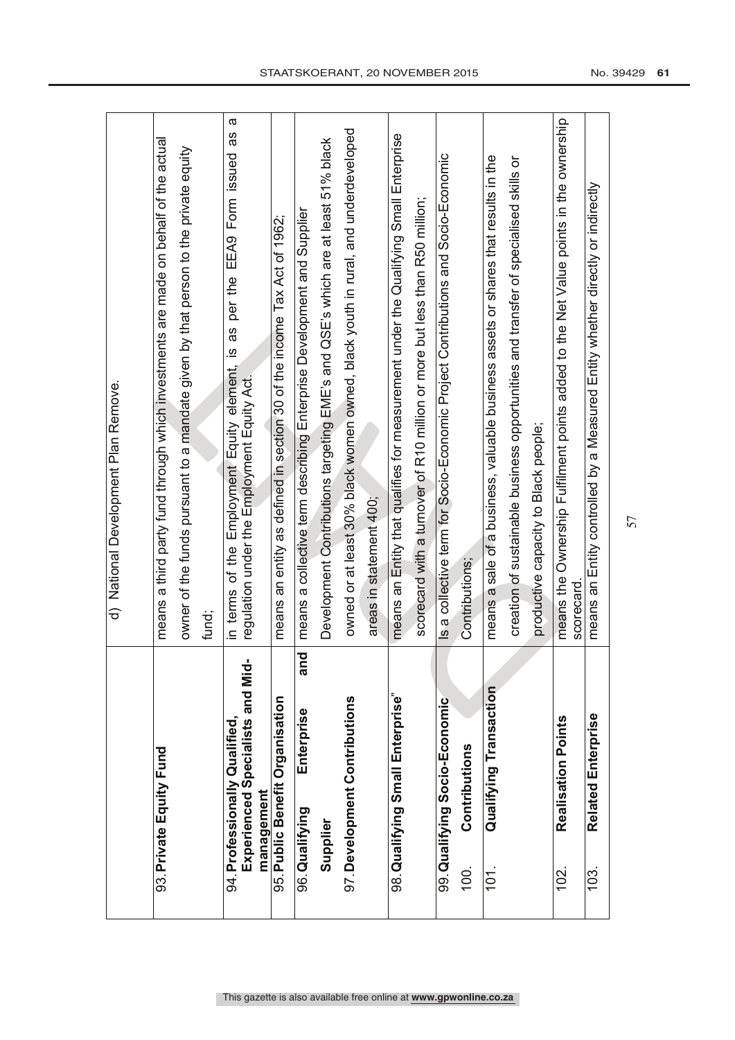| | d) National Development Plan Remove. |
|---|---|
| 93. **Private Equity Fund** | means a third party fund through which investments are made on behalf of the actual owner of the funds pursuant to a mandate given by that person to the private equity fund; |
| 94. **Professionally Qualified, Experienced Specialists and Mid-management** | in terms of the Employment Equity element, is as per the EEA9 Form issued as a regulation under the Employment Equity Act. |
| 95. **Public Benefit Organisation** | means an entity as defined in section 30 of the income Tax Act of 1962; |
| 96. **Qualifying Enterprise and Supplier** 97. **Development Contributions** | means a collective term describing Enterprise Development and Supplier Development Contributions targeting EME's and QSE's which are at least 51% black owned or at least 30% black women owned, black youth in rural, and underdeveloped areas in statement 400; |
| 98. **Qualifying Small Enterprise"** | means an Entity that qualifies for measurement under the Qualifying Small Enterprise scorecard with a turnover of R10 million or more but less than R50 million; |
| 99. **Qualifying Socio-Economic** 100. **Contributions** | Is a collective term for Socio-Economic Project Contributions and Socio-Economic Contributions; |
| 101. **Qualifying Transaction** | means a sale of a business, valuable business assets or shares that results in the creation of sustainable business opportunities and transfer of specialised skills or productive capacity to Black people; |
| 102. **Realisation Points** | means the Ownership Fulfilment points added to the Net Value points in the ownership scorecard. |
| 103. **Related Enterprise** | means an Entity controlled by a Measured Entity whether directly or indirectly |

57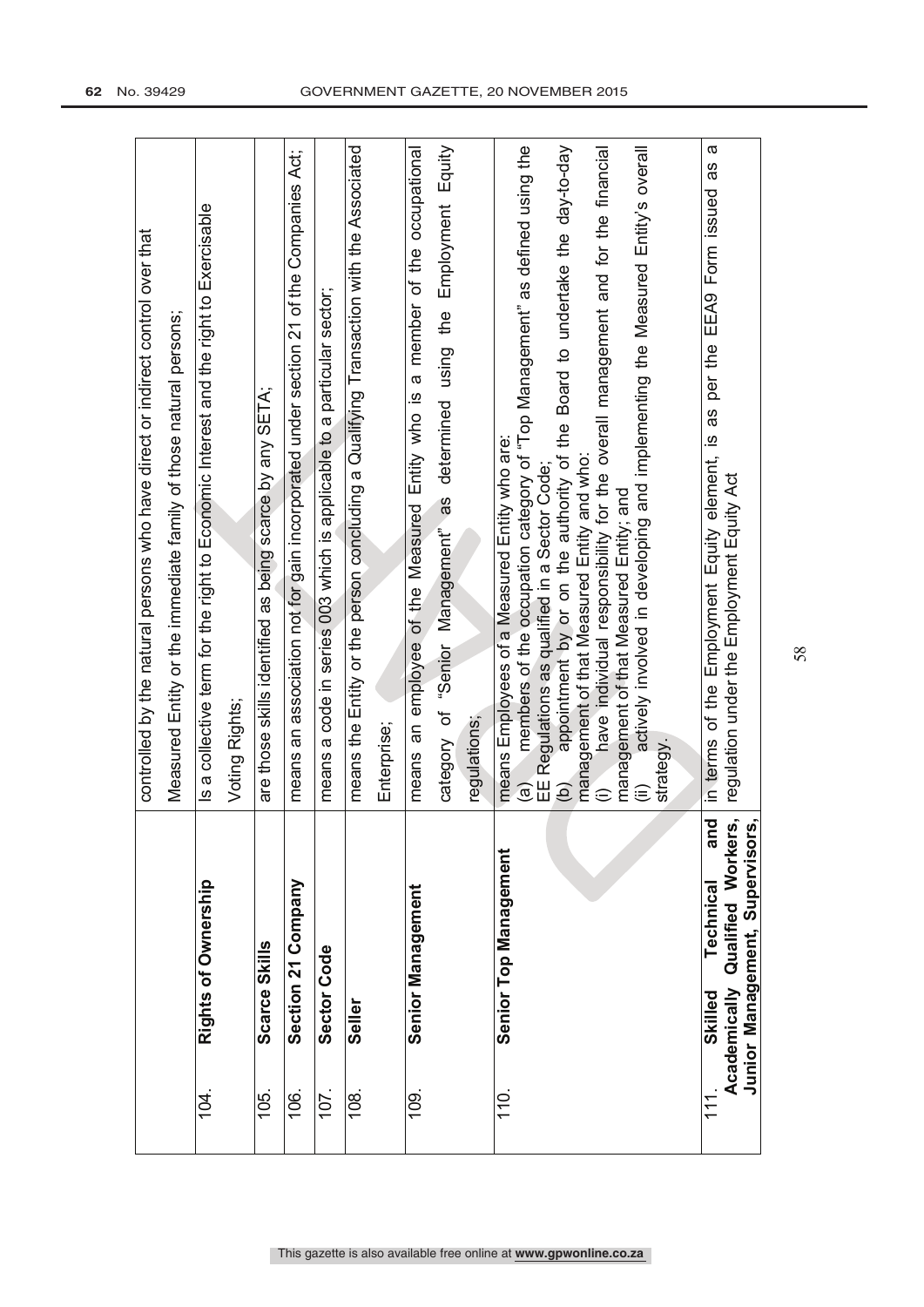| | | |
|---|---|---|
| | | controlled by the natural persons who have direct or indirect control over that Measured Entity or the immediate family of those natural persons; |
| 104. | **Rights of Ownership** | Is a collective term for the right to Economic Interest and the right to Exercisable Voting Rights; |
| 105. | **Scarce Skills** | are those skills identified as being scarce by any SETA; |
| 106. | **Section 21 Company** | means an association not for gain incorporated under section 21 of the Companies Act; |
| 107. | **Sector Code** | means a code in series 003 which is applicable to a particular sector; |
| 108. | **Seller** | means the Entity or the person concluding a Qualifying Transaction with the Associated Enterprise; |
| 109. | **Senior Management** | means an employee of the Measured Entity who is a member of the occupational category of "Senior Management" as determined using the Employment Equity regulations; |
| 110. | **Senior Top Management** | means Employees of a Measured Entity who are:<br>(a) members of the occupation category of "Top Management" as defined using the EE Regulations as qualified in a Sector Code;<br>(b) appointment by or on the authority of the Board to undertake the day-to-day management of that Measured Entity and who:<br>(i) have individual responsibility for the overall management and for the financial management of that Measured Entity; and<br>(ii) actively involved in developing and implementing the Measured Entity's overall strategy. |
| 111. | **Skilled Technical and Academically Qualified Workers, Junior Management, Supervisors,** | in terms of the Employment Equity element, is as per the EEA9 Form issued as a regulation under the Employment Equity Act |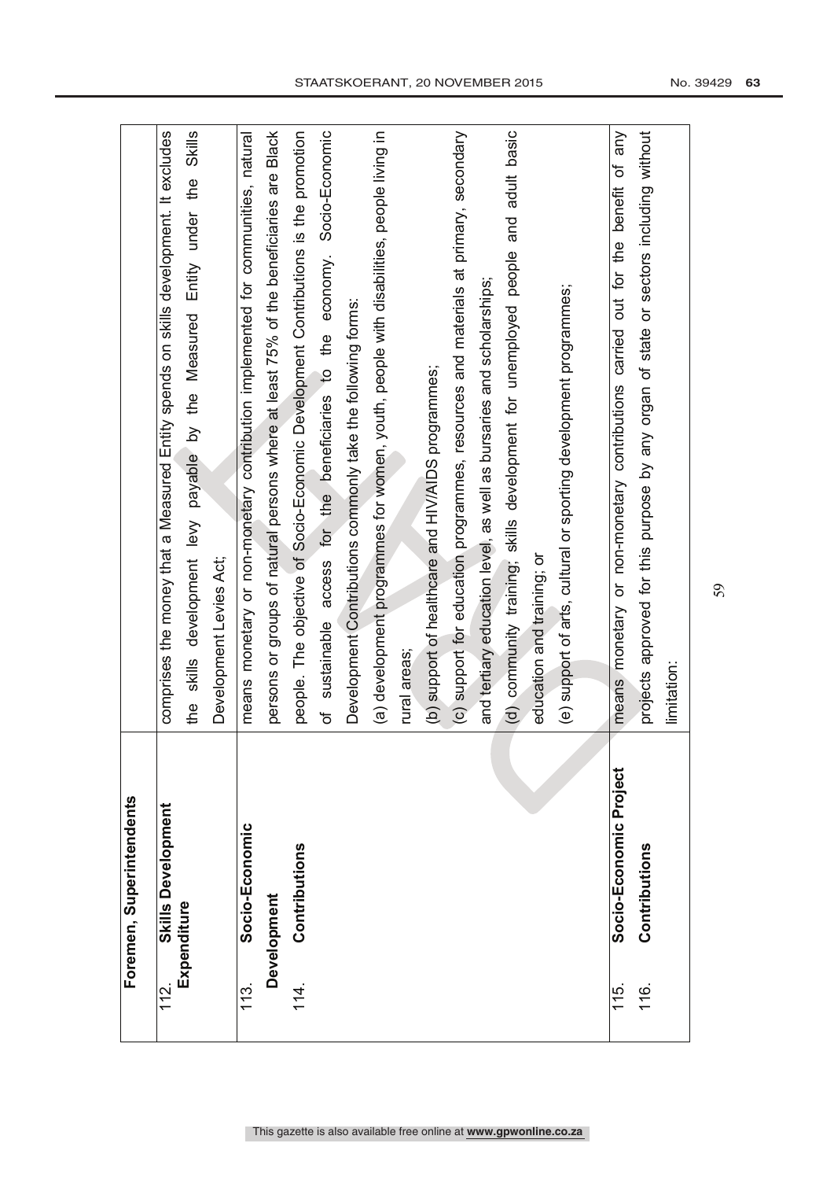| Foremen, Superintendents | |
|---|---|
| 112. **Skills Development Expenditure** | comprises the money that a Measured Entity spends on skills development. It excludes the skills development levy payable by the Measured Entity under the Skills Development Levies Act; |
| 113. **Socio-Economic Development** 114. **Contributions** | means monetary or non-monetary contribution implemented for communities, natural persons or groups of natural persons where at least 75% of the beneficiaries are Black people. The objective of Socio-Economic Development Contributions is the promotion of sustainable access for the beneficiaries to the economy. Socio-Economic Development Contributions commonly take the following forms:<br>(a) development programmes for women, youth, people with disabilities, people living in rural areas;<br>(b) support of healthcare and HIV/AIDS programmes;<br>(c) support for education programmes, resources and materials at primary, secondary and tertiary education level, as well as bursaries and scholarships;<br>(d) community training; skills development for unemployed people and adult basic education and training; or<br>(e) support of arts, cultural or sporting development programmes; |
| 115. **Socio-Economic Project** 116. **Contributions** | means monetary or non-monetary contributions carried out for the benefit of any projects approved for this purpose by any organ of state or sectors including without limitation: |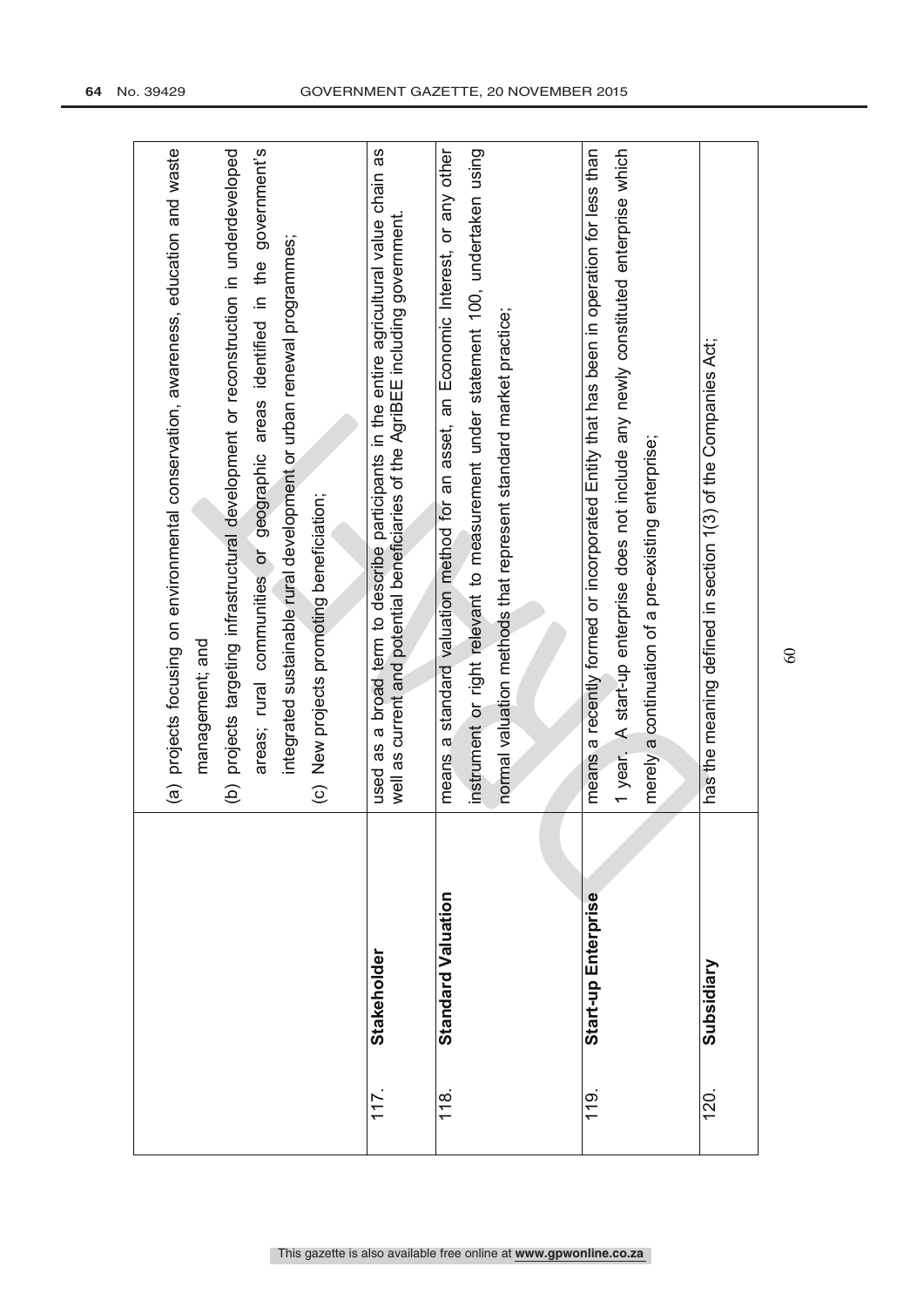| | | |
|---|---|---|
| | | (a) projects focusing on environmental conservation, awareness, education and waste management; and<br>(b) projects targeting infrastructural development or reconstruction in underdeveloped areas; rural communities or geographic areas identified in the government's integrated sustainable rural development or urban renewal programmes;<br>(c) New projects promoting beneficiation; |
| 117. | **Stakeholder** | used as a broad term to describe participants in the entire agricultural value chain as well as current and potential beneficiaries of the AgriBEE including government. |
| 118. | **Standard Valuation** | means a standard valuation method for an asset, an Economic Interest, or any other instrument or right relevant to measurement under statement 100, undertaken using normal valuation methods that represent standard market practice; |
| 119. | **Start-up Enterprise** | means a recently formed or incorporated Entity that has been in operation for less than 1 year. A start-up enterprise does not include any newly constituted enterprise which merely a continuation of a pre-existing enterprise; |
| 120. | **Subsidiary** | has the meaning defined in section 1(3) of the Companies Act; |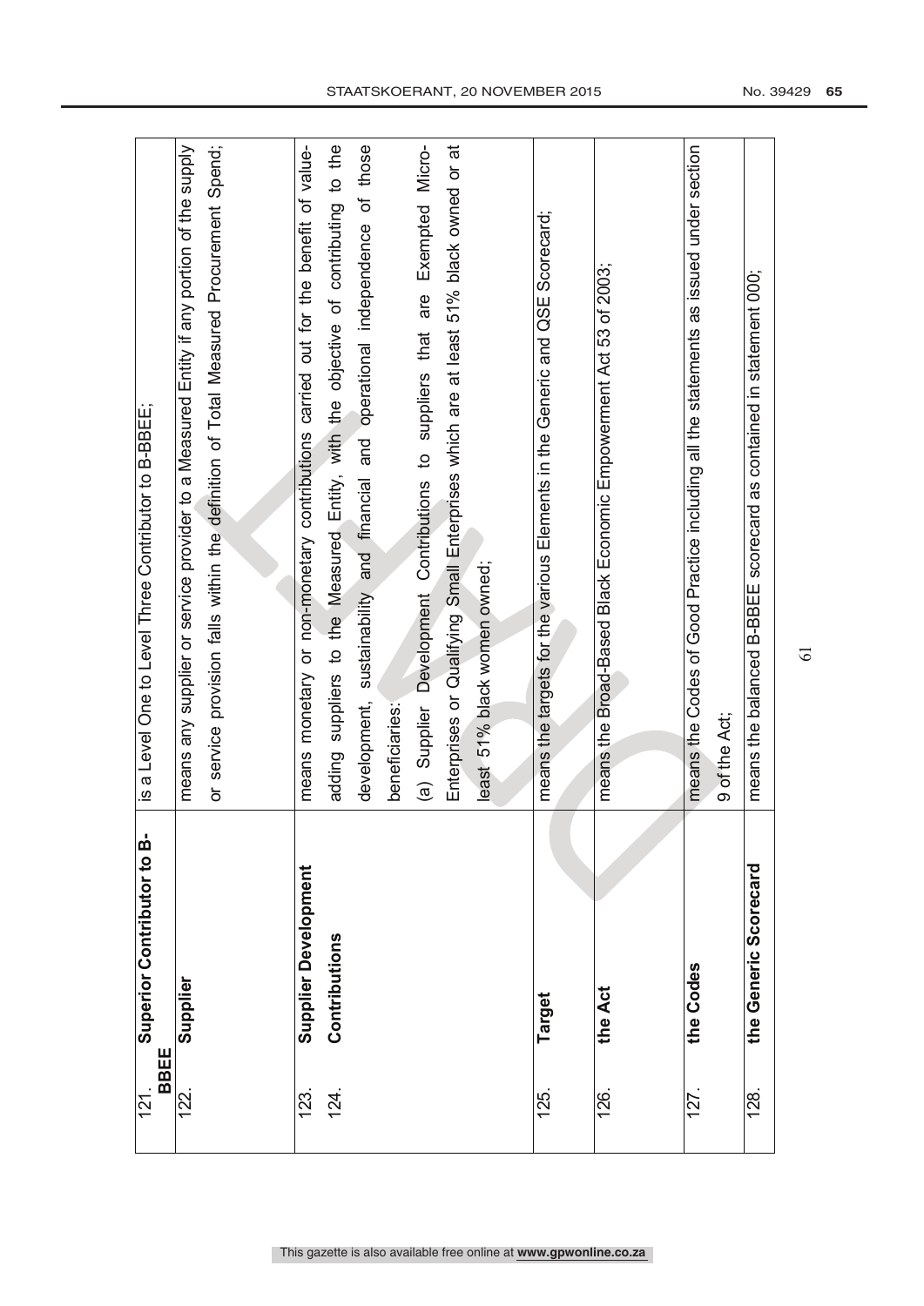| | | |
|---|---|---|
| 121. | **Superior Contributor to B-BBEE** | is a Level One to Level Three Contributor to B-BBEE; |
| 122. | **Supplier** | means any supplier or service provider to a Measured Entity if any portion of the supply or service provision falls within the definition of Total Measured Procurement Spend; |
| 123. | **Supplier Development** | |
| 124. | **Contributions** | means monetary or non-monetary contributions carried out for the benefit of value-adding suppliers to the Measured Entity, with the objective of contributing to the development, sustainability and financial and operational independence of those beneficiaries: (a) Supplier Development Contributions to suppliers that are Exempted Micro-Enterprises or Qualifying Small Enterprises which are at least 51% black owned or at least 51% black women owned; |
| 125. | **Target** | means the targets for the various Elements in the Generic and QSE Scorecard; |
| 126. | **the Act** | means the Broad-Based Black Economic Empowerment Act 53 of 2003; |
| 127. | **the Codes** | means the Codes of Good Practice including all the statements as issued under section 9 of the Act; |
| 128. | **the Generic Scorecard** | means the balanced B-BBEE scorecard as contained in statement 000; |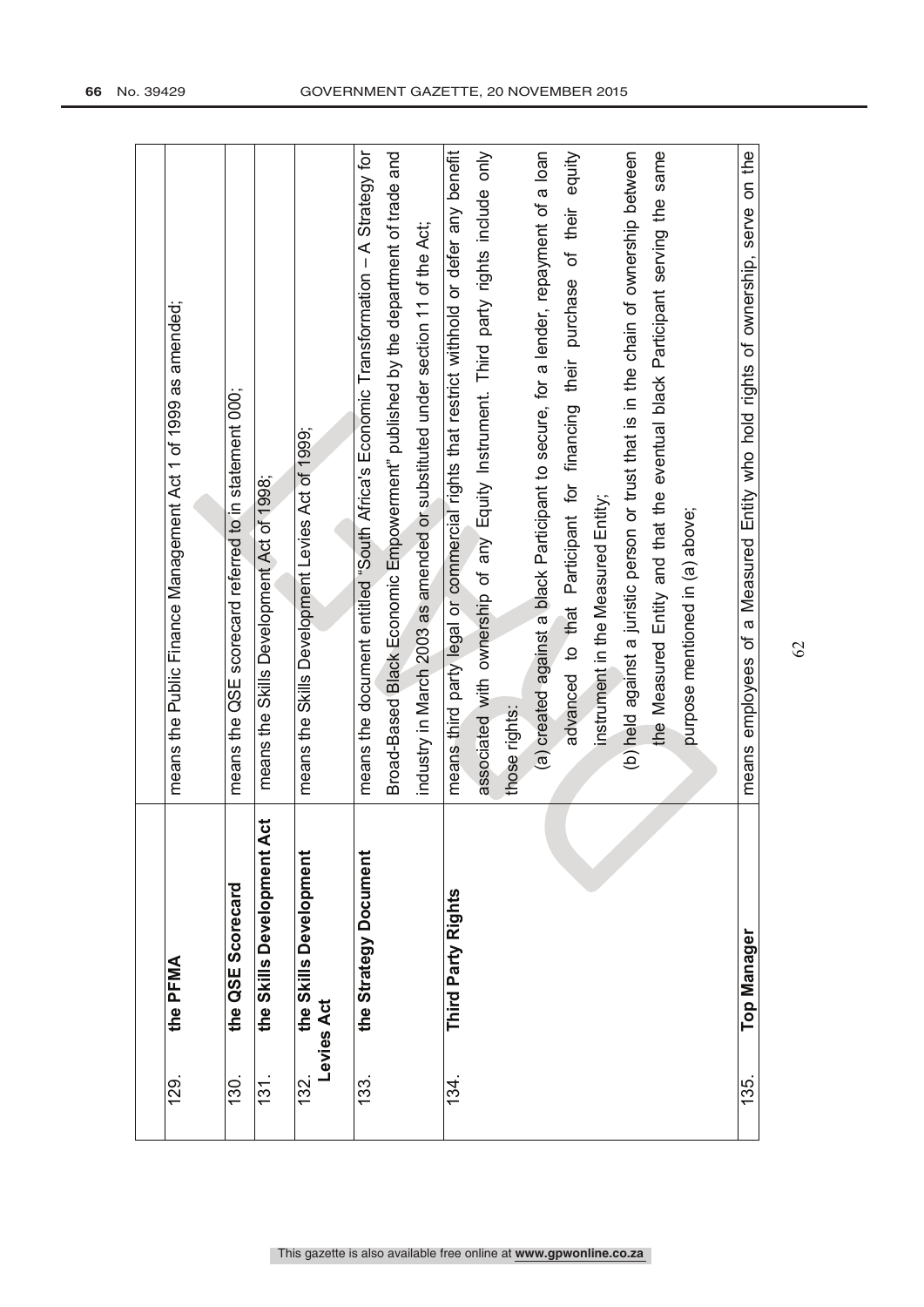| | | |
|---|---|---|
| 129. | **the PFMA** | means the Public Finance Management Act 1 of 1999 as amended; |
| 130. | **the QSE Scorecard** | means the QSE scorecard referred to in statement 000; |
| 131. | **the Skills Development Act** | means the Skills Development Act of 1998; |
| 132. | **the Skills Development Levies Act** | means the Skills Development Levies Act of 1999; |
| 133. | **the Strategy Document** | means the document entitled "South Africa's Economic Transformation – A Strategy for Broad-Based Black Economic Empowerment" published by the department of trade and industry in March 2003 as amended or substituted under section 11 of the Act; |
| 134. | **Third Party Rights** | means third party legal or commercial rights that restrict withhold or defer any benefit associated with ownership of any Equity Instrument. Third party rights include only those rights: (a) created against a black Participant to secure, for a lender, repayment of a loan advanced to that Participant for financing their purchase of their equity instrument in the Measured Entity; (b) held against a juristic person or trust that is in the chain of ownership between the Measured Entity and that the eventual black Participant serving the same purpose mentioned in (a) above; |
| 135. | **Top Manager** | means employees of a Measured Entity who hold rights of ownership, serve on the |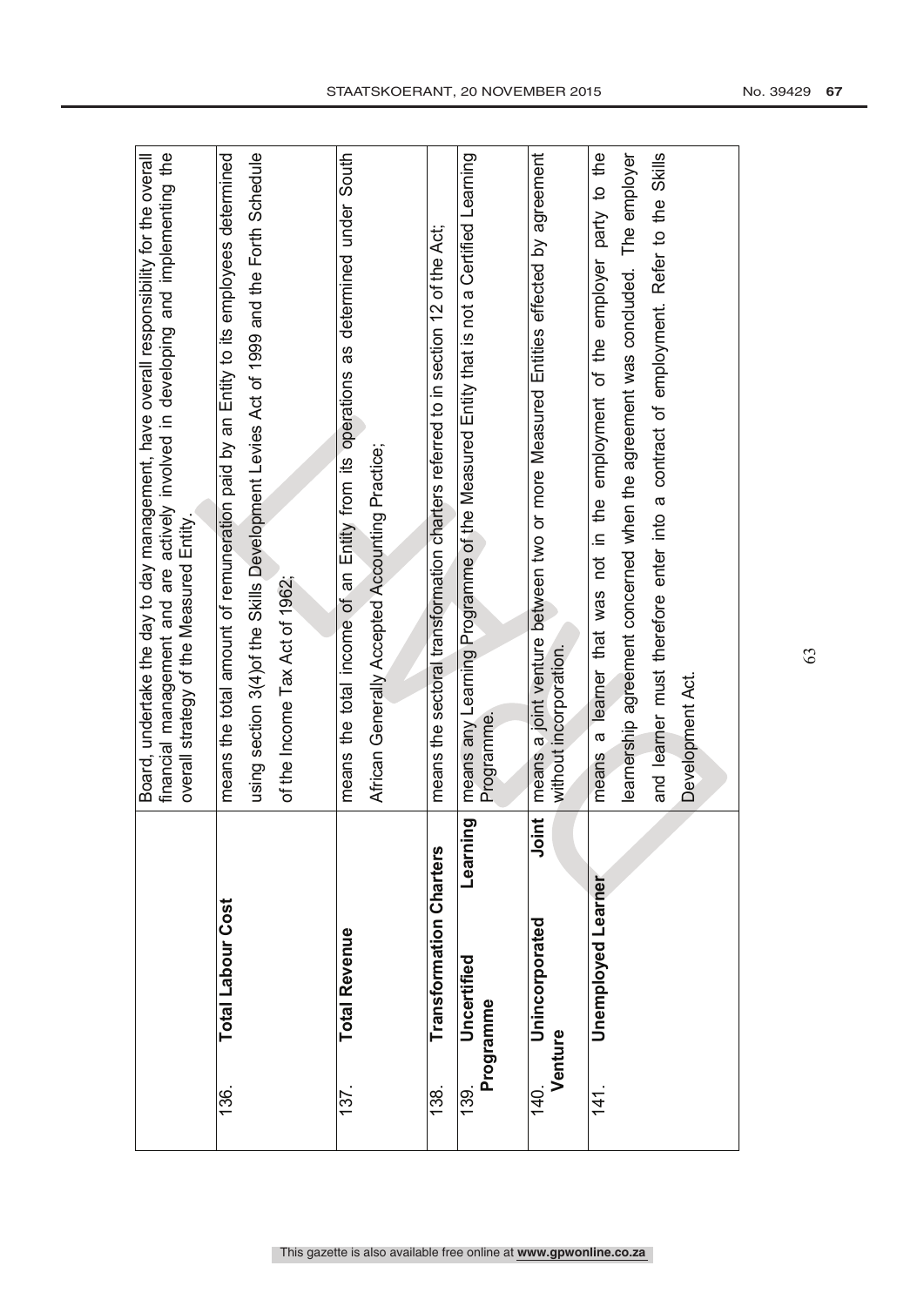| | | |
|---|---|---|
| | | Board, undertake the day to day management, have overall responsibility for the overall financial management and are actively involved in developing and implementing the overall strategy of the Measured Entity. |
| 136. | **Total Labour Cost** | means the total amount of remuneration paid by an Entity to its employees determined using section 3(4)of the Skills Development Levies Act of 1999 and the Forth Schedule of the Income Tax Act of 1962; |
| 137. | **Total Revenue** | means the total income of an Entity from its operations as determined under South African Generally Accepted Accounting Practice; |
| 138. | **Transformation Charters** | means the sectoral transformation charters referred to in section 12 of the Act; |
| 139. | **Uncertified Learning Programme** | means any Learning Programme of the Measured Entity that is not a Certified Learning Programme. |
| 140. | **Unincorporated Joint Venture** | means a joint venture between two or more Measured Entities effected by agreement without incorporation. |
| 141. | **Unemployed Learner** | means a learner that was not in the employment of the employer party to the learnership agreement concerned when the agreement was concluded. The employer and learner must therefore enter into a contract of employment. Refer to the Skills Development Act. |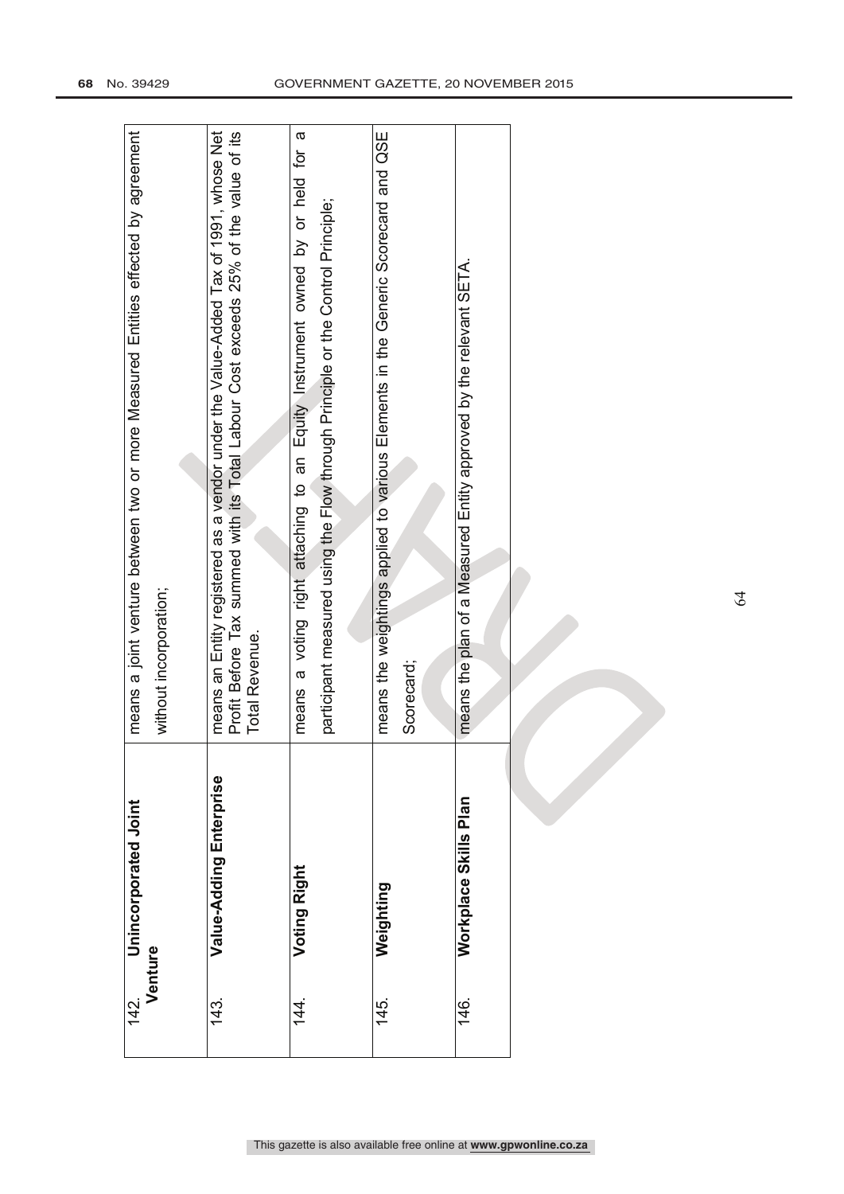| | | |
|---|---|---|
| 142. | **Unincorporated Joint Venture** | means a joint venture between two or more Measured Entities effected by agreement without incorporation; |
| 143. | **Value-Adding Enterprise** | means an Entity registered as a vendor under the Value-Added Tax of 1991, whose Net Profit Before Tax summed with its Total Labour Cost exceeds 25% of the value of its Total Revenue. |
| 144. | **Voting Right** | means a voting right attaching to an Equity Instrument owned by or held for a participant measured using the Flow through Principle or the Control Principle; |
| 145. | **Weighting** | means the weightings applied to various Elements in the Generic Scorecard and QSE Scorecard; |
| 146. | **Workplace Skills Plan** | means the plan of a Measured Entity approved by the relevant SETA. |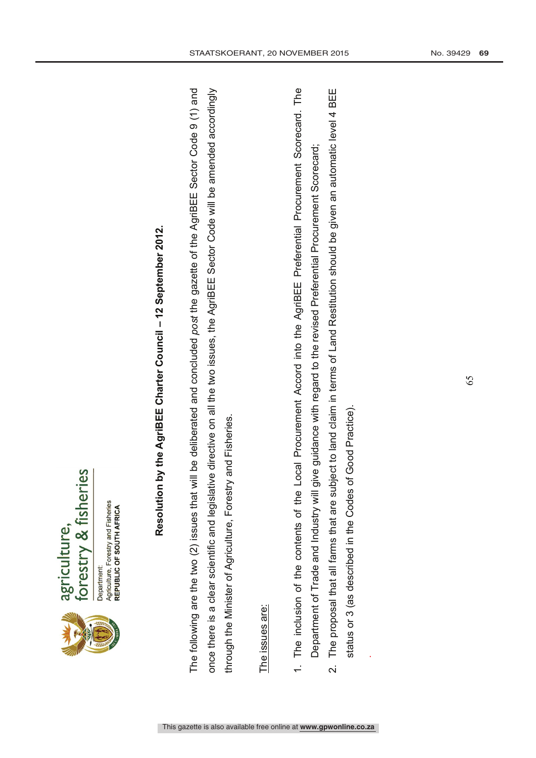agriculture, forestry & fisheries

Department:
Agriculture, Forestry and Fisheries
**REPUBLIC OF SOUTH AFRICA**

**Resolution by the AgriBEE Charter Council – 12 September 2012.**

The following are the two (2) issues that will be deliberated and concluded *post* the gazette of the AgriBEE Sector Code 9 (1) and once there is a clear scientific and legislative directive on all the two issues, the AgriBEE Sector Code will be amended accordingly through the Minister of Agriculture, Forestry and Fisheries.

The issues are:

1. The inclusion of the contents of the Local Procurement Accord into the AgriBEE Preferential Procurement Scorecard. The Department of Trade and Industry will give guidance with regard to the revised Preferential Procurement Scorecard;
2. The proposal that all farms that are subject to land claim in terms of Land Restitution should be given an automatic level 4 BEE status or 3 (as described in the Codes of Good Practice).